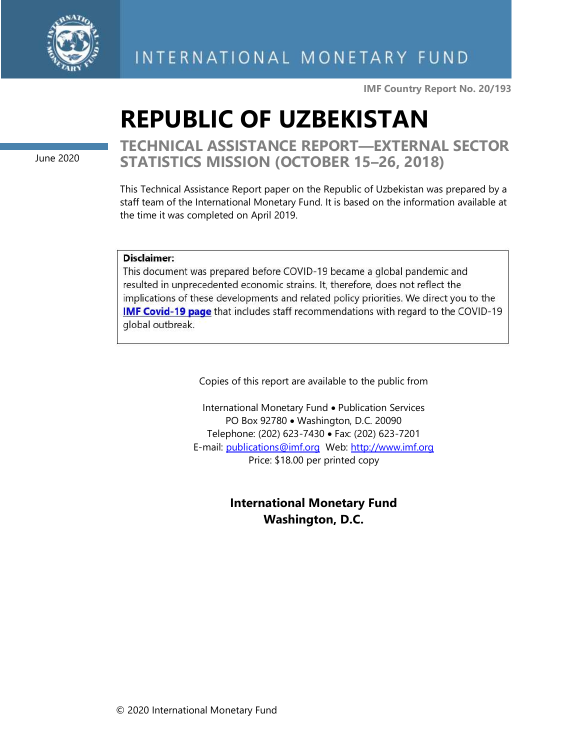INTERNATIONAL MONETARY FUND

IMF Country Report No. 20/193

# REPUBLIC OF UZBEKISTAN

June 2020

## TECHNICAL ASSISTANCE REPORT—EXTERNAL SECTOR STATISTICS MISSION (OCTOBER 15–26, 2018)

This Technical Assistance Report paper on the Republic of Uzbekistan was prepared by a staff team of the International Monetary Fund. It is based on the information available at the time it was completed on April 2019.

**Disclaimer:**
This document was prepared before COVID-19 became a global pandemic and resulted in unprecedented economic strains. It, therefore, does not reflect the implications of these developments and related policy priorities. We direct you to the **IMF Covid-19 page** that includes staff recommendations with regard to the COVID-19 global outbreak.

Copies of this report are available to the public from

International Monetary Fund • Publication Services
PO Box 92780 • Washington, D.C. 20090
Telephone: (202) 623-7430 • Fax: (202) 623-7201
E-mail: publications@imf.org Web: http://www.imf.org
Price: $18.00 per printed copy

**International Monetary Fund**
**Washington, D.C.**

© 2020 International Monetary Fund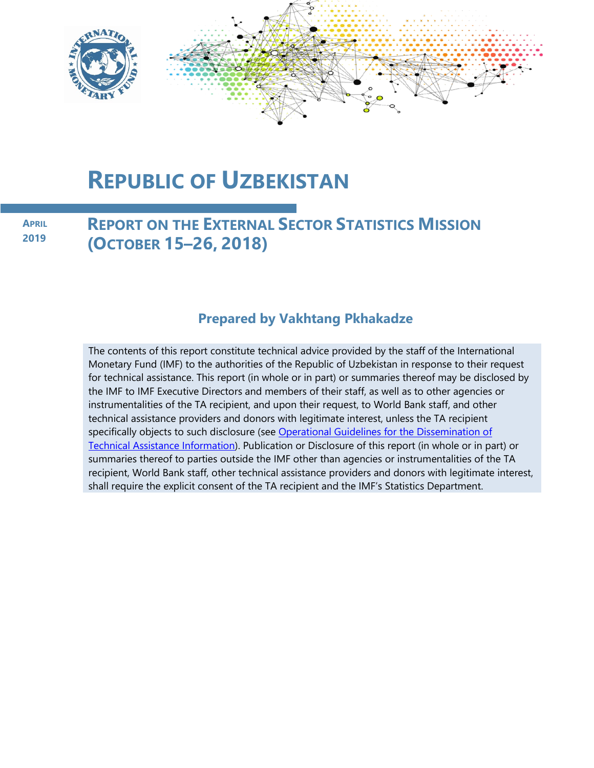# REPUBLIC OF UZBEKISTAN

**APRIL 2019**

## REPORT ON THE EXTERNAL SECTOR STATISTICS MISSION (OCTOBER 15–26, 2018)

**Prepared by Vakhtang Pkhakadze**

The contents of this report constitute technical advice provided by the staff of the International Monetary Fund (IMF) to the authorities of the Republic of Uzbekistan in response to their request for technical assistance. This report (in whole or in part) or summaries thereof may be disclosed by the IMF to IMF Executive Directors and members of their staff, as well as to other agencies or instrumentalities of the TA recipient, and upon their request, to World Bank staff, and other technical assistance providers and donors with legitimate interest, unless the TA recipient specifically objects to such disclosure (see Operational Guidelines for the Dissemination of Technical Assistance Information). Publication or Disclosure of this report (in whole or in part) or summaries thereof to parties outside the IMF other than agencies or instrumentalities of the TA recipient, World Bank staff, other technical assistance providers and donors with legitimate interest, shall require the explicit consent of the TA recipient and the IMF's Statistics Department.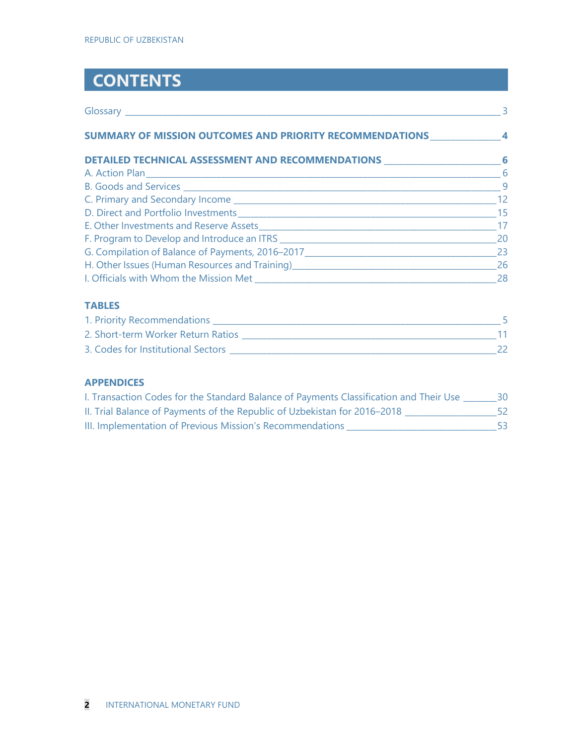# CONTENTS

Glossary _____ 3

**SUMMARY OF MISSION OUTCOMES AND PRIORITY RECOMMENDATIONS _____ 4**

**DETAILED TECHNICAL ASSESSMENT AND RECOMMENDATIONS _____ 6**

A. Action Plan _____ 6

B. Goods and Services _____ 9

C. Primary and Secondary Income _____ 12

D. Direct and Portfolio Investments _____ 15

E. Other Investments and Reserve Assets _____ 17

F. Program to Develop and Introduce an ITRS _____ 20

G. Compilation of Balance of Payments, 2016–2017 _____ 23

H. Other Issues (Human Resources and Training) _____ 26

I. Officials with Whom the Mission Met _____ 28

**TABLES**

1. Priority Recommendations _____ 5
2. Short-term Worker Return Ratios _____ 11
3. Codes for Institutional Sectors _____ 22

**APPENDICES**

I. Transaction Codes for the Standard Balance of Payments Classification and Their Use _____ 30

II. Trial Balance of Payments of the Republic of Uzbekistan for 2016–2018 _____ 52

III. Implementation of Previous Mission's Recommendations _____ 53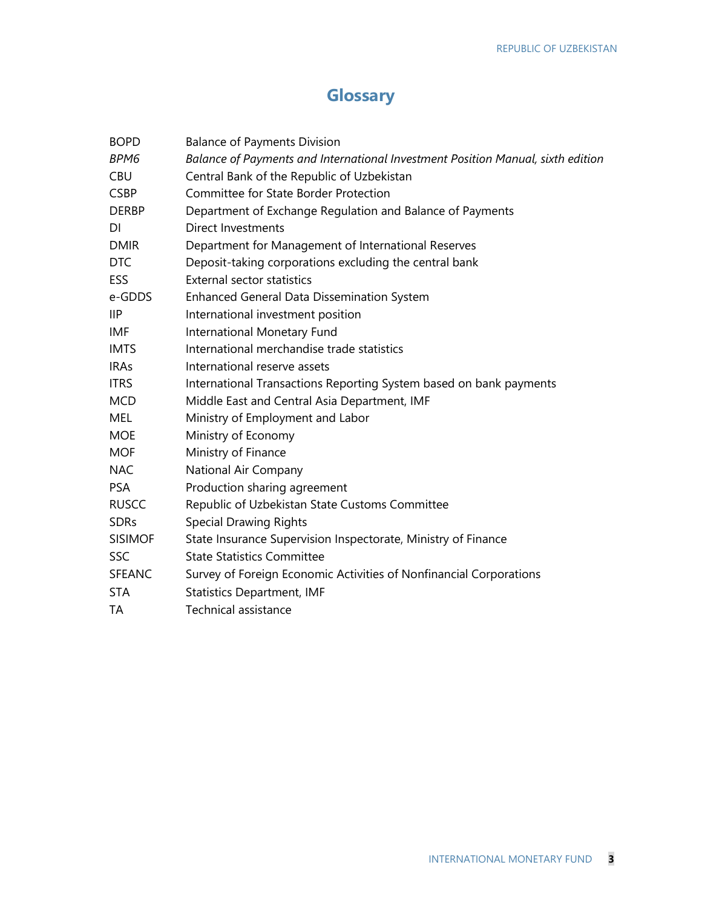# Glossary

| | |
|---|---|
| BOPD | Balance of Payments Division |
| *BPM6* | *Balance of Payments and International Investment Position Manual, sixth edition* |
| CBU | Central Bank of the Republic of Uzbekistan |
| CSBP | Committee for State Border Protection |
| DERBP | Department of Exchange Regulation and Balance of Payments |
| DI | Direct Investments |
| DMIR | Department for Management of International Reserves |
| DTC | Deposit-taking corporations excluding the central bank |
| ESS | External sector statistics |
| e-GDDS | Enhanced General Data Dissemination System |
| IIP | International investment position |
| IMF | International Monetary Fund |
| IMTS | International merchandise trade statistics |
| IRAs | International reserve assets |
| ITRS | International Transactions Reporting System based on bank payments |
| MCD | Middle East and Central Asia Department, IMF |
| MEL | Ministry of Employment and Labor |
| MOE | Ministry of Economy |
| MOF | Ministry of Finance |
| NAC | National Air Company |
| PSA | Production sharing agreement |
| RUSCC | Republic of Uzbekistan State Customs Committee |
| SDRs | Special Drawing Rights |
| SISIMOF | State Insurance Supervision Inspectorate, Ministry of Finance |
| SSC | State Statistics Committee |
| SFEANC | Survey of Foreign Economic Activities of Nonfinancial Corporations |
| STA | Statistics Department, IMF |
| TA | Technical assistance |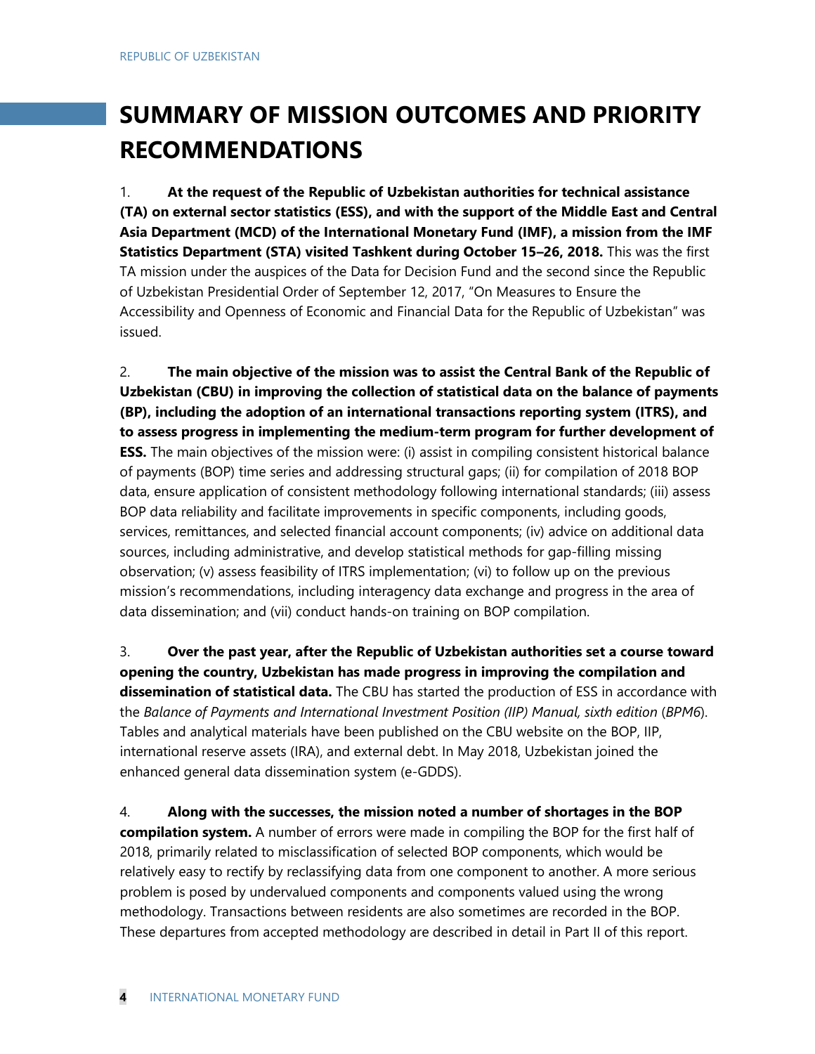# SUMMARY OF MISSION OUTCOMES AND PRIORITY RECOMMENDATIONS

1. **At the request of the Republic of Uzbekistan authorities for technical assistance (TA) on external sector statistics (ESS), and with the support of the Middle East and Central Asia Department (MCD) of the International Monetary Fund (IMF), a mission from the IMF Statistics Department (STA) visited Tashkent during October 15–26, 2018.** This was the first TA mission under the auspices of the Data for Decision Fund and the second since the Republic of Uzbekistan Presidential Order of September 12, 2017, "On Measures to Ensure the Accessibility and Openness of Economic and Financial Data for the Republic of Uzbekistan" was issued.

2. **The main objective of the mission was to assist the Central Bank of the Republic of Uzbekistan (CBU) in improving the collection of statistical data on the balance of payments (BP), including the adoption of an international transactions reporting system (ITRS), and to assess progress in implementing the medium-term program for further development of ESS.** The main objectives of the mission were: (i) assist in compiling consistent historical balance of payments (BOP) time series and addressing structural gaps; (ii) for compilation of 2018 BOP data, ensure application of consistent methodology following international standards; (iii) assess BOP data reliability and facilitate improvements in specific components, including goods, services, remittances, and selected financial account components; (iv) advice on additional data sources, including administrative, and develop statistical methods for gap-filling missing observation; (v) assess feasibility of ITRS implementation; (vi) to follow up on the previous mission's recommendations, including interagency data exchange and progress in the area of data dissemination; and (vii) conduct hands-on training on BOP compilation.

3. **Over the past year, after the Republic of Uzbekistan authorities set a course toward opening the country, Uzbekistan has made progress in improving the compilation and dissemination of statistical data.** The CBU has started the production of ESS in accordance with the *Balance of Payments and International Investment Position (IIP) Manual, sixth edition* (*BPM6*). Tables and analytical materials have been published on the CBU website on the BOP, IIP, international reserve assets (IRA), and external debt. In May 2018, Uzbekistan joined the enhanced general data dissemination system (e-GDDS).

4. **Along with the successes, the mission noted a number of shortages in the BOP compilation system.** A number of errors were made in compiling the BOP for the first half of 2018, primarily related to misclassification of selected BOP components, which would be relatively easy to rectify by reclassifying data from one component to another. A more serious problem is posed by undervalued components and components valued using the wrong methodology. Transactions between residents are also sometimes are recorded in the BOP. These departures from accepted methodology are described in detail in Part II of this report.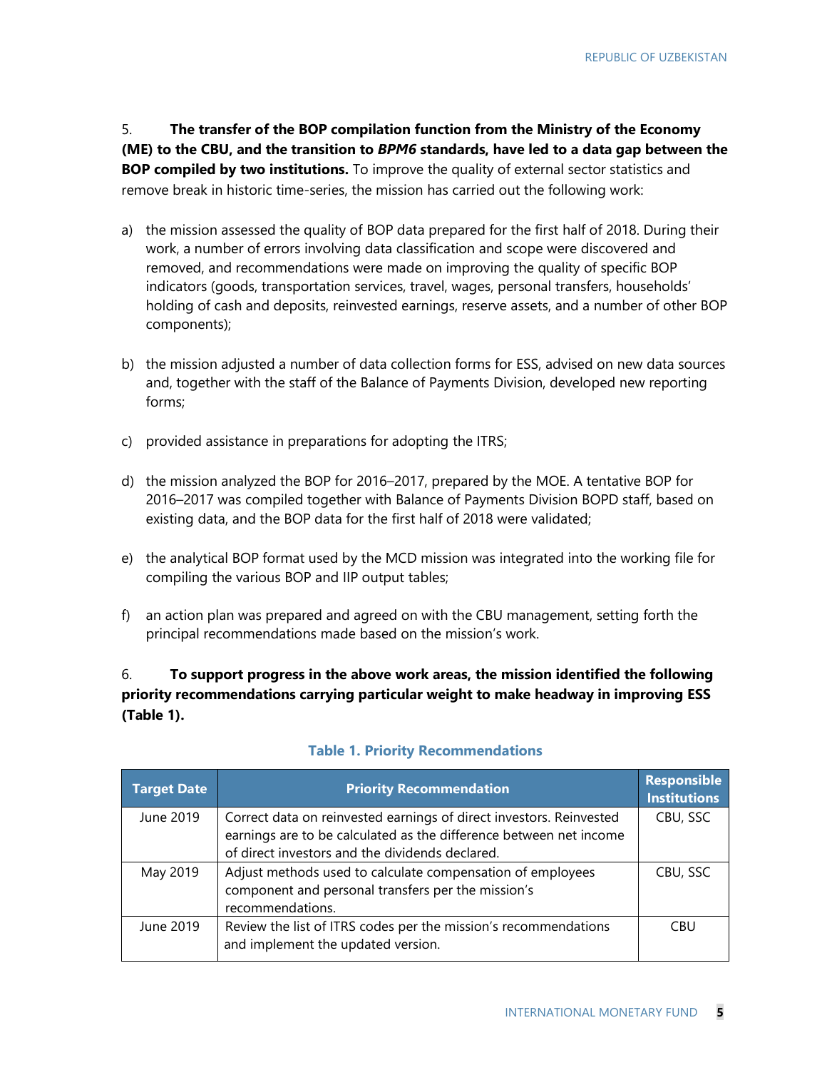5. **The transfer of the BOP compilation function from the Ministry of the Economy (ME) to the CBU, and the transition to *BPM6* standards, have led to a data gap between the BOP compiled by two institutions.** To improve the quality of external sector statistics and remove break in historic time-series, the mission has carried out the following work:

a) the mission assessed the quality of BOP data prepared for the first half of 2018. During their work, a number of errors involving data classification and scope were discovered and removed, and recommendations were made on improving the quality of specific BOP indicators (goods, transportation services, travel, wages, personal transfers, households' holding of cash and deposits, reinvested earnings, reserve assets, and a number of other BOP components);

b) the mission adjusted a number of data collection forms for ESS, advised on new data sources and, together with the staff of the Balance of Payments Division, developed new reporting forms;

c) provided assistance in preparations for adopting the ITRS;

d) the mission analyzed the BOP for 2016–2017, prepared by the MOE. A tentative BOP for 2016–2017 was compiled together with Balance of Payments Division BOPD staff, based on existing data, and the BOP data for the first half of 2018 were validated;

e) the analytical BOP format used by the MCD mission was integrated into the working file for compiling the various BOP and IIP output tables;

f) an action plan was prepared and agreed on with the CBU management, setting forth the principal recommendations made based on the mission's work.

6. **To support progress in the above work areas, the mission identified the following priority recommendations carrying particular weight to make headway in improving ESS (Table 1).**

**Table 1. Priority Recommendations**

| Target Date | Priority Recommendation | Responsible Institutions |
|---|---|---|
| June 2019 | Correct data on reinvested earnings of direct investors. Reinvested earnings are to be calculated as the difference between net income of direct investors and the dividends declared. | CBU, SSC |
| May 2019 | Adjust methods used to calculate compensation of employees component and personal transfers per the mission's recommendations. | CBU, SSC |
| June 2019 | Review the list of ITRS codes per the mission's recommendations and implement the updated version. | CBU |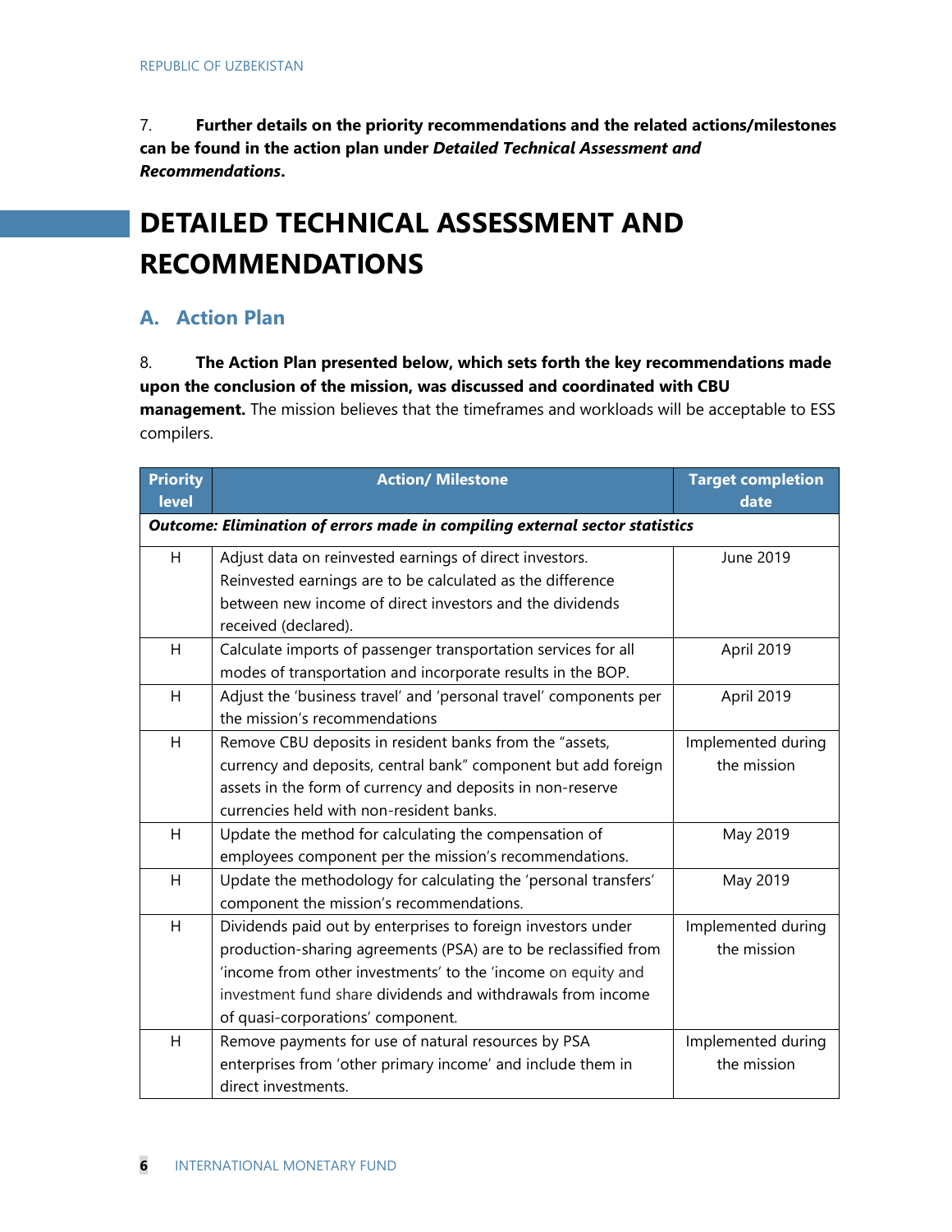7. **Further details on the priority recommendations and the related actions/milestones can be found in the action plan under *Detailed Technical Assessment and Recommendations*.**

# DETAILED TECHNICAL ASSESSMENT AND RECOMMENDATIONS

## A. Action Plan

8. **The Action Plan presented below, which sets forth the key recommendations made upon the conclusion of the mission, was discussed and coordinated with CBU management.** The mission believes that the timeframes and workloads will be acceptable to ESS compilers.

| Priority level | Action/ Milestone | Target completion date |
|---|---|---|
| ***Outcome: Elimination of errors made in compiling external sector statistics*** | | |
| H | Adjust data on reinvested earnings of direct investors. Reinvested earnings are to be calculated as the difference between new income of direct investors and the dividends received (declared). | June 2019 |
| H | Calculate imports of passenger transportation services for all modes of transportation and incorporate results in the BOP. | April 2019 |
| H | Adjust the 'business travel' and 'personal travel' components per the mission's recommendations | April 2019 |
| H | Remove CBU deposits in resident banks from the "assets, currency and deposits, central bank" component but add foreign assets in the form of currency and deposits in non-reserve currencies held with non-resident banks. | Implemented during the mission |
| H | Update the method for calculating the compensation of employees component per the mission's recommendations. | May 2019 |
| H | Update the methodology for calculating the 'personal transfers' component the mission's recommendations. | May 2019 |
| H | Dividends paid out by enterprises to foreign investors under production-sharing agreements (PSA) are to be reclassified from 'income from other investments' to the 'income on equity and investment fund share dividends and withdrawals from income of quasi-corporations' component. | Implemented during the mission |
| H | Remove payments for use of natural resources by PSA enterprises from 'other primary income' and include them in direct investments. | Implemented during the mission |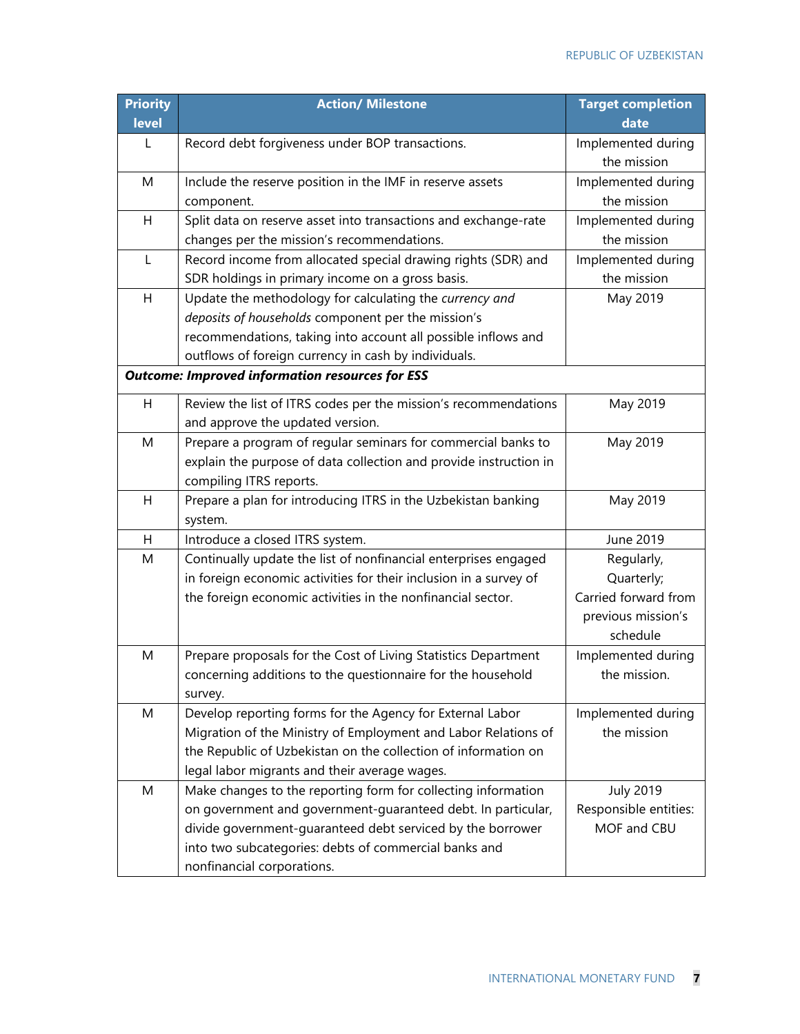| Priority level | Action/ Milestone | Target completion date |
|---|---|---|
| L | Record debt forgiveness under BOP transactions. | Implemented during the mission |
| M | Include the reserve position in the IMF in reserve assets component. | Implemented during the mission |
| H | Split data on reserve asset into transactions and exchange-rate changes per the mission's recommendations. | Implemented during the mission |
| L | Record income from allocated special drawing rights (SDR) and SDR holdings in primary income on a gross basis. | Implemented during the mission |
| H | Update the methodology for calculating the *currency and deposits of households* component per the mission's recommendations, taking into account all possible inflows and outflows of foreign currency in cash by individuals. | May 2019 |
| ***Outcome: Improved information resources for ESS*** | | |
| H | Review the list of ITRS codes per the mission's recommendations and approve the updated version. | May 2019 |
| M | Prepare a program of regular seminars for commercial banks to explain the purpose of data collection and provide instruction in compiling ITRS reports. | May 2019 |
| H | Prepare a plan for introducing ITRS in the Uzbekistan banking system. | May 2019 |
| H | Introduce a closed ITRS system. | June 2019 |
| M | Continually update the list of nonfinancial enterprises engaged in foreign economic activities for their inclusion in a survey of the foreign economic activities in the nonfinancial sector. | Regularly, Quarterly; Carried forward from previous mission's schedule |
| M | Prepare proposals for the Cost of Living Statistics Department concerning additions to the questionnaire for the household survey. | Implemented during the mission. |
| M | Develop reporting forms for the Agency for External Labor Migration of the Ministry of Employment and Labor Relations of the Republic of Uzbekistan on the collection of information on legal labor migrants and their average wages. | Implemented during the mission |
| M | Make changes to the reporting form for collecting information on government and government-guaranteed debt. In particular, divide government-guaranteed debt serviced by the borrower into two subcategories: debts of commercial banks and nonfinancial corporations. | July 2019 Responsible entities: MOF and CBU |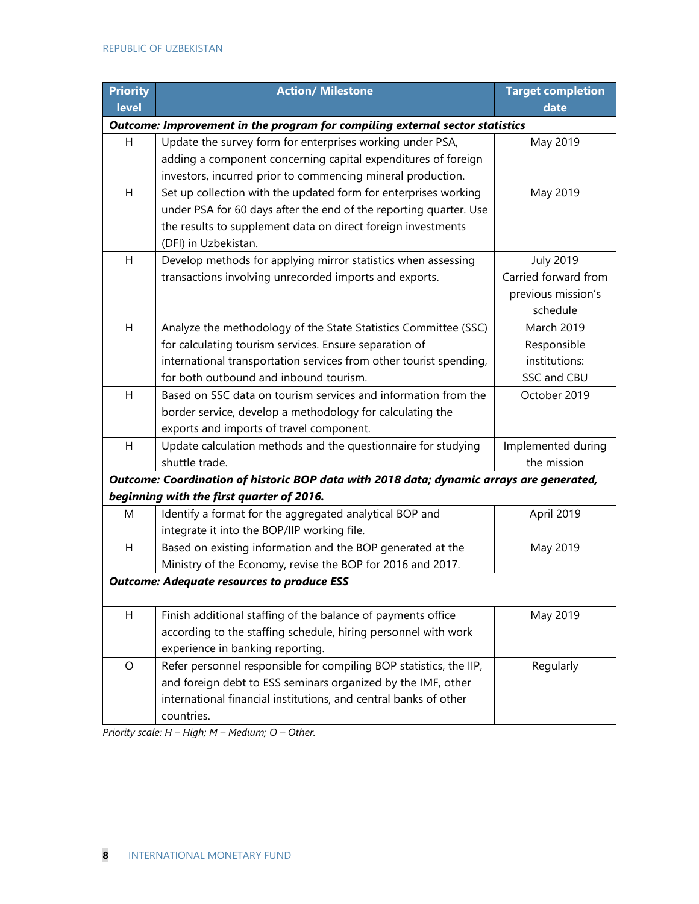| Priority level | Action/ Milestone | Target completion date |
|---|---|---|
| ***Outcome: Improvement in the program for compiling external sector statistics*** | | |
| H | Update the survey form for enterprises working under PSA, adding a component concerning capital expenditures of foreign investors, incurred prior to commencing mineral production. | May 2019 |
| H | Set up collection with the updated form for enterprises working under PSA for 60 days after the end of the reporting quarter. Use the results to supplement data on direct foreign investments (DFI) in Uzbekistan. | May 2019 |
| H | Develop methods for applying mirror statistics when assessing transactions involving unrecorded imports and exports. | July 2019 Carried forward from previous mission's schedule |
| H | Analyze the methodology of the State Statistics Committee (SSC) for calculating tourism services. Ensure separation of international transportation services from other tourist spending, for both outbound and inbound tourism. | March 2019 Responsible institutions: SSC and CBU |
| H | Based on SSC data on tourism services and information from the border service, develop a methodology for calculating the exports and imports of travel component. | October 2019 |
| H | Update calculation methods and the questionnaire for studying shuttle trade. | Implemented during the mission |
| ***Outcome: Coordination of historic BOP data with 2018 data; dynamic arrays are generated, beginning with the first quarter of 2016.*** | | |
| M | Identify a format for the aggregated analytical BOP and integrate it into the BOP/IIP working file. | April 2019 |
| H | Based on existing information and the BOP generated at the Ministry of the Economy, revise the BOP for 2016 and 2017. | May 2019 |
| ***Outcome: Adequate resources to produce ESS*** | | |
| H | Finish additional staffing of the balance of payments office according to the staffing schedule, hiring personnel with work experience in banking reporting. | May 2019 |
| O | Refer personnel responsible for compiling BOP statistics, the IIP, and foreign debt to ESS seminars organized by the IMF, other international financial institutions, and central banks of other countries. | Regularly |

*Priority scale: H – High; M – Medium; O – Other.*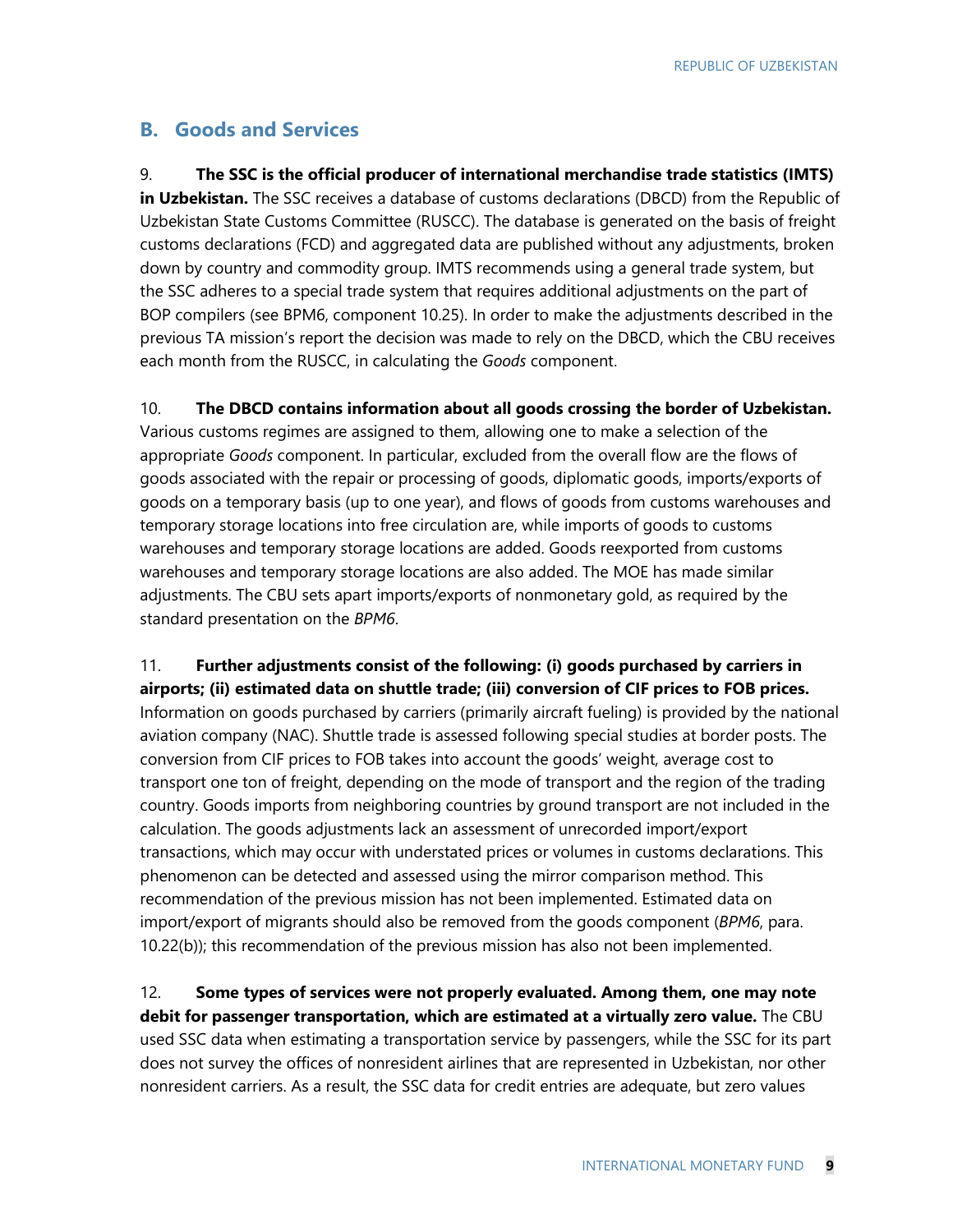## B. Goods and Services

9. **The SSC is the official producer of international merchandise trade statistics (IMTS) in Uzbekistan.** The SSC receives a database of customs declarations (DBCD) from the Republic of Uzbekistan State Customs Committee (RUSCC). The database is generated on the basis of freight customs declarations (FCD) and aggregated data are published without any adjustments, broken down by country and commodity group. IMTS recommends using a general trade system, but the SSC adheres to a special trade system that requires additional adjustments on the part of BOP compilers (see BPM6, component 10.25). In order to make the adjustments described in the previous TA mission's report the decision was made to rely on the DBCD, which the CBU receives each month from the RUSCC, in calculating the *Goods* component.

10. **The DBCD contains information about all goods crossing the border of Uzbekistan.** Various customs regimes are assigned to them, allowing one to make a selection of the appropriate *Goods* component. In particular, excluded from the overall flow are the flows of goods associated with the repair or processing of goods, diplomatic goods, imports/exports of goods on a temporary basis (up to one year), and flows of goods from customs warehouses and temporary storage locations into free circulation are, while imports of goods to customs warehouses and temporary storage locations are added. Goods reexported from customs warehouses and temporary storage locations are also added. The MOE has made similar adjustments. The CBU sets apart imports/exports of nonmonetary gold, as required by the standard presentation on the *BPM6*.

11. **Further adjustments consist of the following: (i) goods purchased by carriers in airports; (ii) estimated data on shuttle trade; (iii) conversion of CIF prices to FOB prices.** Information on goods purchased by carriers (primarily aircraft fueling) is provided by the national aviation company (NAC). Shuttle trade is assessed following special studies at border posts. The conversion from CIF prices to FOB takes into account the goods' weight, average cost to transport one ton of freight, depending on the mode of transport and the region of the trading country. Goods imports from neighboring countries by ground transport are not included in the calculation. The goods adjustments lack an assessment of unrecorded import/export transactions, which may occur with understated prices or volumes in customs declarations. This phenomenon can be detected and assessed using the mirror comparison method. This recommendation of the previous mission has not been implemented. Estimated data on import/export of migrants should also be removed from the goods component (*BPM6*, para. 10.22(b)); this recommendation of the previous mission has also not been implemented.

12. **Some types of services were not properly evaluated. Among them, one may note debit for passenger transportation, which are estimated at a virtually zero value.** The CBU used SSC data when estimating a transportation service by passengers, while the SSC for its part does not survey the offices of nonresident airlines that are represented in Uzbekistan, nor other nonresident carriers. As a result, the SSC data for credit entries are adequate, but zero values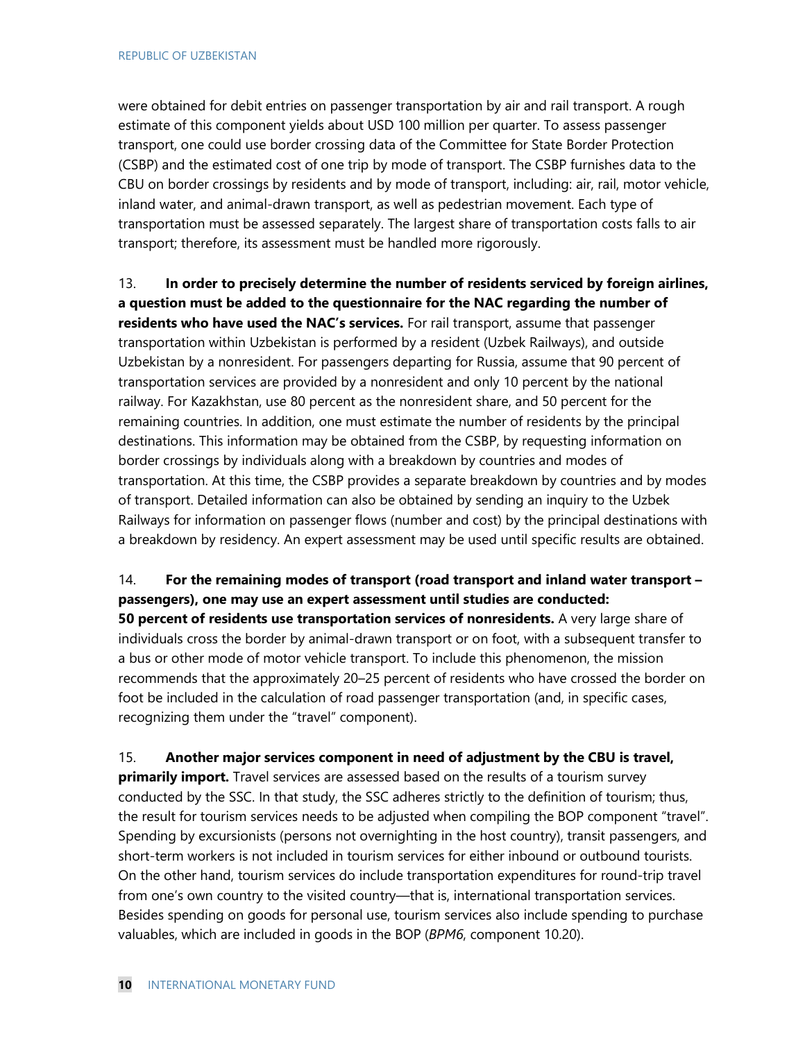were obtained for debit entries on passenger transportation by air and rail transport. A rough estimate of this component yields about USD 100 million per quarter. To assess passenger transport, one could use border crossing data of the Committee for State Border Protection (CSBP) and the estimated cost of one trip by mode of transport. The CSBP furnishes data to the CBU on border crossings by residents and by mode of transport, including: air, rail, motor vehicle, inland water, and animal-drawn transport, as well as pedestrian movement. Each type of transportation must be assessed separately. The largest share of transportation costs falls to air transport; therefore, its assessment must be handled more rigorously.

13. **In order to precisely determine the number of residents serviced by foreign airlines, a question must be added to the questionnaire for the NAC regarding the number of residents who have used the NAC's services.** For rail transport, assume that passenger transportation within Uzbekistan is performed by a resident (Uzbek Railways), and outside Uzbekistan by a nonresident. For passengers departing for Russia, assume that 90 percent of transportation services are provided by a nonresident and only 10 percent by the national railway. For Kazakhstan, use 80 percent as the nonresident share, and 50 percent for the remaining countries. In addition, one must estimate the number of residents by the principal destinations. This information may be obtained from the CSBP, by requesting information on border crossings by individuals along with a breakdown by countries and modes of transportation. At this time, the CSBP provides a separate breakdown by countries and by modes of transport. Detailed information can also be obtained by sending an inquiry to the Uzbek Railways for information on passenger flows (number and cost) by the principal destinations with a breakdown by residency. An expert assessment may be used until specific results are obtained.

14. **For the remaining modes of transport (road transport and inland water transport – passengers), one may use an expert assessment until studies are conducted: 50 percent of residents use transportation services of nonresidents.** A very large share of individuals cross the border by animal-drawn transport or on foot, with a subsequent transfer to a bus or other mode of motor vehicle transport. To include this phenomenon, the mission recommends that the approximately 20–25 percent of residents who have crossed the border on foot be included in the calculation of road passenger transportation (and, in specific cases, recognizing them under the "travel" component).

15. **Another major services component in need of adjustment by the CBU is travel, primarily import.** Travel services are assessed based on the results of a tourism survey conducted by the SSC. In that study, the SSC adheres strictly to the definition of tourism; thus, the result for tourism services needs to be adjusted when compiling the BOP component "travel". Spending by excursionists (persons not overnighting in the host country), transit passengers, and short-term workers is not included in tourism services for either inbound or outbound tourists. On the other hand, tourism services do include transportation expenditures for round-trip travel from one's own country to the visited country—that is, international transportation services. Besides spending on goods for personal use, tourism services also include spending to purchase valuables, which are included in goods in the BOP (*BPM6*, component 10.20).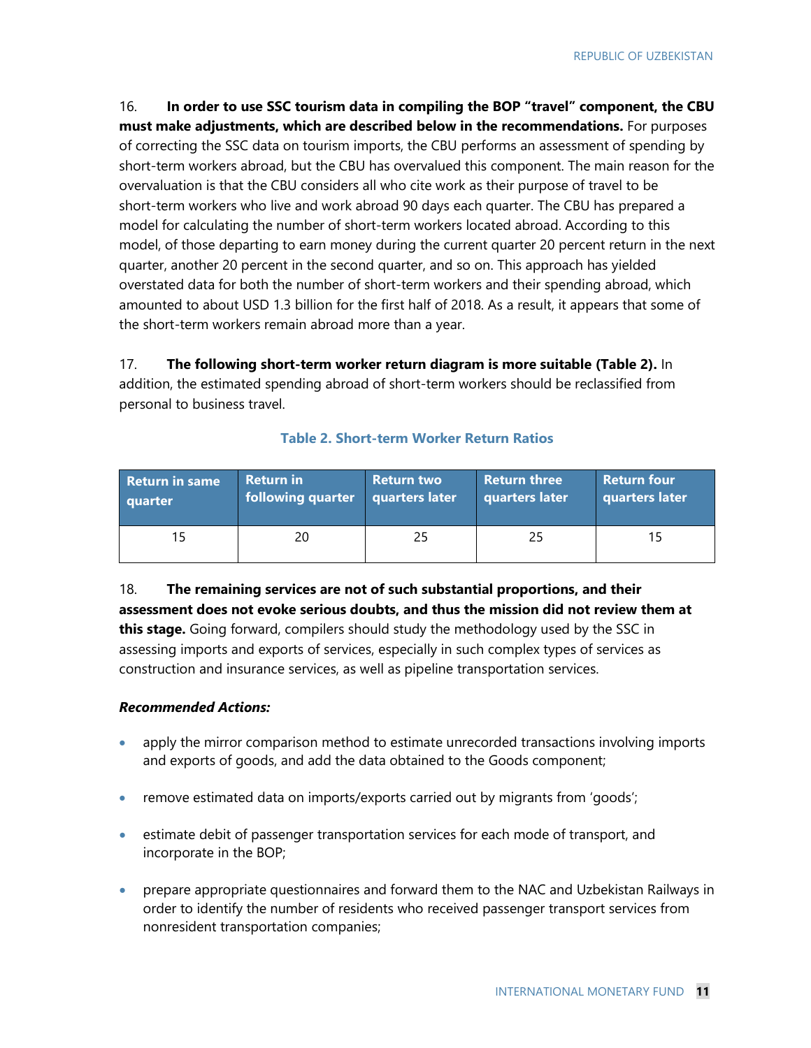16. **In order to use SSC tourism data in compiling the BOP "travel" component, the CBU must make adjustments, which are described below in the recommendations.** For purposes of correcting the SSC data on tourism imports, the CBU performs an assessment of spending by short-term workers abroad, but the CBU has overvalued this component. The main reason for the overvaluation is that the CBU considers all who cite work as their purpose of travel to be short-term workers who live and work abroad 90 days each quarter. The CBU has prepared a model for calculating the number of short-term workers located abroad. According to this model, of those departing to earn money during the current quarter 20 percent return in the next quarter, another 20 percent in the second quarter, and so on. This approach has yielded overstated data for both the number of short-term workers and their spending abroad, which amounted to about USD 1.3 billion for the first half of 2018. As a result, it appears that some of the short-term workers remain abroad more than a year.

17. **The following short-term worker return diagram is more suitable (Table 2).** In addition, the estimated spending abroad of short-term workers should be reclassified from personal to business travel.

**Table 2. Short-term Worker Return Ratios**

| Return in same quarter | Return in following quarter | Return two quarters later | Return three quarters later | Return four quarters later |
|---|---|---|---|---|
| 15 | 20 | 25 | 25 | 15 |

18. **The remaining services are not of such substantial proportions, and their assessment does not evoke serious doubts, and thus the mission did not review them at this stage.** Going forward, compilers should study the methodology used by the SSC in assessing imports and exports of services, especially in such complex types of services as construction and insurance services, as well as pipeline transportation services.

***Recommended Actions:***

- apply the mirror comparison method to estimate unrecorded transactions involving imports and exports of goods, and add the data obtained to the Goods component;
- remove estimated data on imports/exports carried out by migrants from 'goods';
- estimate debit of passenger transportation services for each mode of transport, and incorporate in the BOP;
- prepare appropriate questionnaires and forward them to the NAC and Uzbekistan Railways in order to identify the number of residents who received passenger transport services from nonresident transportation companies;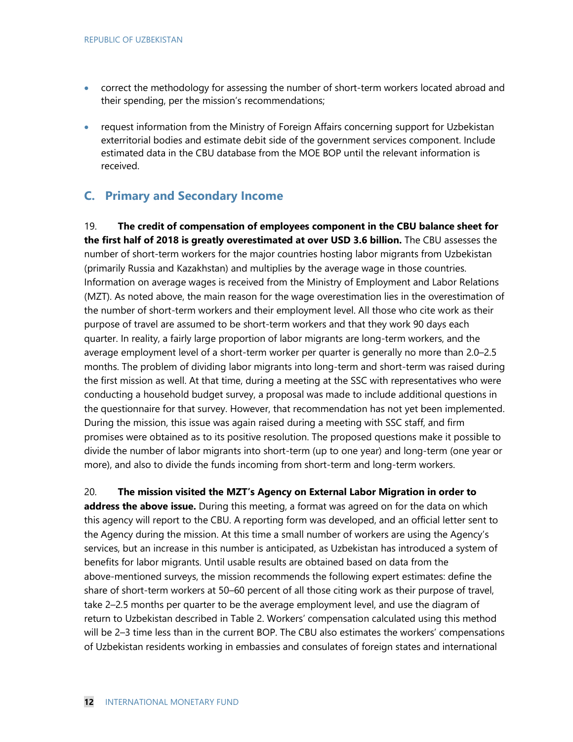- correct the methodology for assessing the number of short-term workers located abroad and their spending, per the mission's recommendations;
- request information from the Ministry of Foreign Affairs concerning support for Uzbekistan exterritorial bodies and estimate debit side of the government services component. Include estimated data in the CBU database from the MOE BOP until the relevant information is received.

## C. Primary and Secondary Income

19. **The credit of compensation of employees component in the CBU balance sheet for the first half of 2018 is greatly overestimated at over USD 3.6 billion.** The CBU assesses the number of short-term workers for the major countries hosting labor migrants from Uzbekistan (primarily Russia and Kazakhstan) and multiplies by the average wage in those countries. Information on average wages is received from the Ministry of Employment and Labor Relations (MZT). As noted above, the main reason for the wage overestimation lies in the overestimation of the number of short-term workers and their employment level. All those who cite work as their purpose of travel are assumed to be short-term workers and that they work 90 days each quarter. In reality, a fairly large proportion of labor migrants are long-term workers, and the average employment level of a short-term worker per quarter is generally no more than 2.0–2.5 months. The problem of dividing labor migrants into long-term and short-term was raised during the first mission as well. At that time, during a meeting at the SSC with representatives who were conducting a household budget survey, a proposal was made to include additional questions in the questionnaire for that survey. However, that recommendation has not yet been implemented. During the mission, this issue was again raised during a meeting with SSC staff, and firm promises were obtained as to its positive resolution. The proposed questions make it possible to divide the number of labor migrants into short-term (up to one year) and long-term (one year or more), and also to divide the funds incoming from short-term and long-term workers.

20. **The mission visited the MZT's Agency on External Labor Migration in order to address the above issue.** During this meeting, a format was agreed on for the data on which this agency will report to the CBU. A reporting form was developed, and an official letter sent to the Agency during the mission. At this time a small number of workers are using the Agency's services, but an increase in this number is anticipated, as Uzbekistan has introduced a system of benefits for labor migrants. Until usable results are obtained based on data from the above-mentioned surveys, the mission recommends the following expert estimates: define the share of short-term workers at 50–60 percent of all those citing work as their purpose of travel, take 2–2.5 months per quarter to be the average employment level, and use the diagram of return to Uzbekistan described in Table 2. Workers' compensation calculated using this method will be 2–3 time less than in the current BOP. The CBU also estimates the workers' compensations of Uzbekistan residents working in embassies and consulates of foreign states and international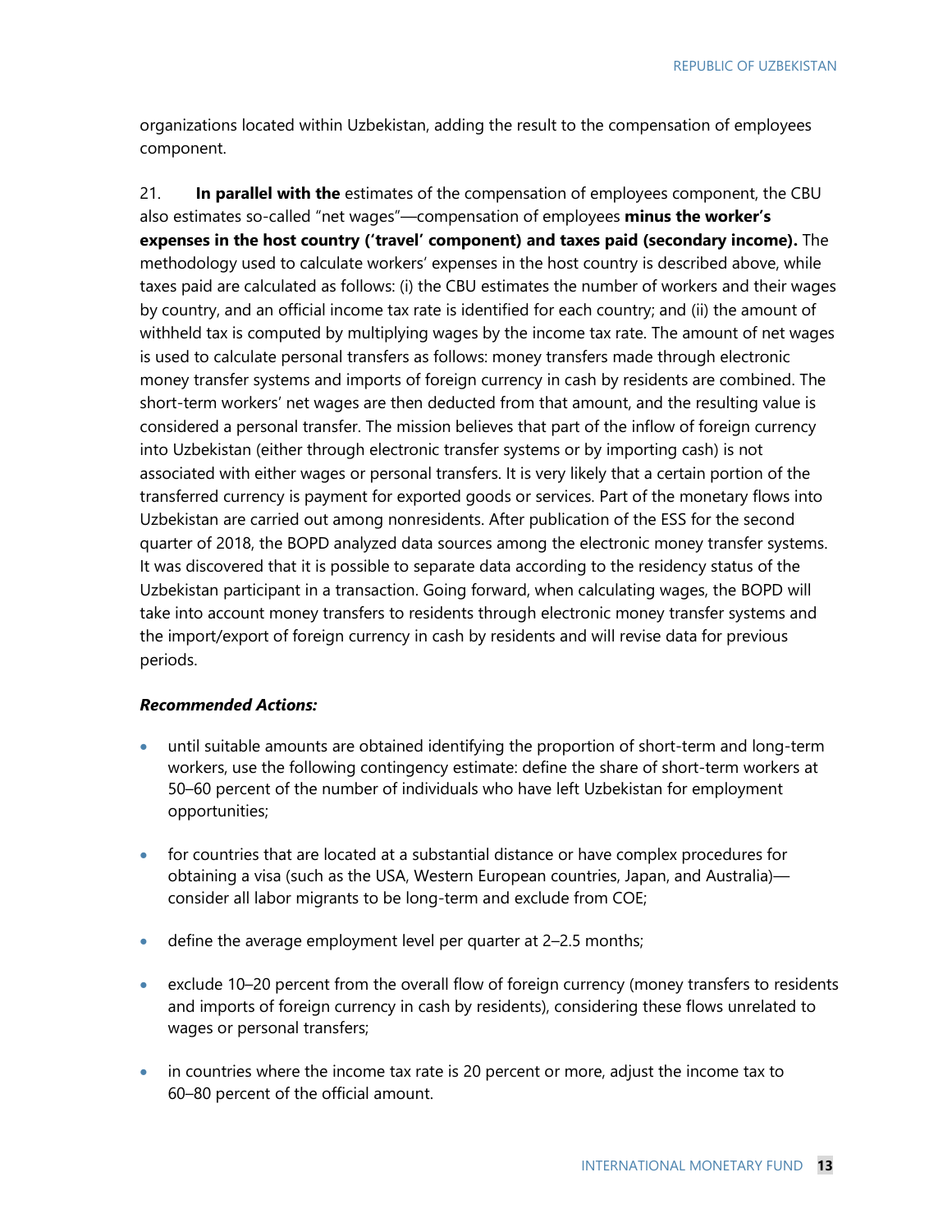organizations located within Uzbekistan, adding the result to the compensation of employees component.

21. **In parallel with the** estimates of the compensation of employees component, the CBU also estimates so-called "net wages"—compensation of employees **minus the worker's expenses in the host country ('travel' component) and taxes paid (secondary income).** The methodology used to calculate workers' expenses in the host country is described above, while taxes paid are calculated as follows: (i) the CBU estimates the number of workers and their wages by country, and an official income tax rate is identified for each country; and (ii) the amount of withheld tax is computed by multiplying wages by the income tax rate. The amount of net wages is used to calculate personal transfers as follows: money transfers made through electronic money transfer systems and imports of foreign currency in cash by residents are combined. The short-term workers' net wages are then deducted from that amount, and the resulting value is considered a personal transfer. The mission believes that part of the inflow of foreign currency into Uzbekistan (either through electronic transfer systems or by importing cash) is not associated with either wages or personal transfers. It is very likely that a certain portion of the transferred currency is payment for exported goods or services. Part of the monetary flows into Uzbekistan are carried out among nonresidents. After publication of the ESS for the second quarter of 2018, the BOPD analyzed data sources among the electronic money transfer systems. It was discovered that it is possible to separate data according to the residency status of the Uzbekistan participant in a transaction. Going forward, when calculating wages, the BOPD will take into account money transfers to residents through electronic money transfer systems and the import/export of foreign currency in cash by residents and will revise data for previous periods.

***Recommended Actions:***

- until suitable amounts are obtained identifying the proportion of short-term and long-term workers, use the following contingency estimate: define the share of short-term workers at 50–60 percent of the number of individuals who have left Uzbekistan for employment opportunities;
- for countries that are located at a substantial distance or have complex procedures for obtaining a visa (such as the USA, Western European countries, Japan, and Australia)—consider all labor migrants to be long-term and exclude from COE;
- define the average employment level per quarter at 2–2.5 months;
- exclude 10–20 percent from the overall flow of foreign currency (money transfers to residents and imports of foreign currency in cash by residents), considering these flows unrelated to wages or personal transfers;
- in countries where the income tax rate is 20 percent or more, adjust the income tax to 60–80 percent of the official amount.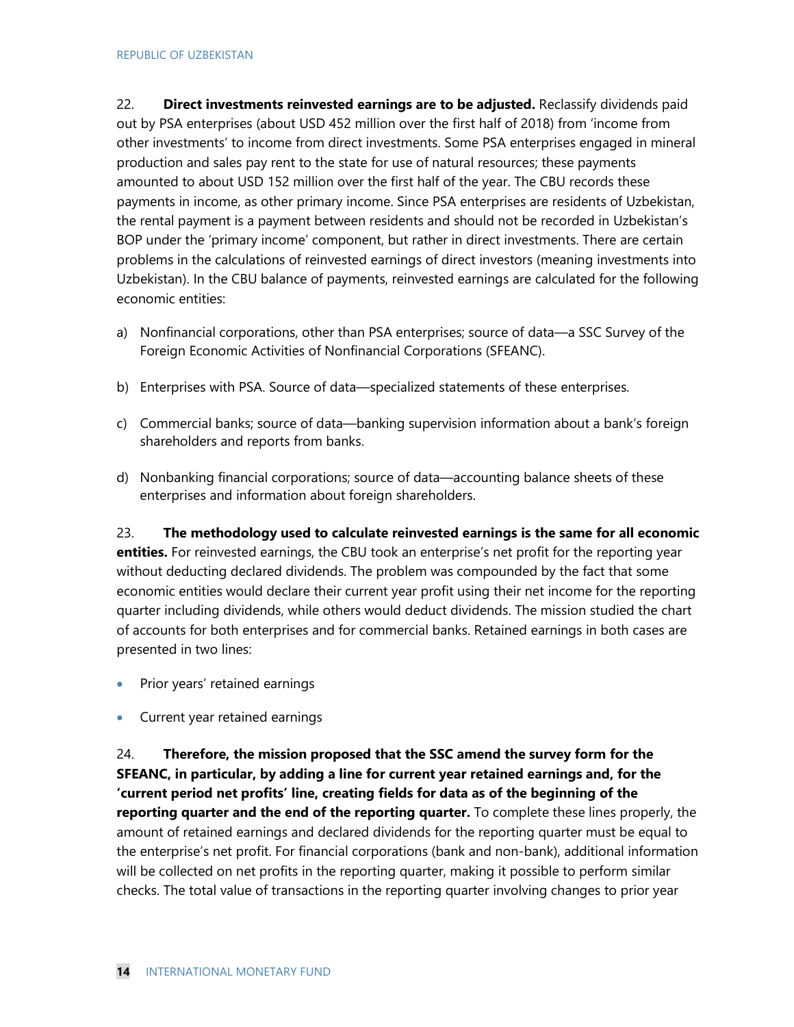22. **Direct investments reinvested earnings are to be adjusted.** Reclassify dividends paid out by PSA enterprises (about USD 452 million over the first half of 2018) from 'income from other investments' to income from direct investments. Some PSA enterprises engaged in mineral production and sales pay rent to the state for use of natural resources; these payments amounted to about USD 152 million over the first half of the year. The CBU records these payments in income, as other primary income. Since PSA enterprises are residents of Uzbekistan, the rental payment is a payment between residents and should not be recorded in Uzbekistan's BOP under the 'primary income' component, but rather in direct investments. There are certain problems in the calculations of reinvested earnings of direct investors (meaning investments into Uzbekistan). In the CBU balance of payments, reinvested earnings are calculated for the following economic entities:

a) Nonfinancial corporations, other than PSA enterprises; source of data—a SSC Survey of the Foreign Economic Activities of Nonfinancial Corporations (SFEANC).

b) Enterprises with PSA. Source of data—specialized statements of these enterprises.

c) Commercial banks; source of data—banking supervision information about a bank's foreign shareholders and reports from banks.

d) Nonbanking financial corporations; source of data—accounting balance sheets of these enterprises and information about foreign shareholders.

23. **The methodology used to calculate reinvested earnings is the same for all economic entities.** For reinvested earnings, the CBU took an enterprise's net profit for the reporting year without deducting declared dividends. The problem was compounded by the fact that some economic entities would declare their current year profit using their net income for the reporting quarter including dividends, while others would deduct dividends. The mission studied the chart of accounts for both enterprises and for commercial banks. Retained earnings in both cases are presented in two lines:

- Prior years' retained earnings
- Current year retained earnings

24. **Therefore, the mission proposed that the SSC amend the survey form for the SFEANC, in particular, by adding a line for current year retained earnings and, for the 'current period net profits' line, creating fields for data as of the beginning of the reporting quarter and the end of the reporting quarter.** To complete these lines properly, the amount of retained earnings and declared dividends for the reporting quarter must be equal to the enterprise's net profit. For financial corporations (bank and non-bank), additional information will be collected on net profits in the reporting quarter, making it possible to perform similar checks. The total value of transactions in the reporting quarter involving changes to prior year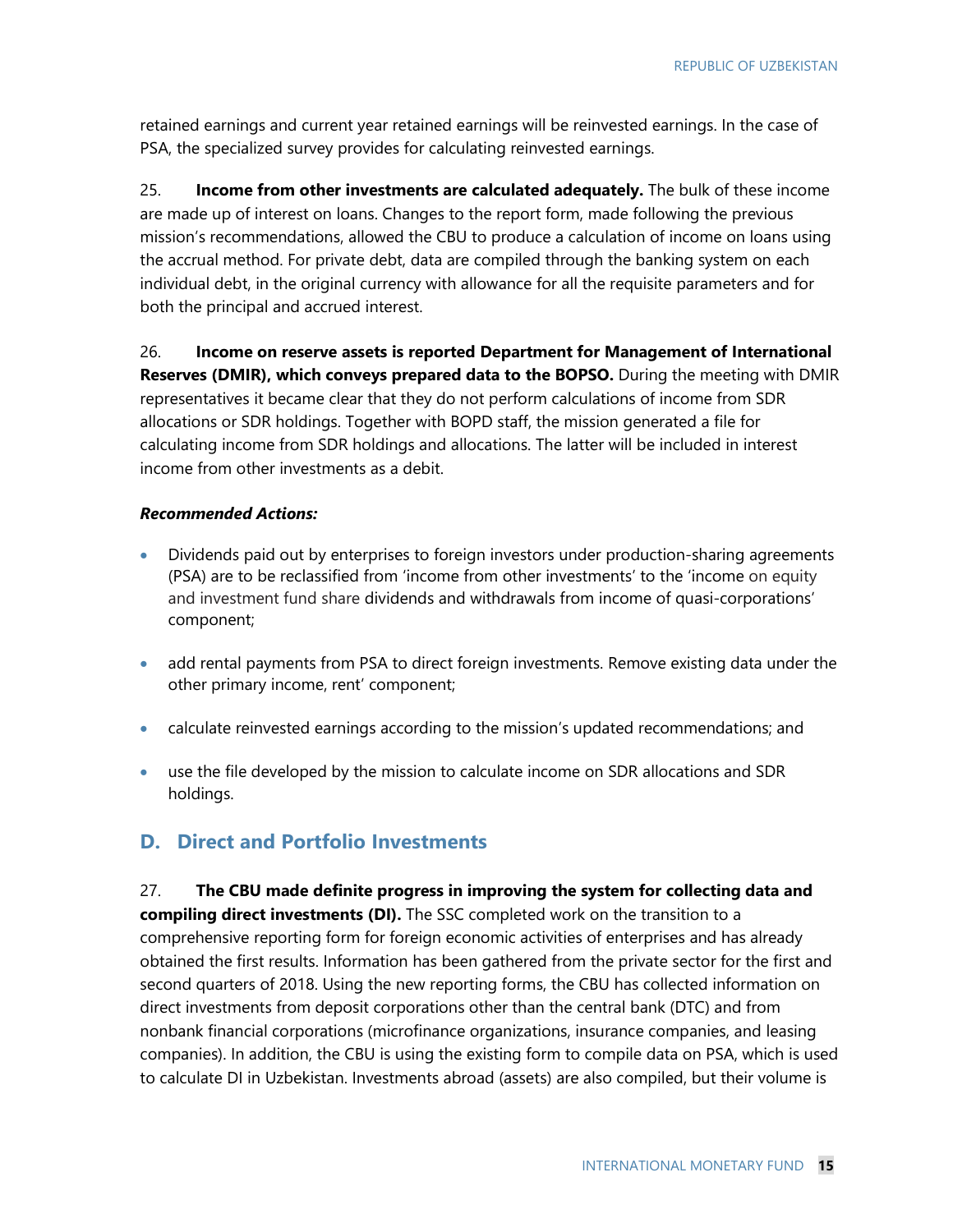retained earnings and current year retained earnings will be reinvested earnings. In the case of PSA, the specialized survey provides for calculating reinvested earnings.

25. **Income from other investments are calculated adequately.** The bulk of these income are made up of interest on loans. Changes to the report form, made following the previous mission's recommendations, allowed the CBU to produce a calculation of income on loans using the accrual method. For private debt, data are compiled through the banking system on each individual debt, in the original currency with allowance for all the requisite parameters and for both the principal and accrued interest.

26. **Income on reserve assets is reported Department for Management of International Reserves (DMIR), which conveys prepared data to the BOPSO.** During the meeting with DMIR representatives it became clear that they do not perform calculations of income from SDR allocations or SDR holdings. Together with BOPD staff, the mission generated a file for calculating income from SDR holdings and allocations. The latter will be included in interest income from other investments as a debit.

***Recommended Actions:***

- Dividends paid out by enterprises to foreign investors under production-sharing agreements (PSA) are to be reclassified from 'income from other investments' to the 'income on equity and investment fund share dividends and withdrawals from income of quasi-corporations' component;
- add rental payments from PSA to direct foreign investments. Remove existing data under the other primary income, rent' component;
- calculate reinvested earnings according to the mission's updated recommendations; and
- use the file developed by the mission to calculate income on SDR allocations and SDR holdings.

## D. Direct and Portfolio Investments

27. **The CBU made definite progress in improving the system for collecting data and compiling direct investments (DI).** The SSC completed work on the transition to a comprehensive reporting form for foreign economic activities of enterprises and has already obtained the first results. Information has been gathered from the private sector for the first and second quarters of 2018. Using the new reporting forms, the CBU has collected information on direct investments from deposit corporations other than the central bank (DTC) and from nonbank financial corporations (microfinance organizations, insurance companies, and leasing companies). In addition, the CBU is using the existing form to compile data on PSA, which is used to calculate DI in Uzbekistan. Investments abroad (assets) are also compiled, but their volume is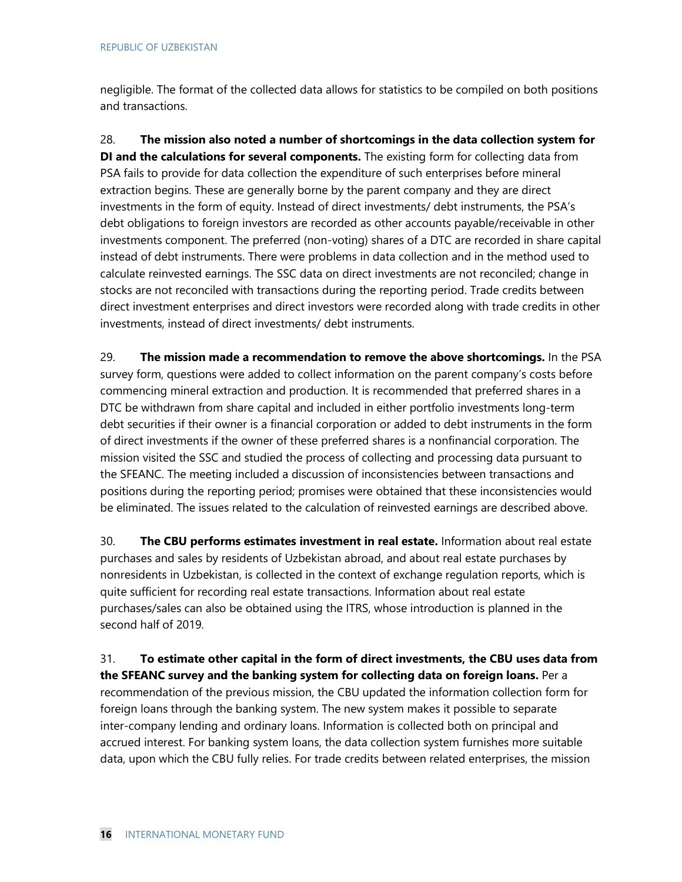negligible. The format of the collected data allows for statistics to be compiled on both positions and transactions.

28. **The mission also noted a number of shortcomings in the data collection system for DI and the calculations for several components.** The existing form for collecting data from PSA fails to provide for data collection the expenditure of such enterprises before mineral extraction begins. These are generally borne by the parent company and they are direct investments in the form of equity. Instead of direct investments/ debt instruments, the PSA's debt obligations to foreign investors are recorded as other accounts payable/receivable in other investments component. The preferred (non-voting) shares of a DTC are recorded in share capital instead of debt instruments. There were problems in data collection and in the method used to calculate reinvested earnings. The SSC data on direct investments are not reconciled; change in stocks are not reconciled with transactions during the reporting period. Trade credits between direct investment enterprises and direct investors were recorded along with trade credits in other investments, instead of direct investments/ debt instruments.

29. **The mission made a recommendation to remove the above shortcomings.** In the PSA survey form, questions were added to collect information on the parent company's costs before commencing mineral extraction and production. It is recommended that preferred shares in a DTC be withdrawn from share capital and included in either portfolio investments long-term debt securities if their owner is a financial corporation or added to debt instruments in the form of direct investments if the owner of these preferred shares is a nonfinancial corporation. The mission visited the SSC and studied the process of collecting and processing data pursuant to the SFEANC. The meeting included a discussion of inconsistencies between transactions and positions during the reporting period; promises were obtained that these inconsistencies would be eliminated. The issues related to the calculation of reinvested earnings are described above.

30. **The CBU performs estimates investment in real estate.** Information about real estate purchases and sales by residents of Uzbekistan abroad, and about real estate purchases by nonresidents in Uzbekistan, is collected in the context of exchange regulation reports, which is quite sufficient for recording real estate transactions. Information about real estate purchases/sales can also be obtained using the ITRS, whose introduction is planned in the second half of 2019.

31. **To estimate other capital in the form of direct investments, the CBU uses data from the SFEANC survey and the banking system for collecting data on foreign loans.** Per a recommendation of the previous mission, the CBU updated the information collection form for foreign loans through the banking system. The new system makes it possible to separate inter-company lending and ordinary loans. Information is collected both on principal and accrued interest. For banking system loans, the data collection system furnishes more suitable data, upon which the CBU fully relies. For trade credits between related enterprises, the mission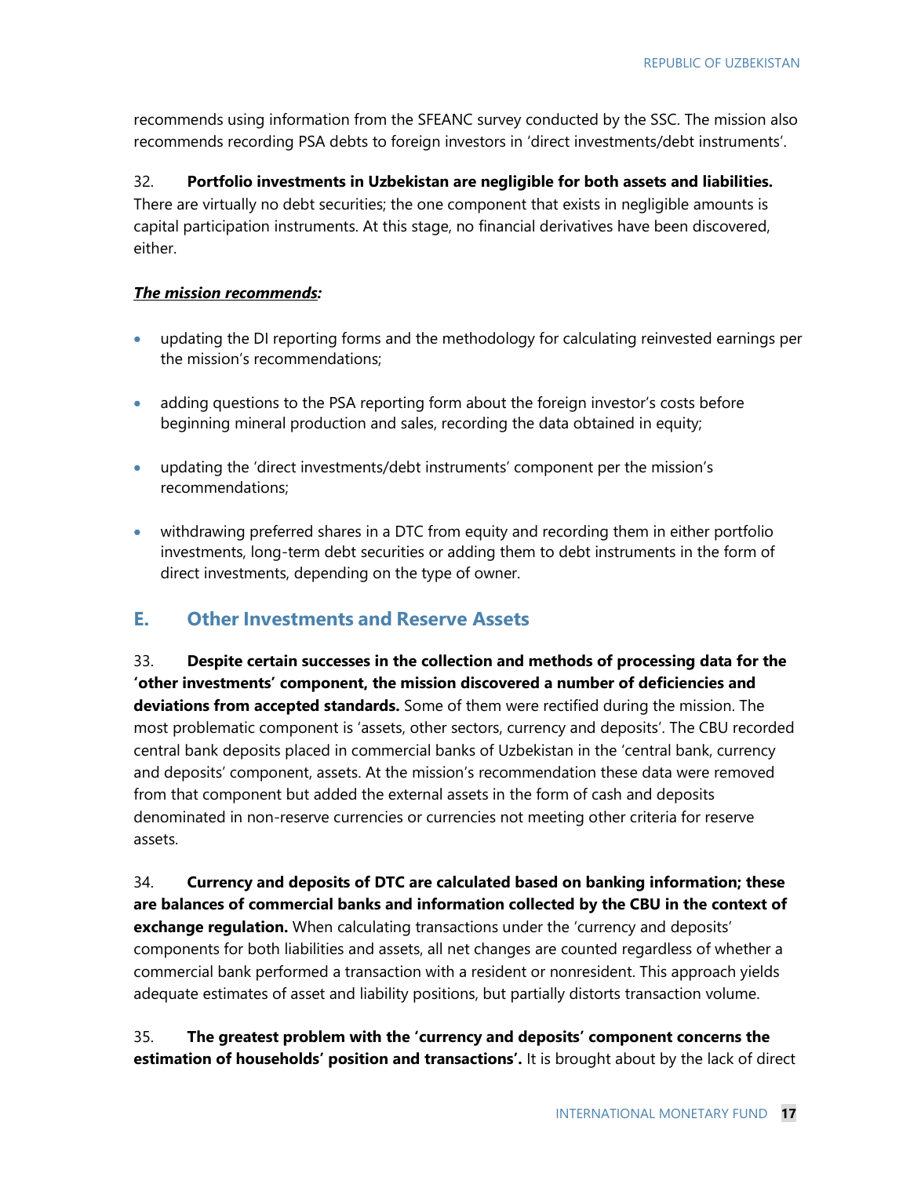recommends using information from the SFEANC survey conducted by the SSC. The mission also recommends recording PSA debts to foreign investors in 'direct investments/debt instruments'.

32. **Portfolio investments in Uzbekistan are negligible for both assets and liabilities.** There are virtually no debt securities; the one component that exists in negligible amounts is capital participation instruments. At this stage, no financial derivatives have been discovered, either.

***The mission recommends:***

- updating the DI reporting forms and the methodology for calculating reinvested earnings per the mission's recommendations;
- adding questions to the PSA reporting form about the foreign investor's costs before beginning mineral production and sales, recording the data obtained in equity;
- updating the 'direct investments/debt instruments' component per the mission's recommendations;
- withdrawing preferred shares in a DTC from equity and recording them in either portfolio investments, long-term debt securities or adding them to debt instruments in the form of direct investments, depending on the type of owner.

## E. Other Investments and Reserve Assets

33. **Despite certain successes in the collection and methods of processing data for the 'other investments' component, the mission discovered a number of deficiencies and deviations from accepted standards.** Some of them were rectified during the mission. The most problematic component is 'assets, other sectors, currency and deposits'. The CBU recorded central bank deposits placed in commercial banks of Uzbekistan in the 'central bank, currency and deposits' component, assets. At the mission's recommendation these data were removed from that component but added the external assets in the form of cash and deposits denominated in non-reserve currencies or currencies not meeting other criteria for reserve assets.

34. **Currency and deposits of DTC are calculated based on banking information; these are balances of commercial banks and information collected by the CBU in the context of exchange regulation.** When calculating transactions under the 'currency and deposits' components for both liabilities and assets, all net changes are counted regardless of whether a commercial bank performed a transaction with a resident or nonresident. This approach yields adequate estimates of asset and liability positions, but partially distorts transaction volume.

35. **The greatest problem with the 'currency and deposits' component concerns the estimation of households' position and transactions'.** It is brought about by the lack of direct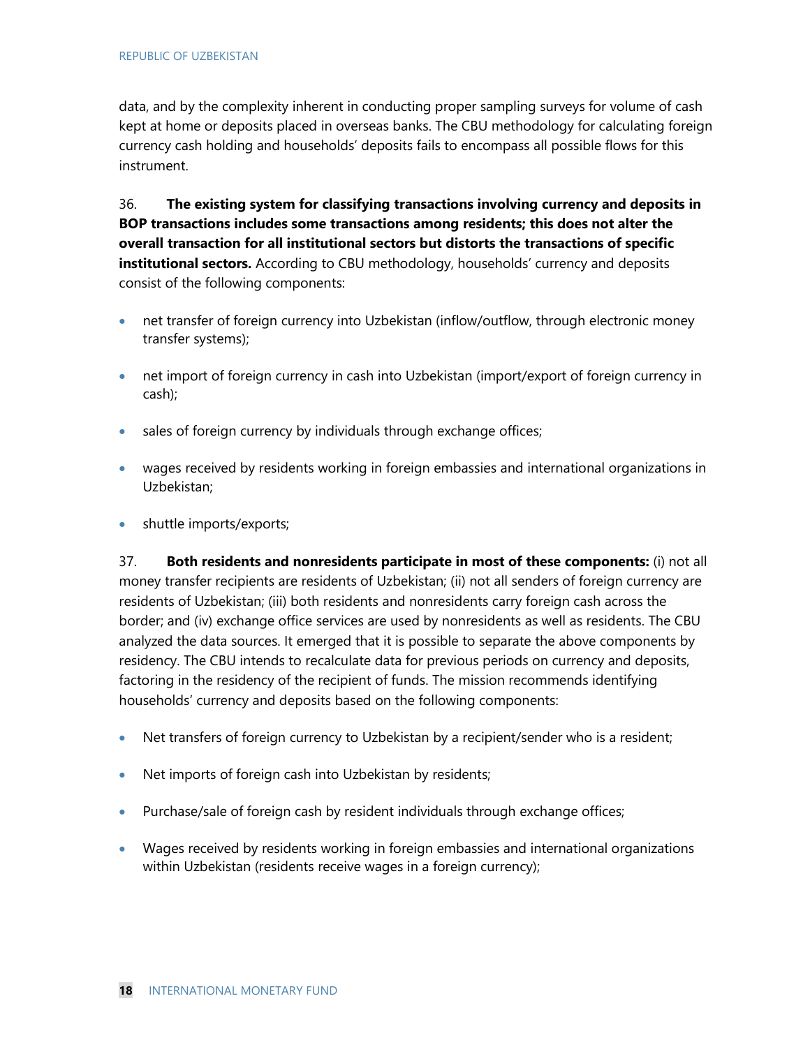data, and by the complexity inherent in conducting proper sampling surveys for volume of cash kept at home or deposits placed in overseas banks. The CBU methodology for calculating foreign currency cash holding and households' deposits fails to encompass all possible flows for this instrument.

36. **The existing system for classifying transactions involving currency and deposits in BOP transactions includes some transactions among residents; this does not alter the overall transaction for all institutional sectors but distorts the transactions of specific institutional sectors.** According to CBU methodology, households' currency and deposits consist of the following components:

- net transfer of foreign currency into Uzbekistan (inflow/outflow, through electronic money transfer systems);
- net import of foreign currency in cash into Uzbekistan (import/export of foreign currency in cash);
- sales of foreign currency by individuals through exchange offices;
- wages received by residents working in foreign embassies and international organizations in Uzbekistan;
- shuttle imports/exports;

37. **Both residents and nonresidents participate in most of these components:** (i) not all money transfer recipients are residents of Uzbekistan; (ii) not all senders of foreign currency are residents of Uzbekistan; (iii) both residents and nonresidents carry foreign cash across the border; and (iv) exchange office services are used by nonresidents as well as residents. The CBU analyzed the data sources. It emerged that it is possible to separate the above components by residency. The CBU intends to recalculate data for previous periods on currency and deposits, factoring in the residency of the recipient of funds. The mission recommends identifying households' currency and deposits based on the following components:

- Net transfers of foreign currency to Uzbekistan by a recipient/sender who is a resident;
- Net imports of foreign cash into Uzbekistan by residents;
- Purchase/sale of foreign cash by resident individuals through exchange offices;
- Wages received by residents working in foreign embassies and international organizations within Uzbekistan (residents receive wages in a foreign currency);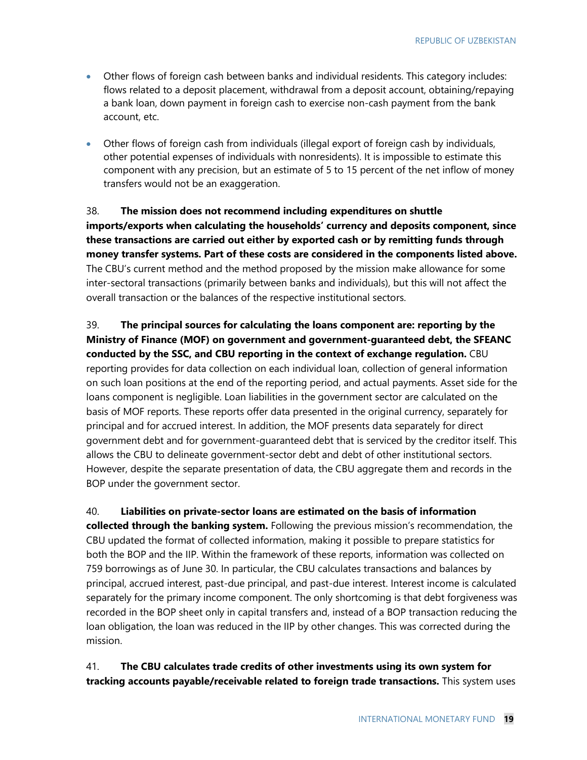- Other flows of foreign cash between banks and individual residents. This category includes: flows related to a deposit placement, withdrawal from a deposit account, obtaining/repaying a bank loan, down payment in foreign cash to exercise non-cash payment from the bank account, etc.

- Other flows of foreign cash from individuals (illegal export of foreign cash by individuals, other potential expenses of individuals with nonresidents). It is impossible to estimate this component with any precision, but an estimate of 5 to 15 percent of the net inflow of money transfers would not be an exaggeration.

38. **The mission does not recommend including expenditures on shuttle imports/exports when calculating the households' currency and deposits component, since these transactions are carried out either by exported cash or by remitting funds through money transfer systems. Part of these costs are considered in the components listed above.** The CBU's current method and the method proposed by the mission make allowance for some inter-sectoral transactions (primarily between banks and individuals), but this will not affect the overall transaction or the balances of the respective institutional sectors.

39. **The principal sources for calculating the loans component are: reporting by the Ministry of Finance (MOF) on government and government-guaranteed debt, the SFEANC conducted by the SSC, and CBU reporting in the context of exchange regulation.** CBU reporting provides for data collection on each individual loan, collection of general information on such loan positions at the end of the reporting period, and actual payments. Asset side for the loans component is negligible. Loan liabilities in the government sector are calculated on the basis of MOF reports. These reports offer data presented in the original currency, separately for principal and for accrued interest. In addition, the MOF presents data separately for direct government debt and for government-guaranteed debt that is serviced by the creditor itself. This allows the CBU to delineate government-sector debt and debt of other institutional sectors. However, despite the separate presentation of data, the CBU aggregate them and records in the BOP under the government sector.

40. **Liabilities on private-sector loans are estimated on the basis of information collected through the banking system.** Following the previous mission's recommendation, the CBU updated the format of collected information, making it possible to prepare statistics for both the BOP and the IIP. Within the framework of these reports, information was collected on 759 borrowings as of June 30. In particular, the CBU calculates transactions and balances by principal, accrued interest, past-due principal, and past-due interest. Interest income is calculated separately for the primary income component. The only shortcoming is that debt forgiveness was recorded in the BOP sheet only in capital transfers and, instead of a BOP transaction reducing the loan obligation, the loan was reduced in the IIP by other changes. This was corrected during the mission.

41. **The CBU calculates trade credits of other investments using its own system for tracking accounts payable/receivable related to foreign trade transactions.** This system uses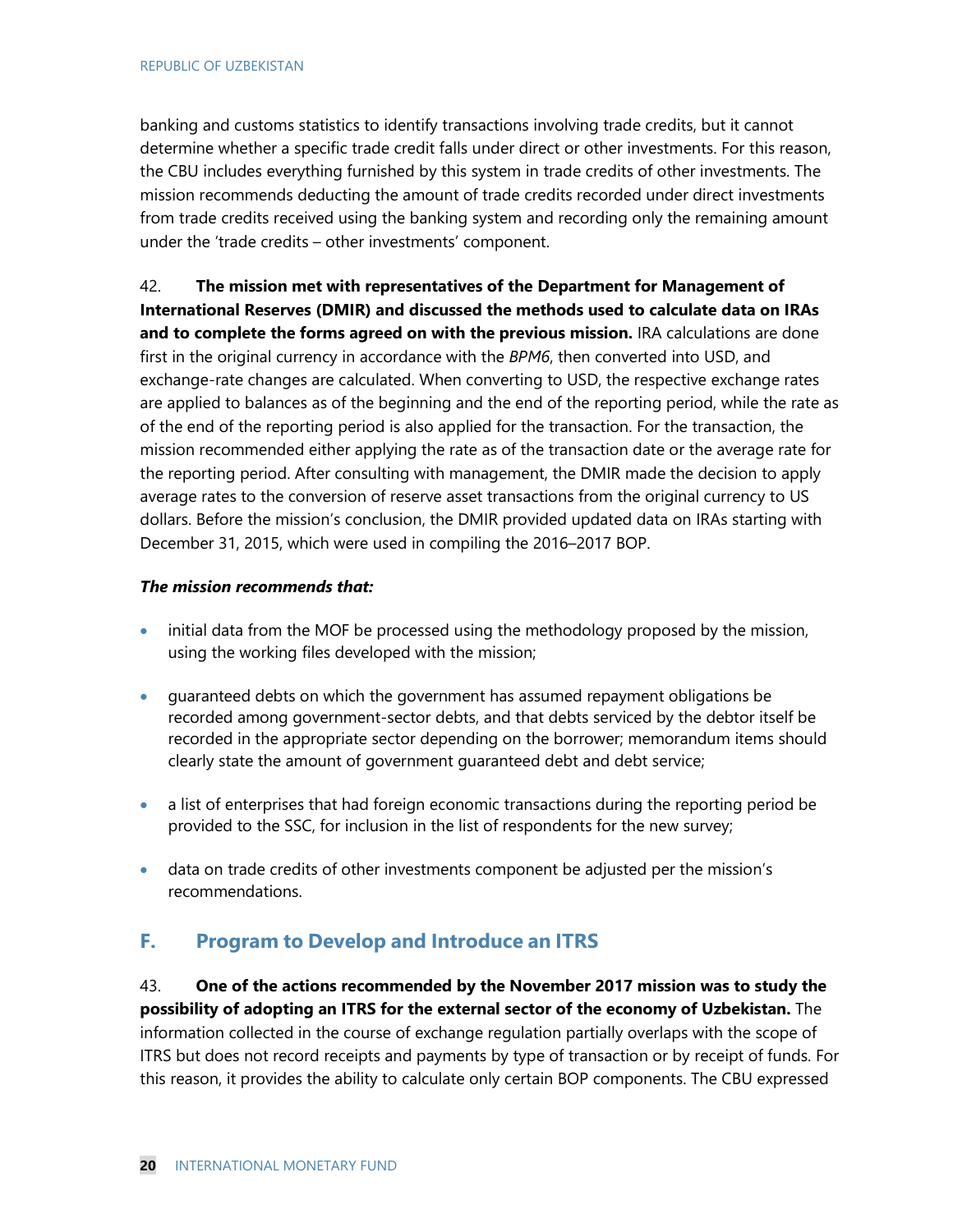banking and customs statistics to identify transactions involving trade credits, but it cannot determine whether a specific trade credit falls under direct or other investments. For this reason, the CBU includes everything furnished by this system in trade credits of other investments. The mission recommends deducting the amount of trade credits recorded under direct investments from trade credits received using the banking system and recording only the remaining amount under the 'trade credits – other investments' component.

42. **The mission met with representatives of the Department for Management of International Reserves (DMIR) and discussed the methods used to calculate data on IRAs and to complete the forms agreed on with the previous mission.** IRA calculations are done first in the original currency in accordance with the *BPM6*, then converted into USD, and exchange-rate changes are calculated. When converting to USD, the respective exchange rates are applied to balances as of the beginning and the end of the reporting period, while the rate as of the end of the reporting period is also applied for the transaction. For the transaction, the mission recommended either applying the rate as of the transaction date or the average rate for the reporting period. After consulting with management, the DMIR made the decision to apply average rates to the conversion of reserve asset transactions from the original currency to US dollars. Before the mission's conclusion, the DMIR provided updated data on IRAs starting with December 31, 2015, which were used in compiling the 2016–2017 BOP.

***The mission recommends that:***

- initial data from the MOF be processed using the methodology proposed by the mission, using the working files developed with the mission;
- guaranteed debts on which the government has assumed repayment obligations be recorded among government-sector debts, and that debts serviced by the debtor itself be recorded in the appropriate sector depending on the borrower; memorandum items should clearly state the amount of government guaranteed debt and debt service;
- a list of enterprises that had foreign economic transactions during the reporting period be provided to the SSC, for inclusion in the list of respondents for the new survey;
- data on trade credits of other investments component be adjusted per the mission's recommendations.

## F. Program to Develop and Introduce an ITRS

43. **One of the actions recommended by the November 2017 mission was to study the possibility of adopting an ITRS for the external sector of the economy of Uzbekistan.** The information collected in the course of exchange regulation partially overlaps with the scope of ITRS but does not record receipts and payments by type of transaction or by receipt of funds. For this reason, it provides the ability to calculate only certain BOP components. The CBU expressed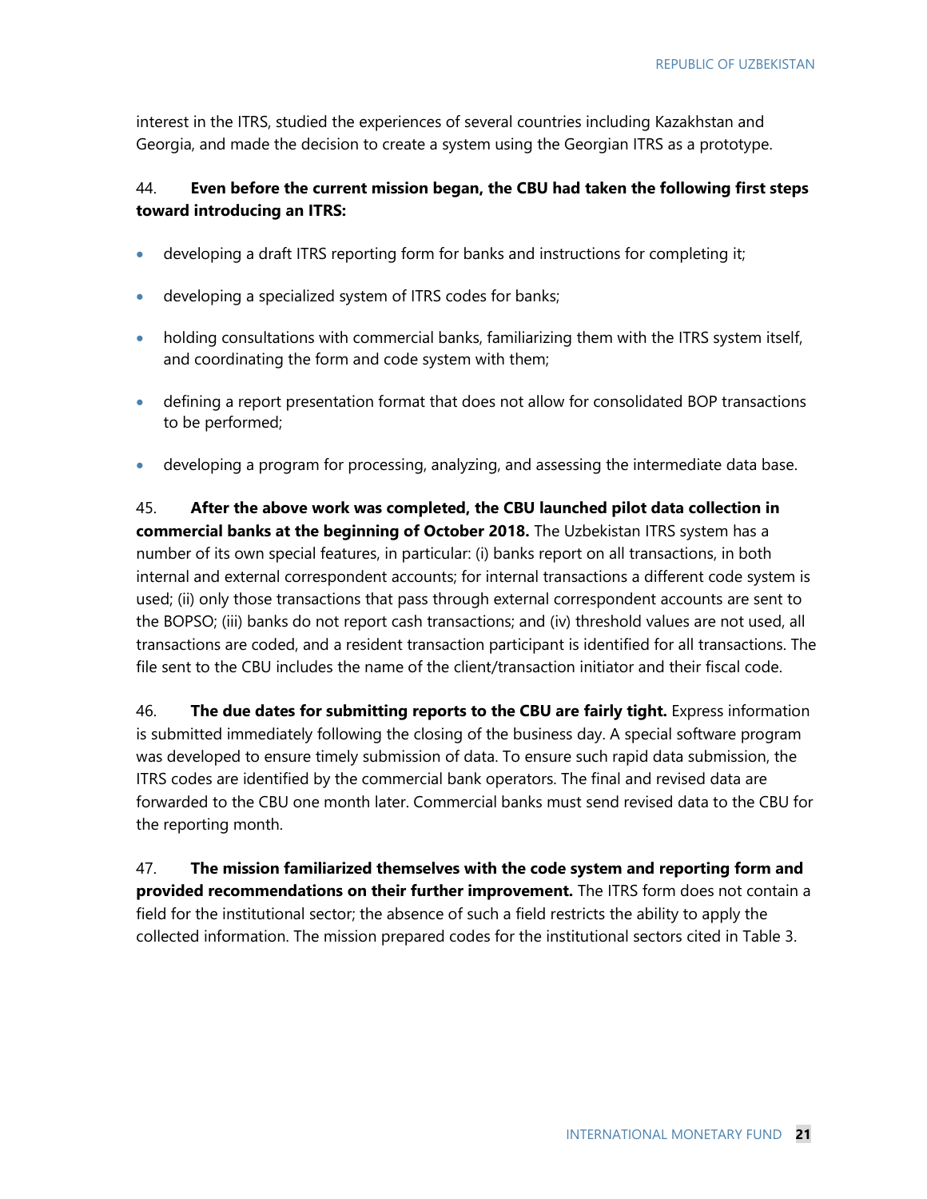interest in the ITRS, studied the experiences of several countries including Kazakhstan and Georgia, and made the decision to create a system using the Georgian ITRS as a prototype.

44. **Even before the current mission began, the CBU had taken the following first steps toward introducing an ITRS:**

- developing a draft ITRS reporting form for banks and instructions for completing it;
- developing a specialized system of ITRS codes for banks;
- holding consultations with commercial banks, familiarizing them with the ITRS system itself, and coordinating the form and code system with them;
- defining a report presentation format that does not allow for consolidated BOP transactions to be performed;
- developing a program for processing, analyzing, and assessing the intermediate data base.

45. **After the above work was completed, the CBU launched pilot data collection in commercial banks at the beginning of October 2018.** The Uzbekistan ITRS system has a number of its own special features, in particular: (i) banks report on all transactions, in both internal and external correspondent accounts; for internal transactions a different code system is used; (ii) only those transactions that pass through external correspondent accounts are sent to the BOPSO; (iii) banks do not report cash transactions; and (iv) threshold values are not used, all transactions are coded, and a resident transaction participant is identified for all transactions. The file sent to the CBU includes the name of the client/transaction initiator and their fiscal code.

46. **The due dates for submitting reports to the CBU are fairly tight.** Express information is submitted immediately following the closing of the business day. A special software program was developed to ensure timely submission of data. To ensure such rapid data submission, the ITRS codes are identified by the commercial bank operators. The final and revised data are forwarded to the CBU one month later. Commercial banks must send revised data to the CBU for the reporting month.

47. **The mission familiarized themselves with the code system and reporting form and provided recommendations on their further improvement.** The ITRS form does not contain a field for the institutional sector; the absence of such a field restricts the ability to apply the collected information. The mission prepared codes for the institutional sectors cited in Table 3.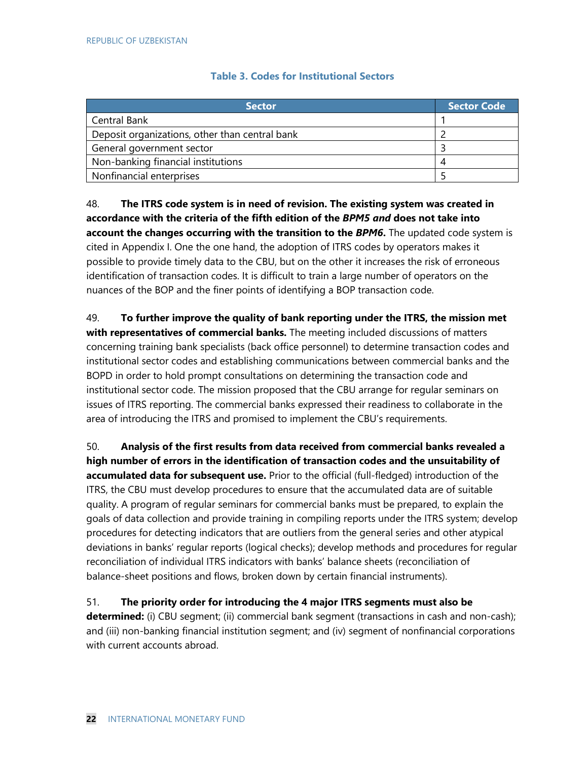**Table 3. Codes for Institutional Sectors**

| Sector | Sector Code |
|---|---|
| Central Bank | 1 |
| Deposit organizations, other than central bank | 2 |
| General government sector | 3 |
| Non-banking financial institutions | 4 |
| Nonfinancial enterprises | 5 |

48. **The ITRS code system is in need of revision. The existing system was created in accordance with the criteria of the fifth edition of the *BPM5 and* does not take into account the changes occurring with the transition to the *BPM6*.** The updated code system is cited in Appendix I. One the one hand, the adoption of ITRS codes by operators makes it possible to provide timely data to the CBU, but on the other it increases the risk of erroneous identification of transaction codes. It is difficult to train a large number of operators on the nuances of the BOP and the finer points of identifying a BOP transaction code.

49. **To further improve the quality of bank reporting under the ITRS, the mission met with representatives of commercial banks.** The meeting included discussions of matters concerning training bank specialists (back office personnel) to determine transaction codes and institutional sector codes and establishing communications between commercial banks and the BOPD in order to hold prompt consultations on determining the transaction code and institutional sector code. The mission proposed that the CBU arrange for regular seminars on issues of ITRS reporting. The commercial banks expressed their readiness to collaborate in the area of introducing the ITRS and promised to implement the CBU's requirements.

50. **Analysis of the first results from data received from commercial banks revealed a high number of errors in the identification of transaction codes and the unsuitability of accumulated data for subsequent use.** Prior to the official (full-fledged) introduction of the ITRS, the CBU must develop procedures to ensure that the accumulated data are of suitable quality. A program of regular seminars for commercial banks must be prepared, to explain the goals of data collection and provide training in compiling reports under the ITRS system; develop procedures for detecting indicators that are outliers from the general series and other atypical deviations in banks' regular reports (logical checks); develop methods and procedures for regular reconciliation of individual ITRS indicators with banks' balance sheets (reconciliation of balance-sheet positions and flows, broken down by certain financial instruments).

51. **The priority order for introducing the 4 major ITRS segments must also be determined:** (i) CBU segment; (ii) commercial bank segment (transactions in cash and non-cash); and (iii) non-banking financial institution segment; and (iv) segment of nonfinancial corporations with current accounts abroad.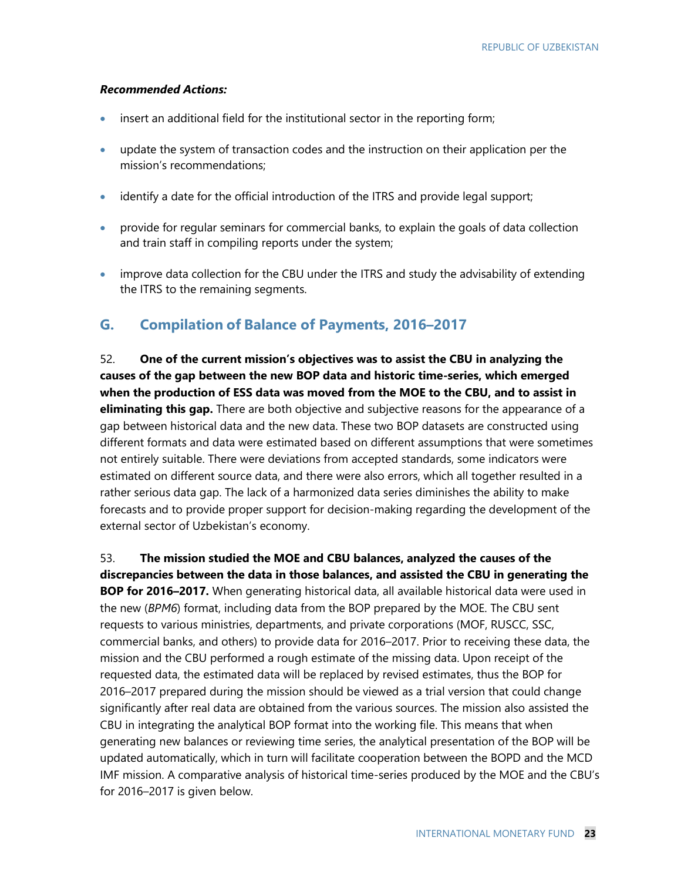***Recommended Actions:***

- insert an additional field for the institutional sector in the reporting form;
- update the system of transaction codes and the instruction on their application per the mission's recommendations;
- identify a date for the official introduction of the ITRS and provide legal support;
- provide for regular seminars for commercial banks, to explain the goals of data collection and train staff in compiling reports under the system;
- improve data collection for the CBU under the ITRS and study the advisability of extending the ITRS to the remaining segments.

## G. Compilation of Balance of Payments, 2016–2017

52. **One of the current mission's objectives was to assist the CBU in analyzing the causes of the gap between the new BOP data and historic time-series, which emerged when the production of ESS data was moved from the MOE to the CBU, and to assist in eliminating this gap.** There are both objective and subjective reasons for the appearance of a gap between historical data and the new data. These two BOP datasets are constructed using different formats and data were estimated based on different assumptions that were sometimes not entirely suitable. There were deviations from accepted standards, some indicators were estimated on different source data, and there were also errors, which all together resulted in a rather serious data gap. The lack of a harmonized data series diminishes the ability to make forecasts and to provide proper support for decision-making regarding the development of the external sector of Uzbekistan's economy.

53. **The mission studied the MOE and CBU balances, analyzed the causes of the discrepancies between the data in those balances, and assisted the CBU in generating the BOP for 2016–2017.** When generating historical data, all available historical data were used in the new (*BPM6*) format, including data from the BOP prepared by the MOE. The CBU sent requests to various ministries, departments, and private corporations (MOF, RUSCC, SSC, commercial banks, and others) to provide data for 2016–2017. Prior to receiving these data, the mission and the CBU performed a rough estimate of the missing data. Upon receipt of the requested data, the estimated data will be replaced by revised estimates, thus the BOP for 2016–2017 prepared during the mission should be viewed as a trial version that could change significantly after real data are obtained from the various sources. The mission also assisted the CBU in integrating the analytical BOP format into the working file. This means that when generating new balances or reviewing time series, the analytical presentation of the BOP will be updated automatically, which in turn will facilitate cooperation between the BOPD and the MCD IMF mission. A comparative analysis of historical time-series produced by the MOE and the CBU's for 2016–2017 is given below.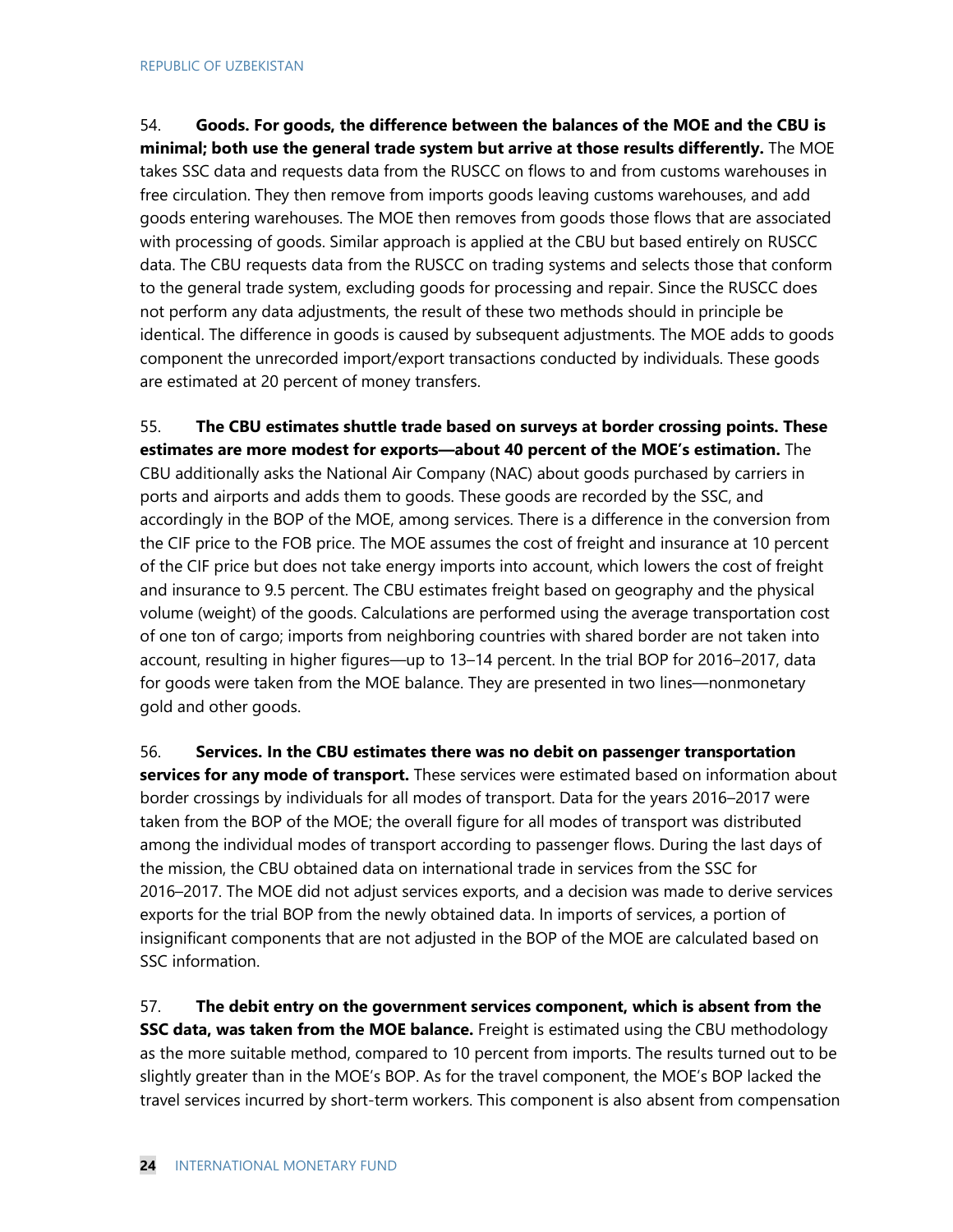54. **Goods. For goods, the difference between the balances of the MOE and the CBU is minimal; both use the general trade system but arrive at those results differently.** The MOE takes SSC data and requests data from the RUSCC on flows to and from customs warehouses in free circulation. They then remove from imports goods leaving customs warehouses, and add goods entering warehouses. The MOE then removes from goods those flows that are associated with processing of goods. Similar approach is applied at the CBU but based entirely on RUSCC data. The CBU requests data from the RUSCC on trading systems and selects those that conform to the general trade system, excluding goods for processing and repair. Since the RUSCC does not perform any data adjustments, the result of these two methods should in principle be identical. The difference in goods is caused by subsequent adjustments. The MOE adds to goods component the unrecorded import/export transactions conducted by individuals. These goods are estimated at 20 percent of money transfers.

55. **The CBU estimates shuttle trade based on surveys at border crossing points. These estimates are more modest for exports—about 40 percent of the MOE's estimation.** The CBU additionally asks the National Air Company (NAC) about goods purchased by carriers in ports and airports and adds them to goods. These goods are recorded by the SSC, and accordingly in the BOP of the MOE, among services. There is a difference in the conversion from the CIF price to the FOB price. The MOE assumes the cost of freight and insurance at 10 percent of the CIF price but does not take energy imports into account, which lowers the cost of freight and insurance to 9.5 percent. The CBU estimates freight based on geography and the physical volume (weight) of the goods. Calculations are performed using the average transportation cost of one ton of cargo; imports from neighboring countries with shared border are not taken into account, resulting in higher figures—up to 13–14 percent. In the trial BOP for 2016–2017, data for goods were taken from the MOE balance. They are presented in two lines—nonmonetary gold and other goods.

56. **Services. In the CBU estimates there was no debit on passenger transportation services for any mode of transport.** These services were estimated based on information about border crossings by individuals for all modes of transport. Data for the years 2016–2017 were taken from the BOP of the MOE; the overall figure for all modes of transport was distributed among the individual modes of transport according to passenger flows. During the last days of the mission, the CBU obtained data on international trade in services from the SSC for 2016–2017. The MOE did not adjust services exports, and a decision was made to derive services exports for the trial BOP from the newly obtained data. In imports of services, a portion of insignificant components that are not adjusted in the BOP of the MOE are calculated based on SSC information.

57. **The debit entry on the government services component, which is absent from the SSC data, was taken from the MOE balance.** Freight is estimated using the CBU methodology as the more suitable method, compared to 10 percent from imports. The results turned out to be slightly greater than in the MOE's BOP. As for the travel component, the MOE's BOP lacked the travel services incurred by short-term workers. This component is also absent from compensation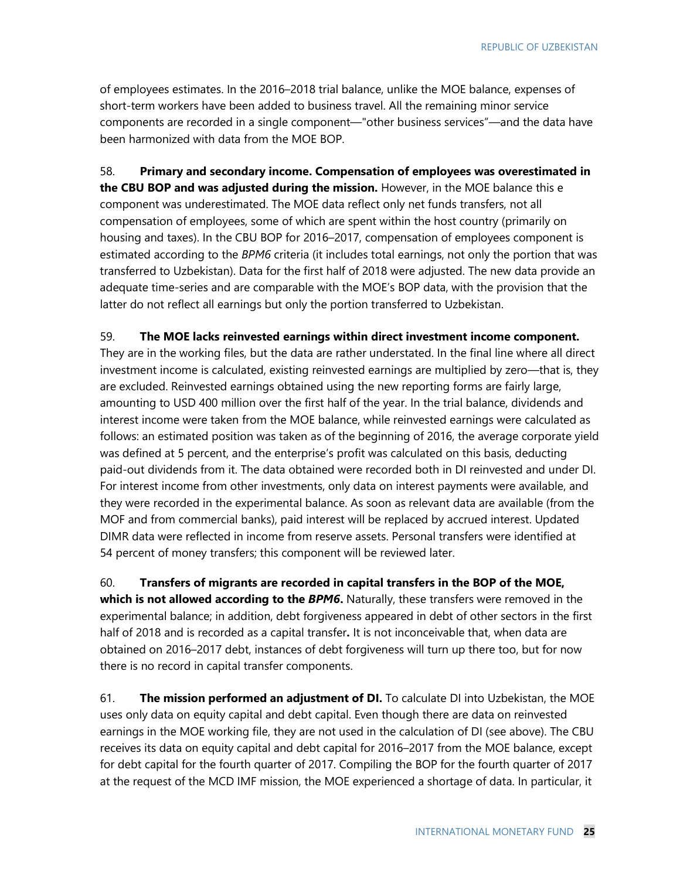of employees estimates. In the 2016–2018 trial balance, unlike the MOE balance, expenses of short-term workers have been added to business travel. All the remaining minor service components are recorded in a single component—"other business services"—and the data have been harmonized with data from the MOE BOP.

58. **Primary and secondary income. Compensation of employees was overestimated in the CBU BOP and was adjusted during the mission.** However, in the MOE balance this e component was underestimated. The MOE data reflect only net funds transfers, not all compensation of employees, some of which are spent within the host country (primarily on housing and taxes). In the CBU BOP for 2016–2017, compensation of employees component is estimated according to the *BPM6* criteria (it includes total earnings, not only the portion that was transferred to Uzbekistan). Data for the first half of 2018 were adjusted. The new data provide an adequate time-series and are comparable with the MOE's BOP data, with the provision that the latter do not reflect all earnings but only the portion transferred to Uzbekistan.

59. **The MOE lacks reinvested earnings within direct investment income component.** They are in the working files, but the data are rather understated. In the final line where all direct investment income is calculated, existing reinvested earnings are multiplied by zero—that is, they are excluded. Reinvested earnings obtained using the new reporting forms are fairly large, amounting to USD 400 million over the first half of the year. In the trial balance, dividends and interest income were taken from the MOE balance, while reinvested earnings were calculated as follows: an estimated position was taken as of the beginning of 2016, the average corporate yield was defined at 5 percent, and the enterprise's profit was calculated on this basis, deducting paid-out dividends from it. The data obtained were recorded both in DI reinvested and under DI. For interest income from other investments, only data on interest payments were available, and they were recorded in the experimental balance. As soon as relevant data are available (from the MOF and from commercial banks), paid interest will be replaced by accrued interest. Updated DIMR data were reflected in income from reserve assets. Personal transfers were identified at 54 percent of money transfers; this component will be reviewed later.

60. **Transfers of migrants are recorded in capital transfers in the BOP of the MOE, which is not allowed according to the *BPM6*.** Naturally, these transfers were removed in the experimental balance; in addition, debt forgiveness appeared in debt of other sectors in the first half of 2018 and is recorded as a capital transfer**.** It is not inconceivable that, when data are obtained on 2016–2017 debt, instances of debt forgiveness will turn up there too, but for now there is no record in capital transfer components.

61. **The mission performed an adjustment of DI.** To calculate DI into Uzbekistan, the MOE uses only data on equity capital and debt capital. Even though there are data on reinvested earnings in the MOE working file, they are not used in the calculation of DI (see above). The CBU receives its data on equity capital and debt capital for 2016–2017 from the MOE balance, except for debt capital for the fourth quarter of 2017. Compiling the BOP for the fourth quarter of 2017 at the request of the MCD IMF mission, the MOE experienced a shortage of data. In particular, it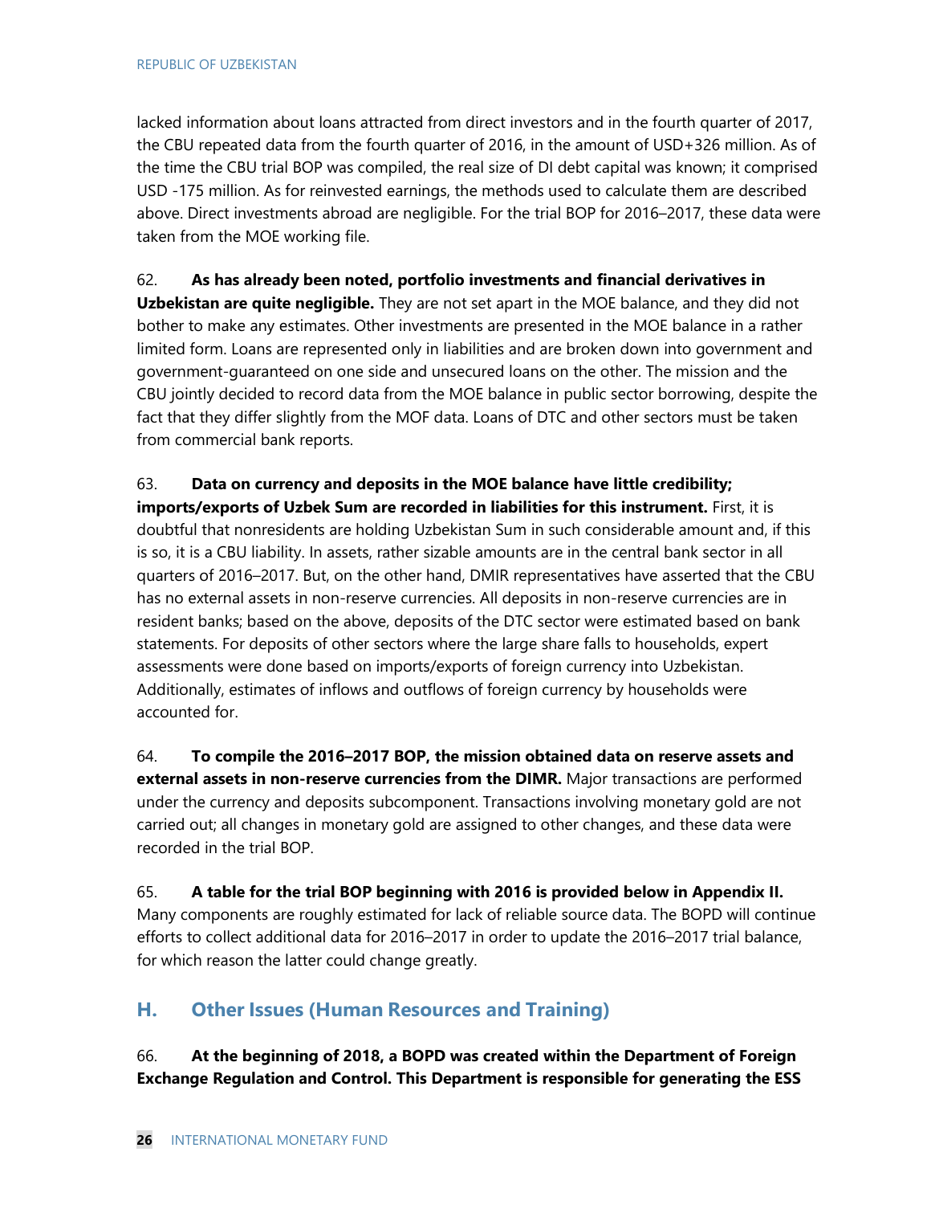lacked information about loans attracted from direct investors and in the fourth quarter of 2017, the CBU repeated data from the fourth quarter of 2016, in the amount of USD+326 million. As of the time the CBU trial BOP was compiled, the real size of DI debt capital was known; it comprised USD -175 million. As for reinvested earnings, the methods used to calculate them are described above. Direct investments abroad are negligible. For the trial BOP for 2016–2017, these data were taken from the MOE working file.

62. **As has already been noted, portfolio investments and financial derivatives in Uzbekistan are quite negligible.** They are not set apart in the MOE balance, and they did not bother to make any estimates. Other investments are presented in the MOE balance in a rather limited form. Loans are represented only in liabilities and are broken down into government and government-guaranteed on one side and unsecured loans on the other. The mission and the CBU jointly decided to record data from the MOE balance in public sector borrowing, despite the fact that they differ slightly from the MOF data. Loans of DTC and other sectors must be taken from commercial bank reports.

63. **Data on currency and deposits in the MOE balance have little credibility; imports/exports of Uzbek Sum are recorded in liabilities for this instrument.** First, it is doubtful that nonresidents are holding Uzbekistan Sum in such considerable amount and, if this is so, it is a CBU liability. In assets, rather sizable amounts are in the central bank sector in all quarters of 2016–2017. But, on the other hand, DMIR representatives have asserted that the CBU has no external assets in non-reserve currencies. All deposits in non-reserve currencies are in resident banks; based on the above, deposits of the DTC sector were estimated based on bank statements. For deposits of other sectors where the large share falls to households, expert assessments were done based on imports/exports of foreign currency into Uzbekistan. Additionally, estimates of inflows and outflows of foreign currency by households were accounted for.

64. **To compile the 2016–2017 BOP, the mission obtained data on reserve assets and external assets in non-reserve currencies from the DIMR.** Major transactions are performed under the currency and deposits subcomponent. Transactions involving monetary gold are not carried out; all changes in monetary gold are assigned to other changes, and these data were recorded in the trial BOP.

65. **A table for the trial BOP beginning with 2016 is provided below in Appendix II.** Many components are roughly estimated for lack of reliable source data. The BOPD will continue efforts to collect additional data for 2016–2017 in order to update the 2016–2017 trial balance, for which reason the latter could change greatly.

## H. Other Issues (Human Resources and Training)

66. **At the beginning of 2018, a BOPD was created within the Department of Foreign Exchange Regulation and Control. This Department is responsible for generating the ESS**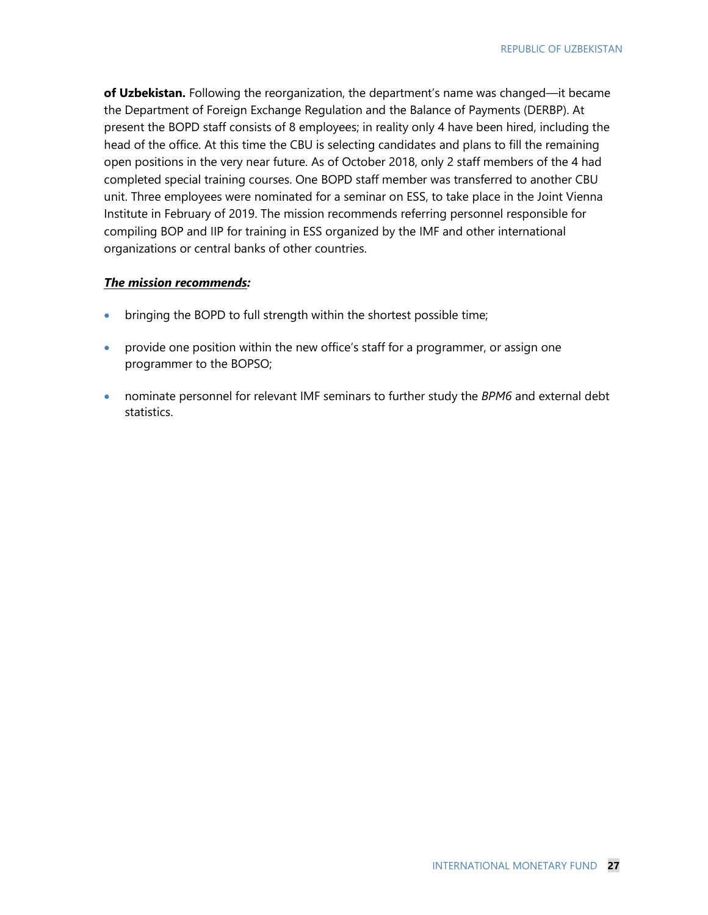**of Uzbekistan.** Following the reorganization, the department's name was changed—it became the Department of Foreign Exchange Regulation and the Balance of Payments (DERBP). At present the BOPD staff consists of 8 employees; in reality only 4 have been hired, including the head of the office. At this time the CBU is selecting candidates and plans to fill the remaining open positions in the very near future. As of October 2018, only 2 staff members of the 4 had completed special training courses. One BOPD staff member was transferred to another CBU unit. Three employees were nominated for a seminar on ESS, to take place in the Joint Vienna Institute in February of 2019. The mission recommends referring personnel responsible for compiling BOP and IIP for training in ESS organized by the IMF and other international organizations or central banks of other countries.

***The mission recommends*:**

- bringing the BOPD to full strength within the shortest possible time;
- provide one position within the new office's staff for a programmer, or assign one programmer to the BOPSO;
- nominate personnel for relevant IMF seminars to further study the *BPM6* and external debt statistics.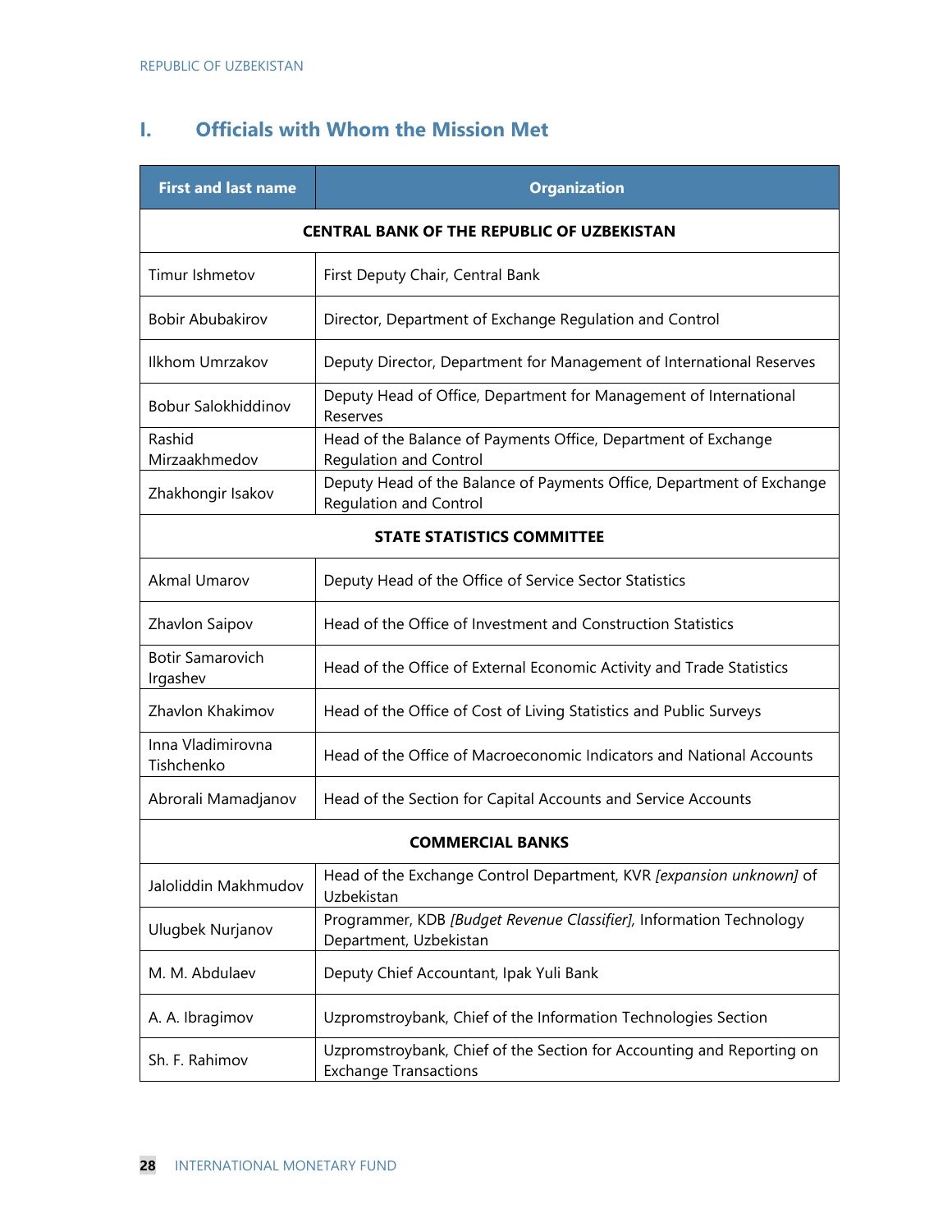## I. Officials with Whom the Mission Met

| First and last name | Organization |
|---|---|
| **CENTRAL BANK OF THE REPUBLIC OF UZBEKISTAN** | |
| Timur Ishmetov | First Deputy Chair, Central Bank |
| Bobir Abubakirov | Director, Department of Exchange Regulation and Control |
| Ilkhom Umrzakov | Deputy Director, Department for Management of International Reserves |
| Bobur Salokhiddinov | Deputy Head of Office, Department for Management of International Reserves |
| Rashid Mirzaakhmedov | Head of the Balance of Payments Office, Department of Exchange Regulation and Control |
| Zhakhongir Isakov | Deputy Head of the Balance of Payments Office, Department of Exchange Regulation and Control |
| **STATE STATISTICS COMMITTEE** | |
| Akmal Umarov | Deputy Head of the Office of Service Sector Statistics |
| Zhavlon Saipov | Head of the Office of Investment and Construction Statistics |
| Botir Samarovich Irgashev | Head of the Office of External Economic Activity and Trade Statistics |
| Zhavlon Khakimov | Head of the Office of Cost of Living Statistics and Public Surveys |
| Inna Vladimirovna Tishchenko | Head of the Office of Macroeconomic Indicators and National Accounts |
| Abrorali Mamadjanov | Head of the Section for Capital Accounts and Service Accounts |
| **COMMERCIAL BANKS** | |
| Jaloliddin Makhmudov | Head of the Exchange Control Department, KVR *[expansion unknown]* of Uzbekistan |
| Ulugbek Nurjanov | Programmer, KDB *[Budget Revenue Classifier]*, Information Technology Department, Uzbekistan |
| M. M. Abdulaev | Deputy Chief Accountant, Ipak Yuli Bank |
| A. A. Ibragimov | Uzpromstroybank, Chief of the Information Technologies Section |
| Sh. F. Rahimov | Uzpromstroybank, Chief of the Section for Accounting and Reporting on Exchange Transactions |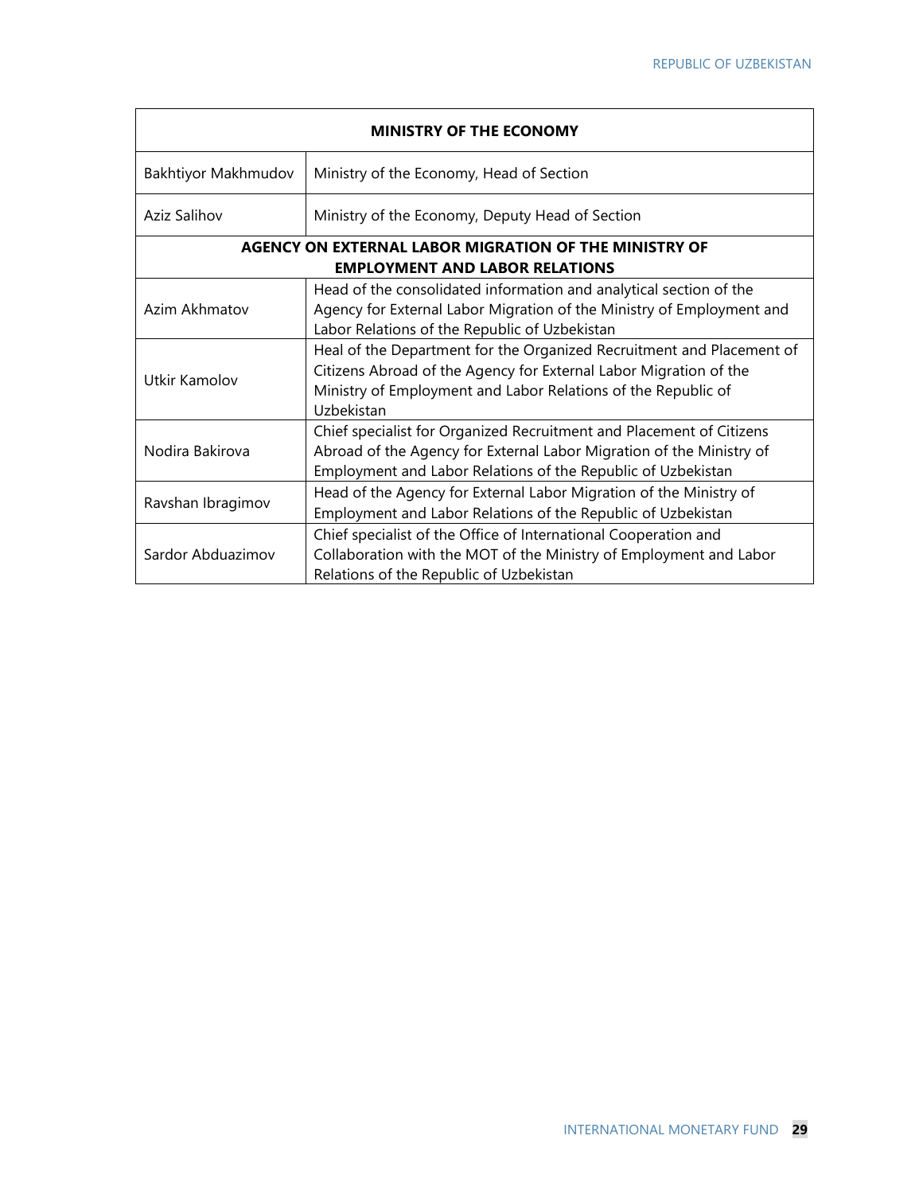| MINISTRY OF THE ECONOMY | |
|---|---|
| Bakhtiyor Makhmudov | Ministry of the Economy, Head of Section |
| Aziz Salihov | Ministry of the Economy, Deputy Head of Section |
| **AGENCY ON EXTERNAL LABOR MIGRATION OF THE MINISTRY OF EMPLOYMENT AND LABOR RELATIONS** | |
| Azim Akhmatov | Head of the consolidated information and analytical section of the Agency for External Labor Migration of the Ministry of Employment and Labor Relations of the Republic of Uzbekistan |
| Utkir Kamolov | Heal of the Department for the Organized Recruitment and Placement of Citizens Abroad of the Agency for External Labor Migration of the Ministry of Employment and Labor Relations of the Republic of Uzbekistan |
| Nodira Bakirova | Chief specialist for Organized Recruitment and Placement of Citizens Abroad of the Agency for External Labor Migration of the Ministry of Employment and Labor Relations of the Republic of Uzbekistan |
| Ravshan Ibragimov | Head of the Agency for External Labor Migration of the Ministry of Employment and Labor Relations of the Republic of Uzbekistan |
| Sardor Abduazimov | Chief specialist of the Office of International Cooperation and Collaboration with the MOT of the Ministry of Employment and Labor Relations of the Republic of Uzbekistan |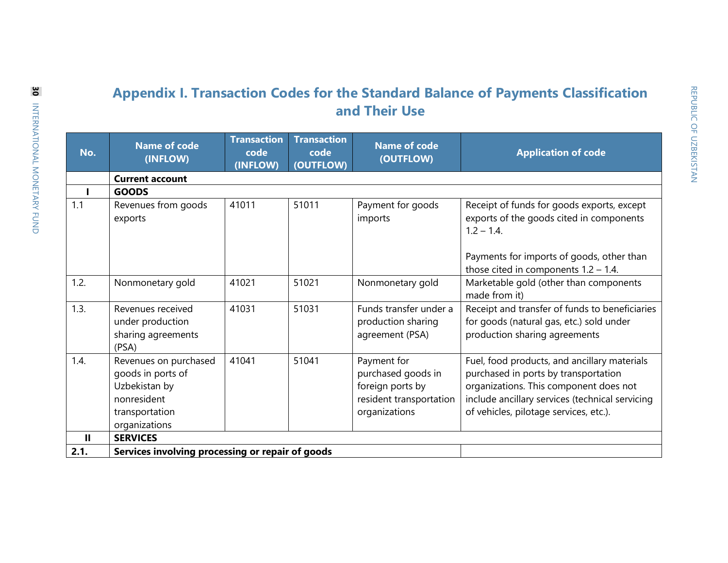# Appendix I. Transaction Codes for the Standard Balance of Payments Classification and Their Use

| No. | Name of code (INFLOW) | Transaction code (INFLOW) | Transaction code (OUTFLOW) | Name of code (OUTFLOW) | Application of code |
|---|---|---|---|---|---|
| | **Current account** | | | | |
| **I** | **GOODS** | | | | |
| 1.1 | Revenues from goods exports | 41011 | 51011 | Payment for goods imports | Receipt of funds for goods exports, except exports of the goods cited in components 1.2 – 1.4.<br><br>Payments for imports of goods, other than those cited in components 1.2 – 1.4. |
| 1.2. | Nonmonetary gold | 41021 | 51021 | Nonmonetary gold | Marketable gold (other than components made from it) |
| 1.3. | Revenues received under production sharing agreements (PSA) | 41031 | 51031 | Funds transfer under a production sharing agreement (PSA) | Receipt and transfer of funds to beneficiaries for goods (natural gas, etc.) sold under production sharing agreements |
| 1.4. | Revenues on purchased goods in ports of Uzbekistan by nonresident transportation organizations | 41041 | 51041 | Payment for purchased goods in foreign ports by resident transportation organizations | Fuel, food products, and ancillary materials purchased in ports by transportation organizations. This component does not include ancillary services (technical servicing of vehicles, pilotage services, etc.). |
| **II** | **SERVICES** | | | | |
| **2.1.** | **Services involving processing or repair of goods** | | | | |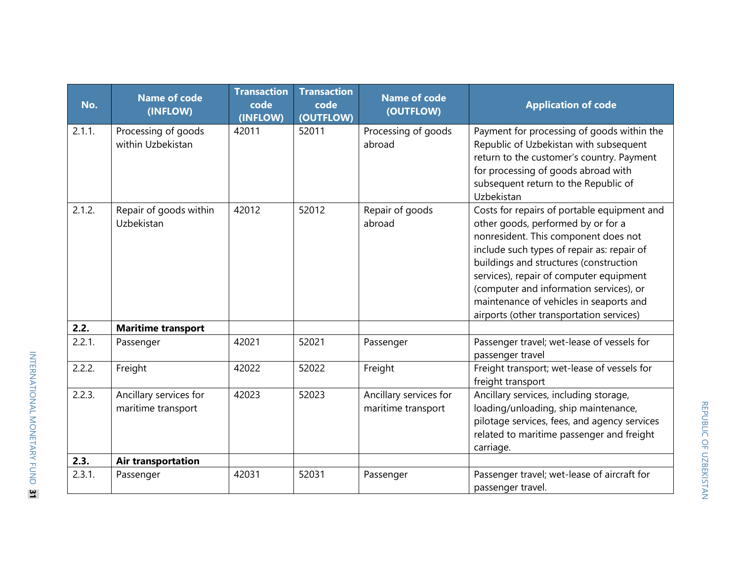| No. | Name of code (INFLOW) | Transaction code (INFLOW) | Transaction code (OUTFLOW) | Name of code (OUTFLOW) | Application of code |
|---|---|---|---|---|---|
| 2.1.1. | Processing of goods within Uzbekistan | 42011 | 52011 | Processing of goods abroad | Payment for processing of goods within the Republic of Uzbekistan with subsequent return to the customer's country. Payment for processing of goods abroad with subsequent return to the Republic of Uzbekistan |
| 2.1.2. | Repair of goods within Uzbekistan | 42012 | 52012 | Repair of goods abroad | Costs for repairs of portable equipment and other goods, performed by or for a nonresident. This component does not include such types of repair as: repair of buildings and structures (construction services), repair of computer equipment (computer and information services), or maintenance of vehicles in seaports and airports (other transportation services) |
| **2.2.** | **Maritime transport** | | | | |
| 2.2.1. | Passenger | 42021 | 52021 | Passenger | Passenger travel; wet-lease of vessels for passenger travel |
| 2.2.2. | Freight | 42022 | 52022 | Freight | Freight transport; wet-lease of vessels for freight transport |
| 2.2.3. | Ancillary services for maritime transport | 42023 | 52023 | Ancillary services for maritime transport | Ancillary services, including storage, loading/unloading, ship maintenance, pilotage services, fees, and agency services related to maritime passenger and freight carriage. |
| **2.3.** | **Air transportation** | | | | |
| 2.3.1. | Passenger | 42031 | 52031 | Passenger | Passenger travel; wet-lease of aircraft for passenger travel. |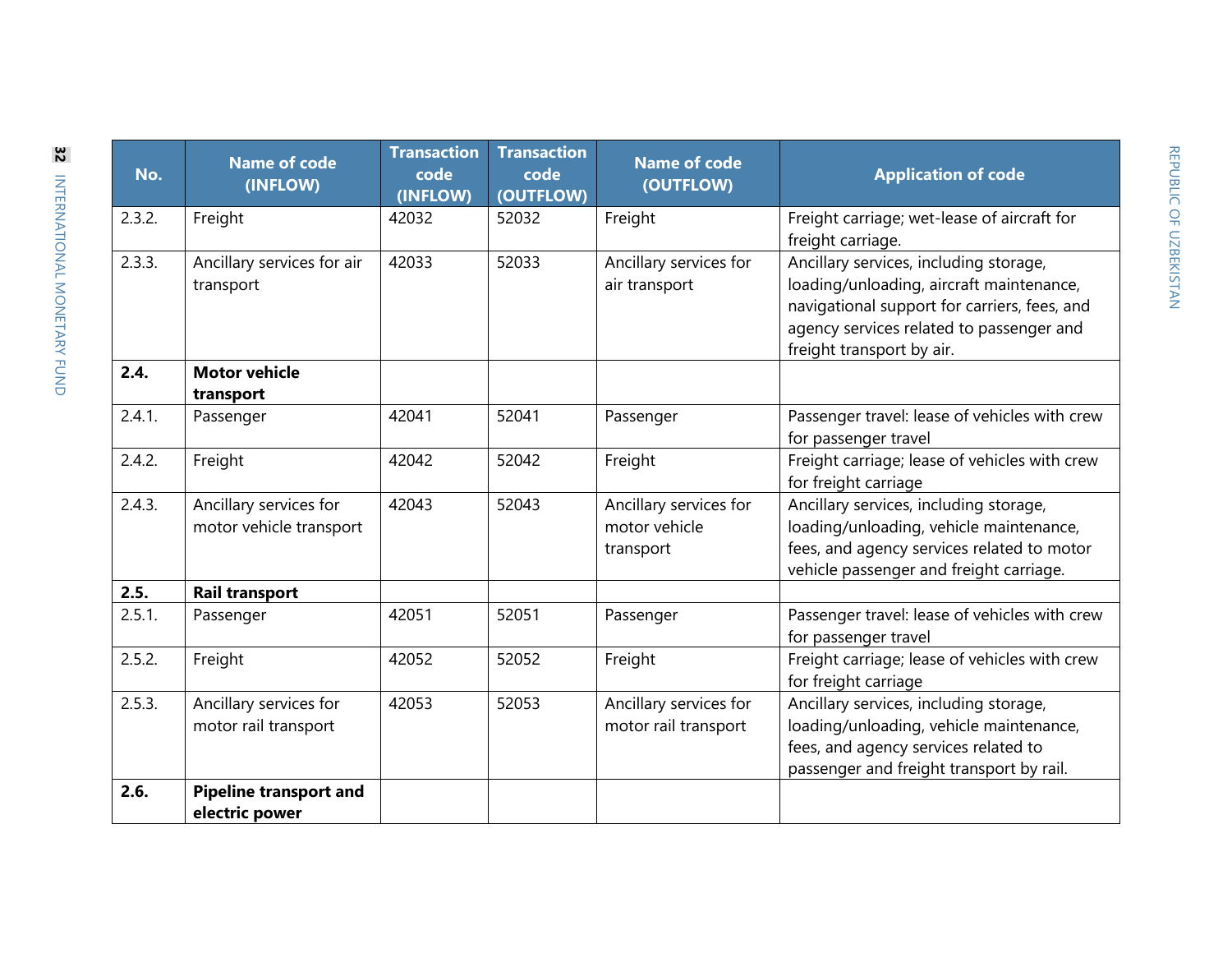| No. | Name of code (INFLOW) | Transaction code (INFLOW) | Transaction code (OUTFLOW) | Name of code (OUTFLOW) | Application of code |
|---|---|---|---|---|---|
| 2.3.2. | Freight | 42032 | 52032 | Freight | Freight carriage; wet-lease of aircraft for freight carriage. |
| 2.3.3. | Ancillary services for air transport | 42033 | 52033 | Ancillary services for air transport | Ancillary services, including storage, loading/unloading, aircraft maintenance, navigational support for carriers, fees, and agency services related to passenger and freight transport by air. |
| **2.4.** | **Motor vehicle transport** | | | | |
| 2.4.1. | Passenger | 42041 | 52041 | Passenger | Passenger travel: lease of vehicles with crew for passenger travel |
| 2.4.2. | Freight | 42042 | 52042 | Freight | Freight carriage; lease of vehicles with crew for freight carriage |
| 2.4.3. | Ancillary services for motor vehicle transport | 42043 | 52043 | Ancillary services for motor vehicle transport | Ancillary services, including storage, loading/unloading, vehicle maintenance, fees, and agency services related to motor vehicle passenger and freight carriage. |
| **2.5.** | **Rail transport** | | | | |
| 2.5.1. | Passenger | 42051 | 52051 | Passenger | Passenger travel: lease of vehicles with crew for passenger travel |
| 2.5.2. | Freight | 42052 | 52052 | Freight | Freight carriage; lease of vehicles with crew for freight carriage |
| 2.5.3. | Ancillary services for motor rail transport | 42053 | 52053 | Ancillary services for motor rail transport | Ancillary services, including storage, loading/unloading, vehicle maintenance, fees, and agency services related to passenger and freight transport by rail. |
| **2.6.** | **Pipeline transport and electric power** | | | | |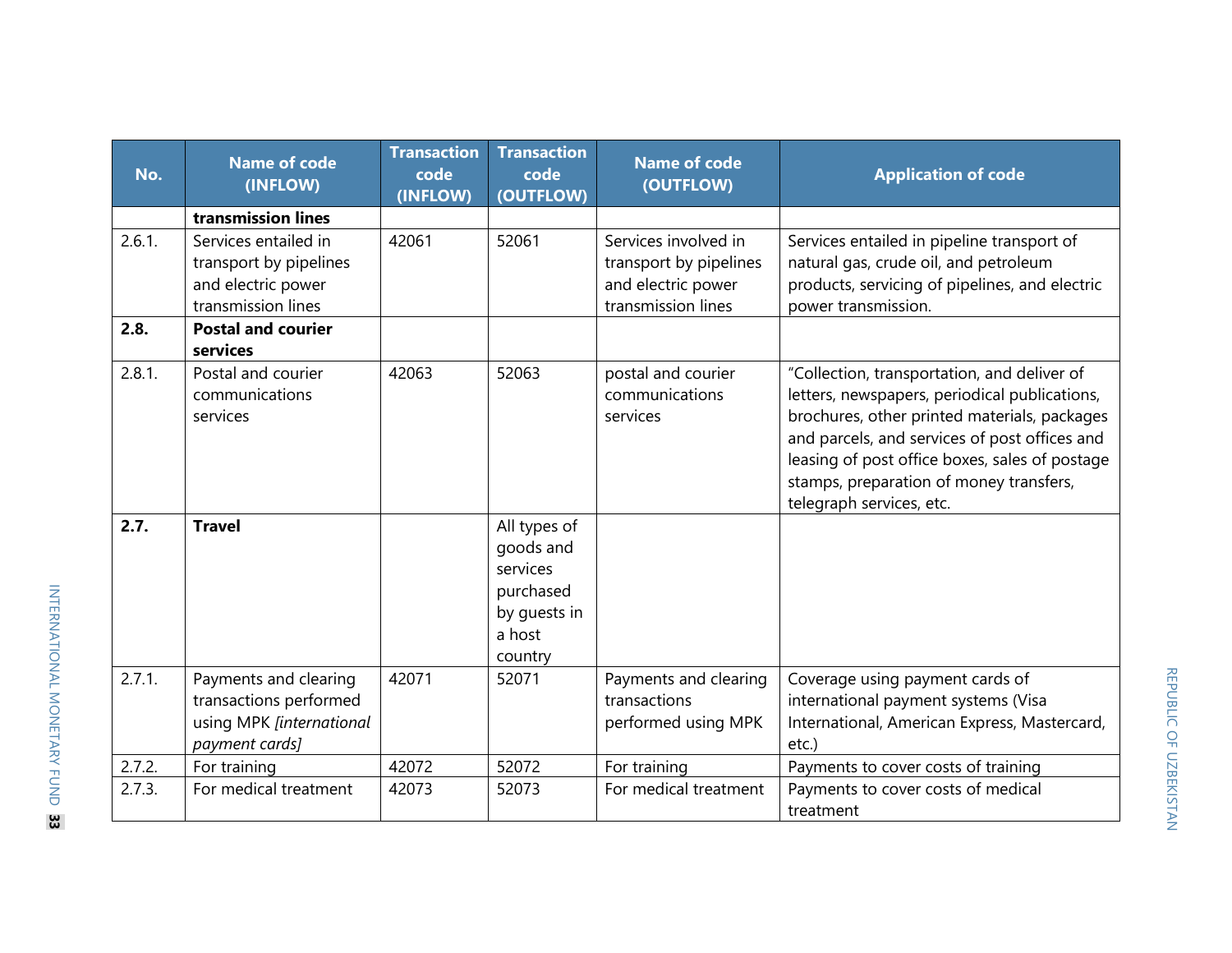| No. | Name of code (INFLOW) | Transaction code (INFLOW) | Transaction code (OUTFLOW) | Name of code (OUTFLOW) | Application of code |
|---|---|---|---|---|---|
| | **transmission lines** | | | | |
| 2.6.1. | Services entailed in transport by pipelines and electric power transmission lines | 42061 | 52061 | Services involved in transport by pipelines and electric power transmission lines | Services entailed in pipeline transport of natural gas, crude oil, and petroleum products, servicing of pipelines, and electric power transmission. |
| **2.8.** | **Postal and courier services** | | | | |
| 2.8.1. | Postal and courier communications services | 42063 | 52063 | postal and courier communications services | "Collection, transportation, and deliver of letters, newspapers, periodical publications, brochures, other printed materials, packages and parcels, and services of post offices and leasing of post office boxes, sales of postage stamps, preparation of money transfers, telegraph services, etc. |
| **2.7.** | **Travel** | | All types of goods and services purchased by guests in a host country | | |
| 2.7.1. | Payments and clearing transactions performed using MPK *[international payment cards]* | 42071 | 52071 | Payments and clearing transactions performed using MPK | Coverage using payment cards of international payment systems (Visa International, American Express, Mastercard, etc.) |
| 2.7.2. | For training | 42072 | 52072 | For training | Payments to cover costs of training |
| 2.7.3. | For medical treatment | 42073 | 52073 | For medical treatment | Payments to cover costs of medical treatment |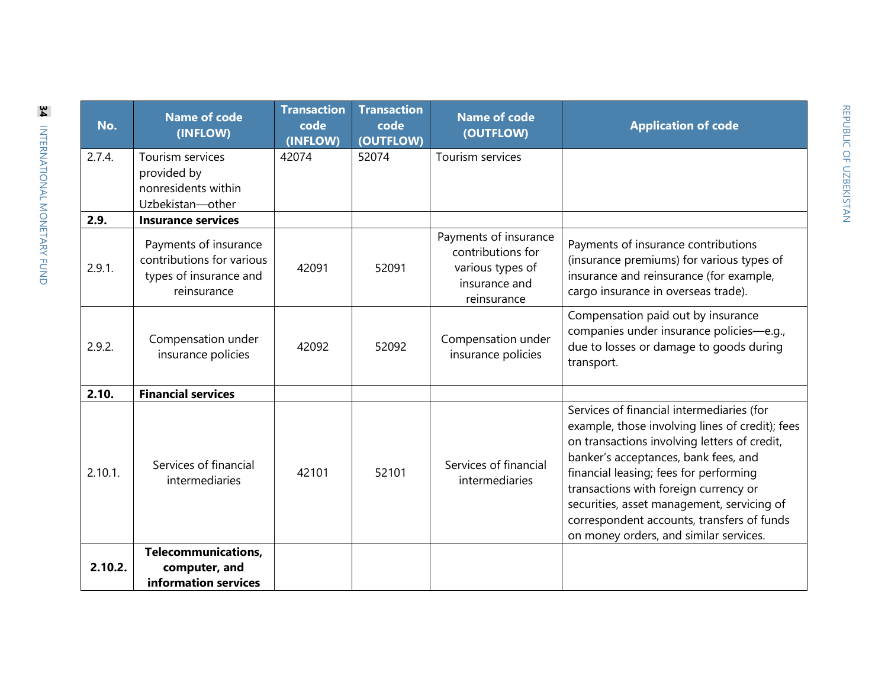| No. | Name of code (INFLOW) | Transaction code (INFLOW) | Transaction code (OUTFLOW) | Name of code (OUTFLOW) | Application of code |
|---|---|---|---|---|---|
| 2.7.4. | Tourism services provided by nonresidents within Uzbekistan—other | 42074 | 52074 | Tourism services | |
| **2.9.** | **Insurance services** | | | | |
| 2.9.1. | Payments of insurance contributions for various types of insurance and reinsurance | 42091 | 52091 | Payments of insurance contributions for various types of insurance and reinsurance | Payments of insurance contributions (insurance premiums) for various types of insurance and reinsurance (for example, cargo insurance in overseas trade). |
| 2.9.2. | Compensation under insurance policies | 42092 | 52092 | Compensation under insurance policies | Compensation paid out by insurance companies under insurance policies—e.g., due to losses or damage to goods during transport. |
| **2.10.** | **Financial services** | | | | |
| 2.10.1. | Services of financial intermediaries | 42101 | 52101 | Services of financial intermediaries | Services of financial intermediaries (for example, those involving lines of credit); fees on transactions involving letters of credit, banker's acceptances, bank fees, and financial leasing; fees for performing transactions with foreign currency or securities, asset management, servicing of correspondent accounts, transfers of funds on money orders, and similar services. |
| **2.10.2.** | **Telecommunications, computer, and information services** | | | | |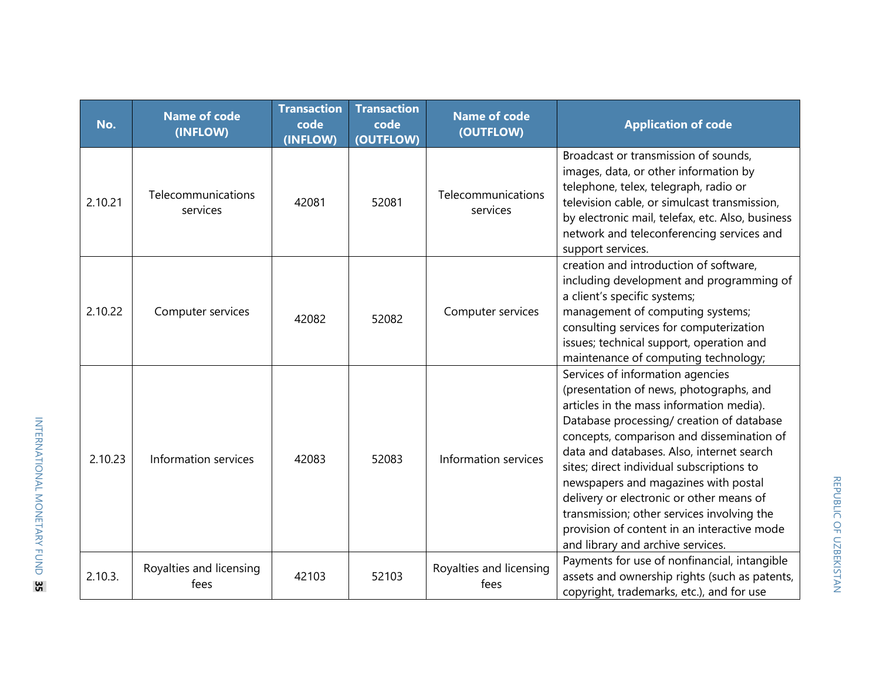| No. | Name of code (INFLOW) | Transaction code (INFLOW) | Transaction code (OUTFLOW) | Name of code (OUTFLOW) | Application of code |
|---|---|---|---|---|---|
| 2.10.21 | Telecommunications services | 42081 | 52081 | Telecommunications services | Broadcast or transmission of sounds, images, data, or other information by telephone, telex, telegraph, radio or television cable, or simulcast transmission, by electronic mail, telefax, etc. Also, business network and teleconferencing services and support services. |
| 2.10.22 | Computer services | 42082 | 52082 | Computer services | creation and introduction of software, including development and programming of a client's specific systems; management of computing systems; consulting services for computerization issues; technical support, operation and maintenance of computing technology; |
| 2.10.23 | Information services | 42083 | 52083 | Information services | Services of information agencies (presentation of news, photographs, and articles in the mass information media). Database processing/ creation of database concepts, comparison and dissemination of data and databases. Also, internet search sites; direct individual subscriptions to newspapers and magazines with postal delivery or electronic or other means of transmission; other services involving the provision of content in an interactive mode and library and archive services. |
| 2.10.3. | Royalties and licensing fees | 42103 | 52103 | Royalties and licensing fees | Payments for use of nonfinancial, intangible assets and ownership rights (such as patents, copyright, trademarks, etc.), and for use |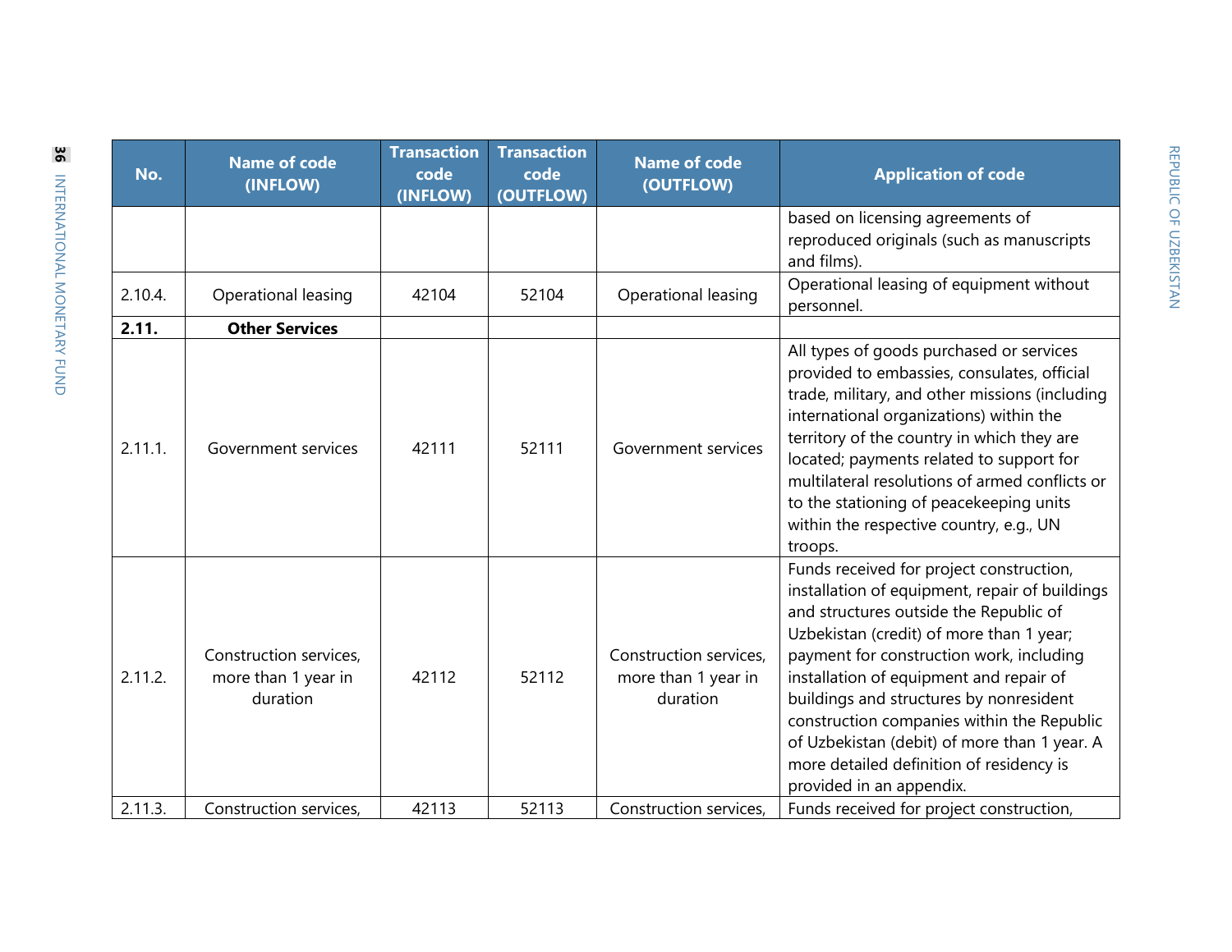| No. | Name of code (INFLOW) | Transaction code (INFLOW) | Transaction code (OUTFLOW) | Name of code (OUTFLOW) | Application of code |
|---|---|---|---|---|---|
| | | | | | based on licensing agreements of reproduced originals (such as manuscripts and films). |
| 2.10.4. | Operational leasing | 42104 | 52104 | Operational leasing | Operational leasing of equipment without personnel. |
| **2.11.** | **Other Services** | | | | |
| 2.11.1. | Government services | 42111 | 52111 | Government services | All types of goods purchased or services provided to embassies, consulates, official trade, military, and other missions (including international organizations) within the territory of the country in which they are located; payments related to support for multilateral resolutions of armed conflicts or to the stationing of peacekeeping units within the respective country, e.g., UN troops. |
| 2.11.2. | Construction services, more than 1 year in duration | 42112 | 52112 | Construction services, more than 1 year in duration | Funds received for project construction, installation of equipment, repair of buildings and structures outside the Republic of Uzbekistan (credit) of more than 1 year; payment for construction work, including installation of equipment and repair of buildings and structures by nonresident construction companies within the Republic of Uzbekistan (debit) of more than 1 year. A more detailed definition of residency is provided in an appendix. |
| 2.11.3. | Construction services, | 42113 | 52113 | Construction services, | Funds received for project construction, |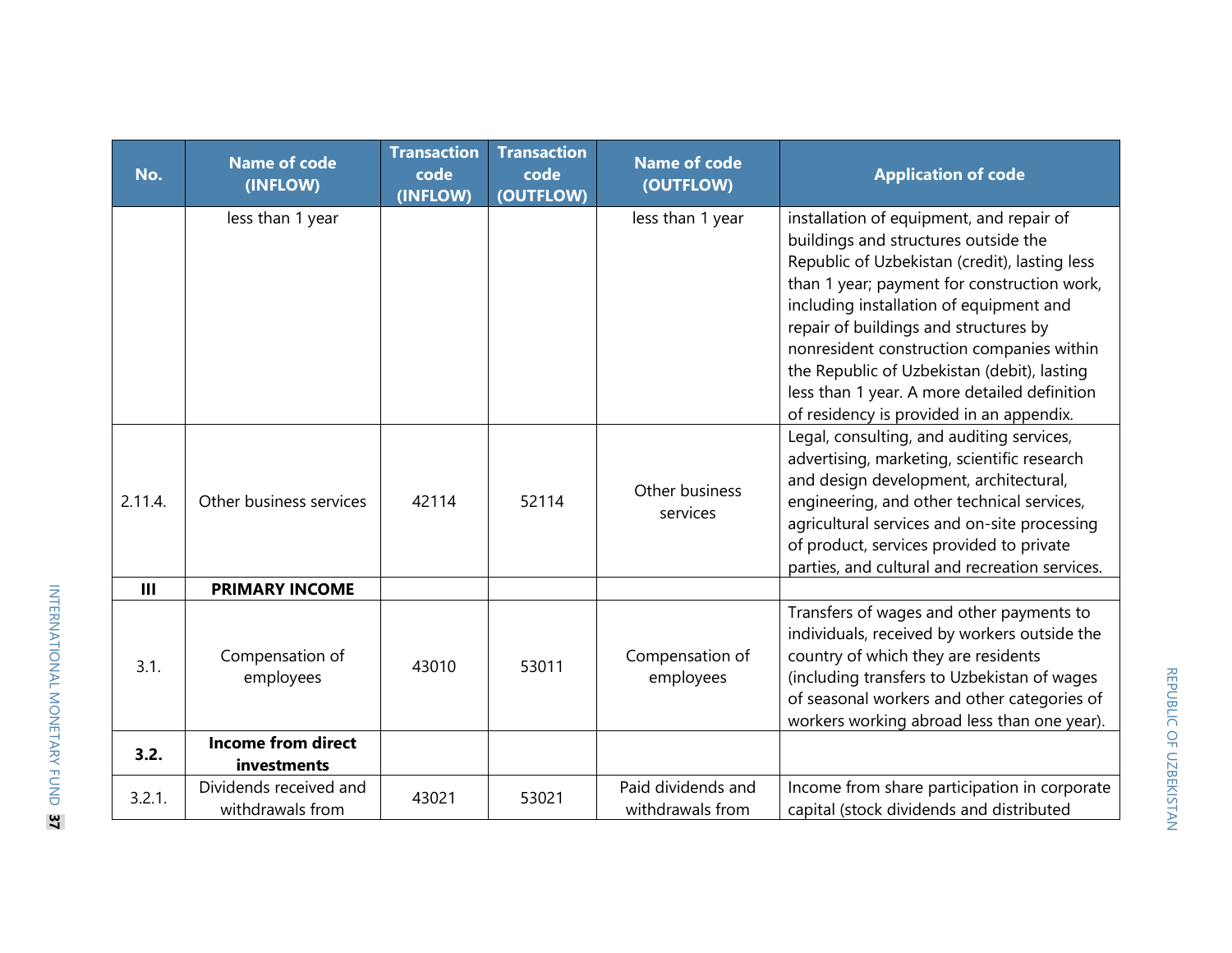| No. | Name of code (INFLOW) | Transaction code (INFLOW) | Transaction code (OUTFLOW) | Name of code (OUTFLOW) | Application of code |
|---|---|---|---|---|---|
| | less than 1 year | | | less than 1 year | installation of equipment, and repair of buildings and structures outside the Republic of Uzbekistan (credit), lasting less than 1 year; payment for construction work, including installation of equipment and repair of buildings and structures by nonresident construction companies within the Republic of Uzbekistan (debit), lasting less than 1 year. A more detailed definition of residency is provided in an appendix. |
| 2.11.4. | Other business services | 42114 | 52114 | Other business services | Legal, consulting, and auditing services, advertising, marketing, scientific research and design development, architectural, engineering, and other technical services, agricultural services and on-site processing of product, services provided to private parties, and cultural and recreation services. |
| **III** | **PRIMARY INCOME** | | | | |
| 3.1. | Compensation of employees | 43010 | 53011 | Compensation of employees | Transfers of wages and other payments to individuals, received by workers outside the country of which they are residents (including transfers to Uzbekistan of wages of seasonal workers and other categories of workers working abroad less than one year). |
| **3.2.** | **Income from direct investments** | | | | |
| 3.2.1. | Dividends received and withdrawals from | 43021 | 53021 | Paid dividends and withdrawals from | Income from share participation in corporate capital (stock dividends and distributed |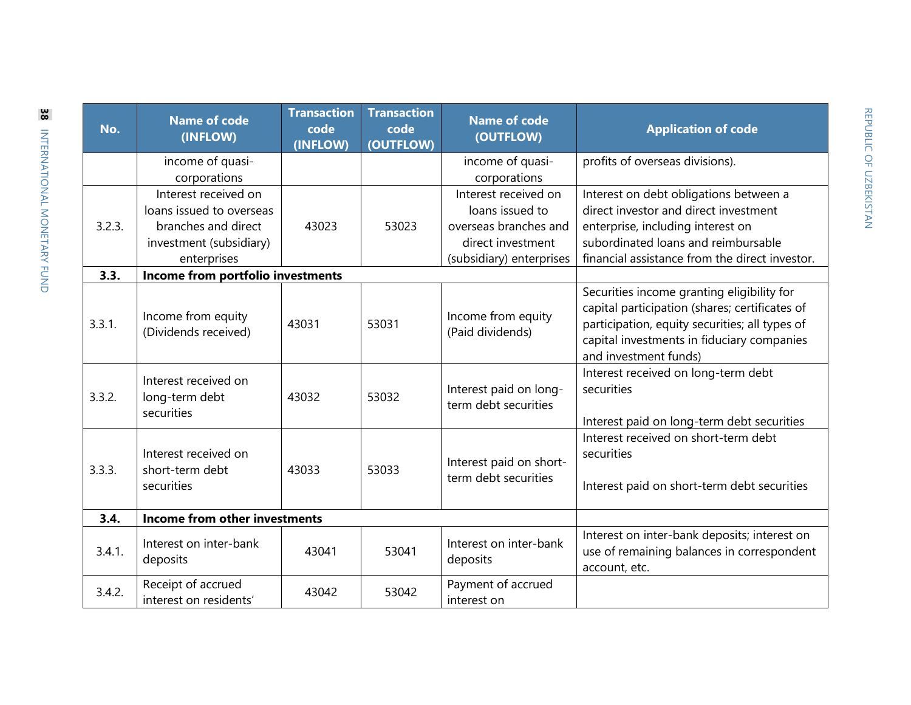| No. | Name of code (INFLOW) | Transaction code (INFLOW) | Transaction code (OUTFLOW) | Name of code (OUTFLOW) | Application of code |
|---|---|---|---|---|---|
| | income of quasi-corporations | | | income of quasi-corporations | profits of overseas divisions). |
| 3.2.3. | Interest received on loans issued to overseas branches and direct investment (subsidiary) enterprises | 43023 | 53023 | Interest received on loans issued to overseas branches and direct investment (subsidiary) enterprises | Interest on debt obligations between a direct investor and direct investment enterprise, including interest on subordinated loans and reimbursable financial assistance from the direct investor. |
| **3.3.** | **Income from portfolio investments** | | | | |
| 3.3.1. | Income from equity (Dividends received) | 43031 | 53031 | Income from equity (Paid dividends) | Securities income granting eligibility for capital participation (shares; certificates of participation, equity securities; all types of capital investments in fiduciary companies and investment funds) |
| 3.3.2. | Interest received on long-term debt securities | 43032 | 53032 | Interest paid on long-term debt securities | Interest received on long-term debt securities<br><br>Interest paid on long-term debt securities |
| 3.3.3. | Interest received on short-term debt securities | 43033 | 53033 | Interest paid on short-term debt securities | Interest received on short-term debt securities<br><br>Interest paid on short-term debt securities |
| **3.4.** | **Income from other investments** | | | | |
| 3.4.1. | Interest on inter-bank deposits | 43041 | 53041 | Interest on inter-bank deposits | Interest on inter-bank deposits; interest on use of remaining balances in correspondent account, etc. |
| 3.4.2. | Receipt of accrued interest on residents' | 43042 | 53042 | Payment of accrued interest on | |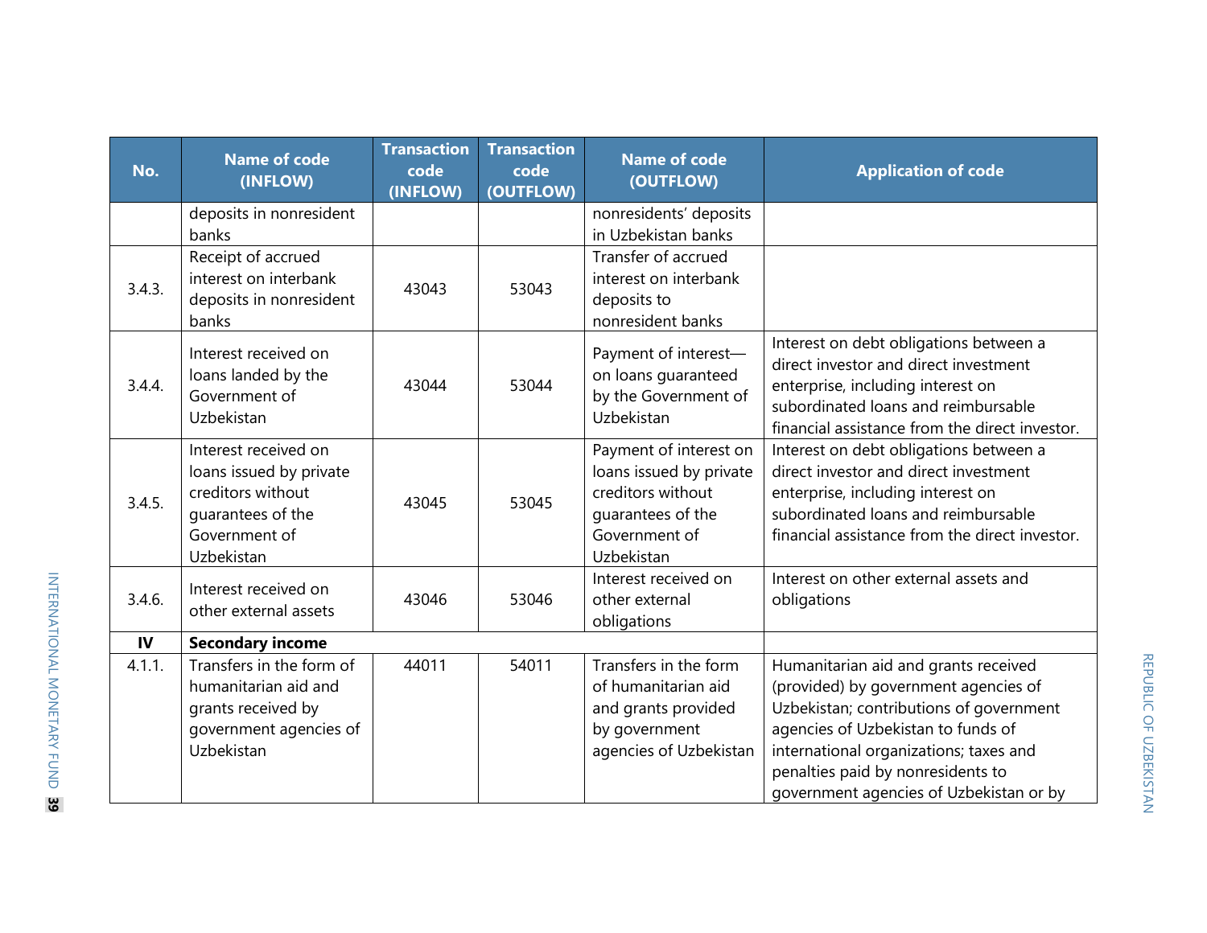| No. | Name of code (INFLOW) | Transaction code (INFLOW) | Transaction code (OUTFLOW) | Name of code (OUTFLOW) | Application of code |
|---|---|---|---|---|---|
| | deposits in nonresident banks | | | nonresidents' deposits in Uzbekistan banks | |
| 3.4.3. | Receipt of accrued interest on interbank deposits in nonresident banks | 43043 | 53043 | Transfer of accrued interest on interbank deposits to nonresident banks | |
| 3.4.4. | Interest received on loans landed by the Government of Uzbekistan | 43044 | 53044 | Payment of interest—on loans guaranteed by the Government of Uzbekistan | Interest on debt obligations between a direct investor and direct investment enterprise, including interest on subordinated loans and reimbursable financial assistance from the direct investor. |
| 3.4.5. | Interest received on loans issued by private creditors without guarantees of the Government of Uzbekistan | 43045 | 53045 | Payment of interest on loans issued by private creditors without guarantees of the Government of Uzbekistan | Interest on debt obligations between a direct investor and direct investment enterprise, including interest on subordinated loans and reimbursable financial assistance from the direct investor. |
| 3.4.6. | Interest received on other external assets | 43046 | 53046 | Interest received on other external obligations | Interest on other external assets and obligations |
| **IV** | **Secondary income** | | | | |
| 4.1.1. | Transfers in the form of humanitarian aid and grants received by government agencies of Uzbekistan | 44011 | 54011 | Transfers in the form of humanitarian aid and grants provided by government agencies of Uzbekistan | Humanitarian aid and grants received (provided) by government agencies of Uzbekistan; contributions of government agencies of Uzbekistan to funds of international organizations; taxes and penalties paid by nonresidents to government agencies of Uzbekistan or by |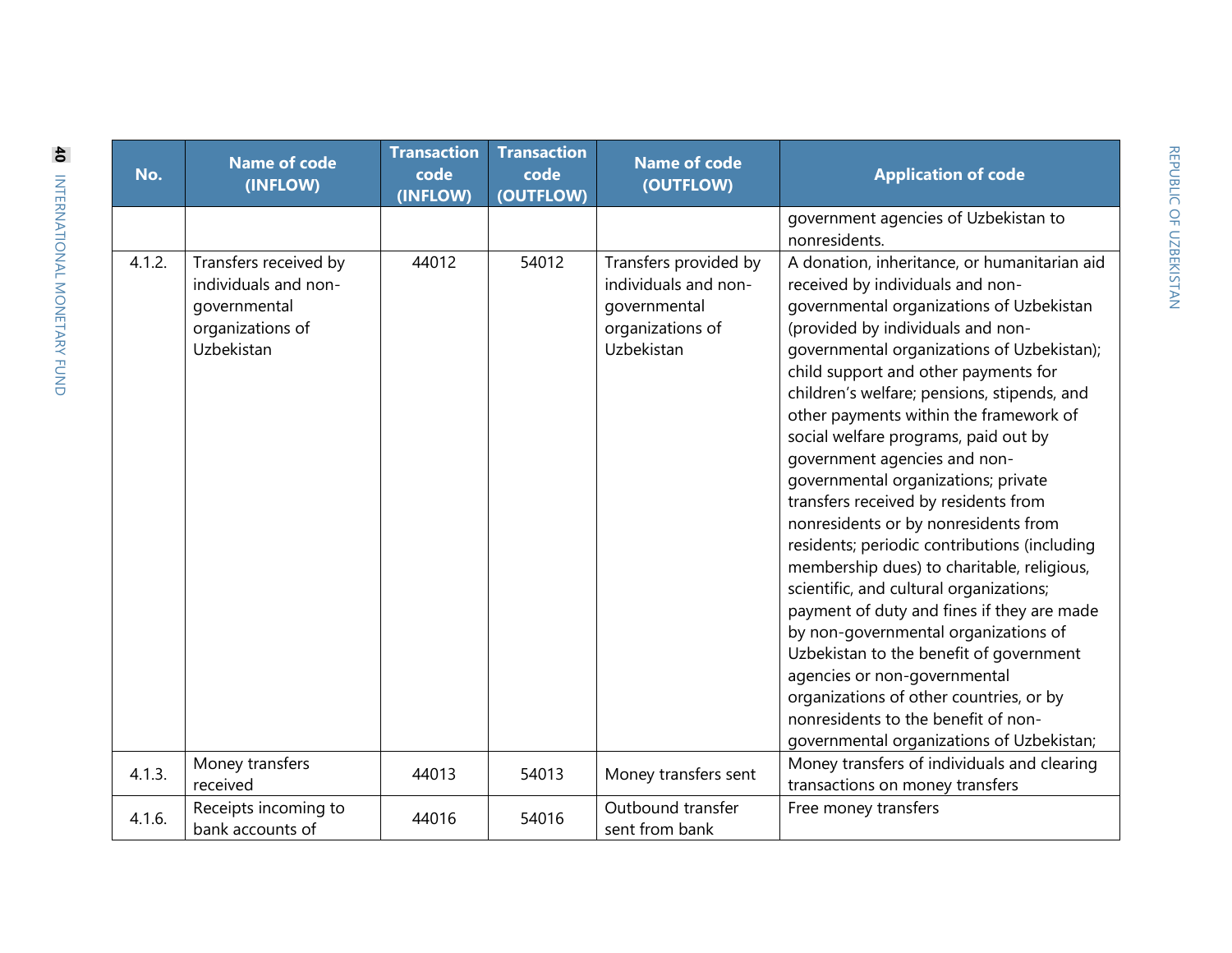| No. | Name of code (INFLOW) | Transaction code (INFLOW) | Transaction code (OUTFLOW) | Name of code (OUTFLOW) | Application of code |
|---|---|---|---|---|---|
| | | | | | government agencies of Uzbekistan to nonresidents. |
| 4.1.2. | Transfers received by individuals and non-governmental organizations of Uzbekistan | 44012 | 54012 | Transfers provided by individuals and non-governmental organizations of Uzbekistan | A donation, inheritance, or humanitarian aid received by individuals and non-governmental organizations of Uzbekistan (provided by individuals and non-governmental organizations of Uzbekistan); child support and other payments for children's welfare; pensions, stipends, and other payments within the framework of social welfare programs, paid out by government agencies and non-governmental organizations; private transfers received by residents from nonresidents or by nonresidents from residents; periodic contributions (including membership dues) to charitable, religious, scientific, and cultural organizations; payment of duty and fines if they are made by non-governmental organizations of Uzbekistan to the benefit of government agencies or non-governmental organizations of other countries, or by nonresidents to the benefit of non-governmental organizations of Uzbekistan; |
| 4.1.3. | Money transfers received | 44013 | 54013 | Money transfers sent | Money transfers of individuals and clearing transactions on money transfers |
| 4.1.6. | Receipts incoming to bank accounts of | 44016 | 54016 | Outbound transfer sent from bank | Free money transfers |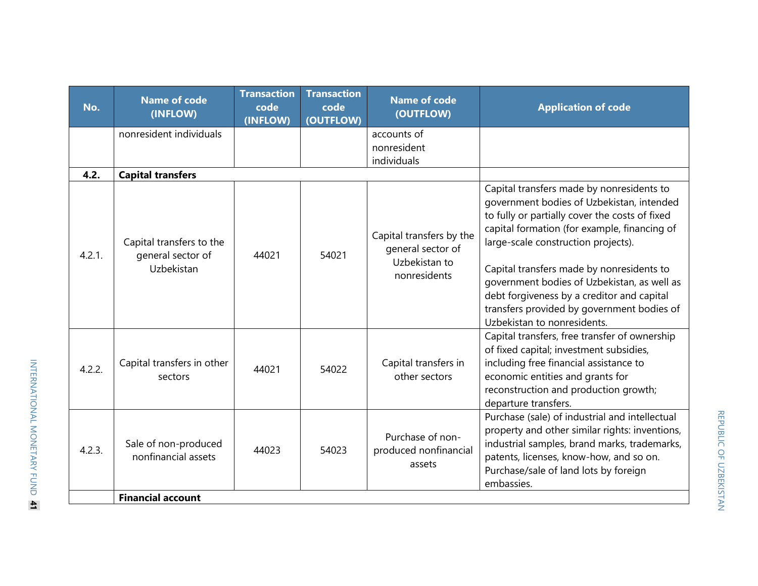| No. | Name of code (INFLOW) | Transaction code (INFLOW) | Transaction code (OUTFLOW) | Name of code (OUTFLOW) | Application of code |
|---|---|---|---|---|---|
| | nonresident individuals | | | accounts of nonresident individuals | |
| **4.2.** | **Capital transfers** | | | | |
| 4.2.1. | Capital transfers to the general sector of Uzbekistan | 44021 | 54021 | Capital transfers by the general sector of Uzbekistan to nonresidents | Capital transfers made by nonresidents to government bodies of Uzbekistan, intended to fully or partially cover the costs of fixed capital formation (for example, financing of large-scale construction projects).<br><br>Capital transfers made by nonresidents to government bodies of Uzbekistan, as well as debt forgiveness by a creditor and capital transfers provided by government bodies of Uzbekistan to nonresidents. |
| 4.2.2. | Capital transfers in other sectors | 44021 | 54022 | Capital transfers in other sectors | Capital transfers, free transfer of ownership of fixed capital; investment subsidies, including free financial assistance to economic entities and grants for reconstruction and production growth; departure transfers. |
| 4.2.3. | Sale of non-produced nonfinancial assets | 44023 | 54023 | Purchase of non-produced nonfinancial assets | Purchase (sale) of industrial and intellectual property and other similar rights: inventions, industrial samples, brand marks, trademarks, patents, licenses, know-how, and so on. Purchase/sale of land lots by foreign embassies. |
| | **Financial account** | | | | |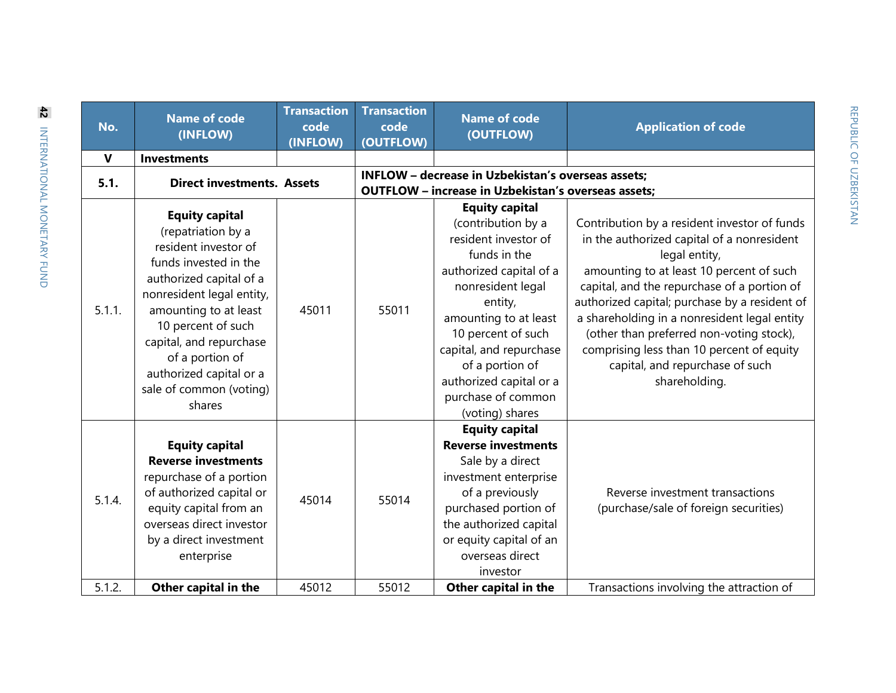| No. | Name of code (INFLOW) | Transaction code (INFLOW) | Transaction code (OUTFLOW) | Name of code (OUTFLOW) | Application of code |
|---|---|---|---|---|---|
| **V** | **Investments** | | | | |
| **5.1.** | **Direct investments. Assets** | **INFLOW – decrease in Uzbekistan's overseas assets; OUTFLOW – increase in Uzbekistan's overseas assets;** | | | |
| 5.1.1. | **Equity capital** (repatriation by a resident investor of funds invested in the authorized capital of a nonresident legal entity, amounting to at least 10 percent of such capital, and repurchase of a portion of authorized capital or a sale of common (voting) shares | 45011 | 55011 | **Equity capital** (contribution by a resident investor of funds in the authorized capital of a nonresident legal entity, amounting to at least 10 percent of such capital, and repurchase of a portion of authorized capital or a purchase of common (voting) shares | Contribution by a resident investor of funds in the authorized capital of a nonresident legal entity, amounting to at least 10 percent of such capital, and the repurchase of a portion of authorized capital; purchase by a resident of a shareholding in a nonresident legal entity (other than preferred non-voting stock), comprising less than 10 percent of equity capital, and repurchase of such shareholding. |
| 5.1.4. | **Equity capital Reverse investments** repurchase of a portion of authorized capital or equity capital from an overseas direct investor by a direct investment enterprise | 45014 | 55014 | **Equity capital Reverse investments** Sale by a direct investment enterprise of a previously purchased portion of the authorized capital or equity capital of an overseas direct investor | Reverse investment transactions (purchase/sale of foreign securities) |
| 5.1.2. | **Other capital in the** | 45012 | 55012 | **Other capital in the** | Transactions involving the attraction of |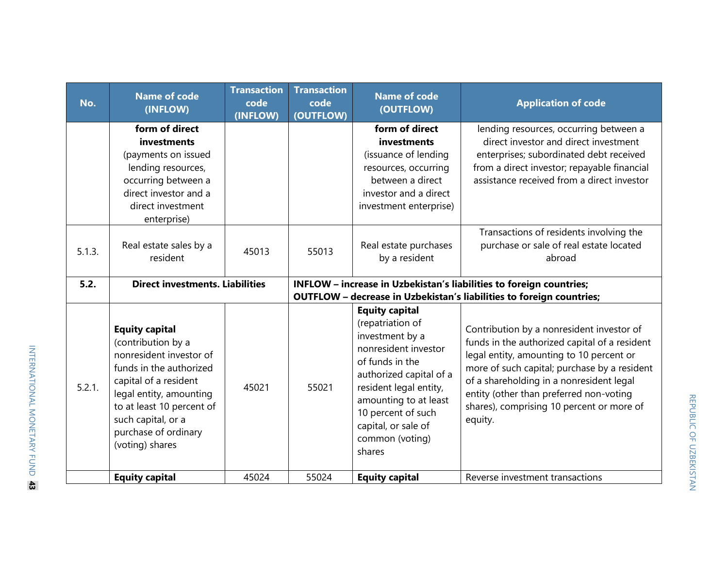| No. | Name of code (INFLOW) | Transaction code (INFLOW) | Transaction code (OUTFLOW) | Name of code (OUTFLOW) | Application of code |
|---|---|---|---|---|---|
| | **form of direct investments** (payments on issued lending resources, occurring between a direct investor and a direct investment enterprise) | | | **form of direct investments** (issuance of lending resources, occurring between a direct investor and a direct investment enterprise) | lending resources, occurring between a direct investor and direct investment enterprises; subordinated debt received from a direct investor; repayable financial assistance received from a direct investor |
| 5.1.3. | Real estate sales by a resident | 45013 | 55013 | Real estate purchases by a resident | Transactions of residents involving the purchase or sale of real estate located abroad |
| **5.2.** | **Direct investments. Liabilities** | | **INFLOW – increase in Uzbekistan's liabilities to foreign countries; OUTFLOW – decrease in Uzbekistan's liabilities to foreign countries;** | | |
| 5.2.1. | **Equity capital** (contribution by a nonresident investor of funds in the authorized capital of a resident legal entity, amounting to at least 10 percent of such capital, or a purchase of ordinary (voting) shares | 45021 | 55021 | **Equity capital** (repatriation of investment by a nonresident investor of funds in the authorized capital of a resident legal entity, amounting to at least 10 percent of such capital, or sale of common (voting) shares | Contribution by a nonresident investor of funds in the authorized capital of a resident legal entity, amounting to 10 percent or more of such capital; purchase by a resident of a shareholding in a nonresident legal entity (other than preferred non-voting shares), comprising 10 percent or more of equity. |
| | **Equity capital** | 45024 | 55024 | **Equity capital** | Reverse investment transactions |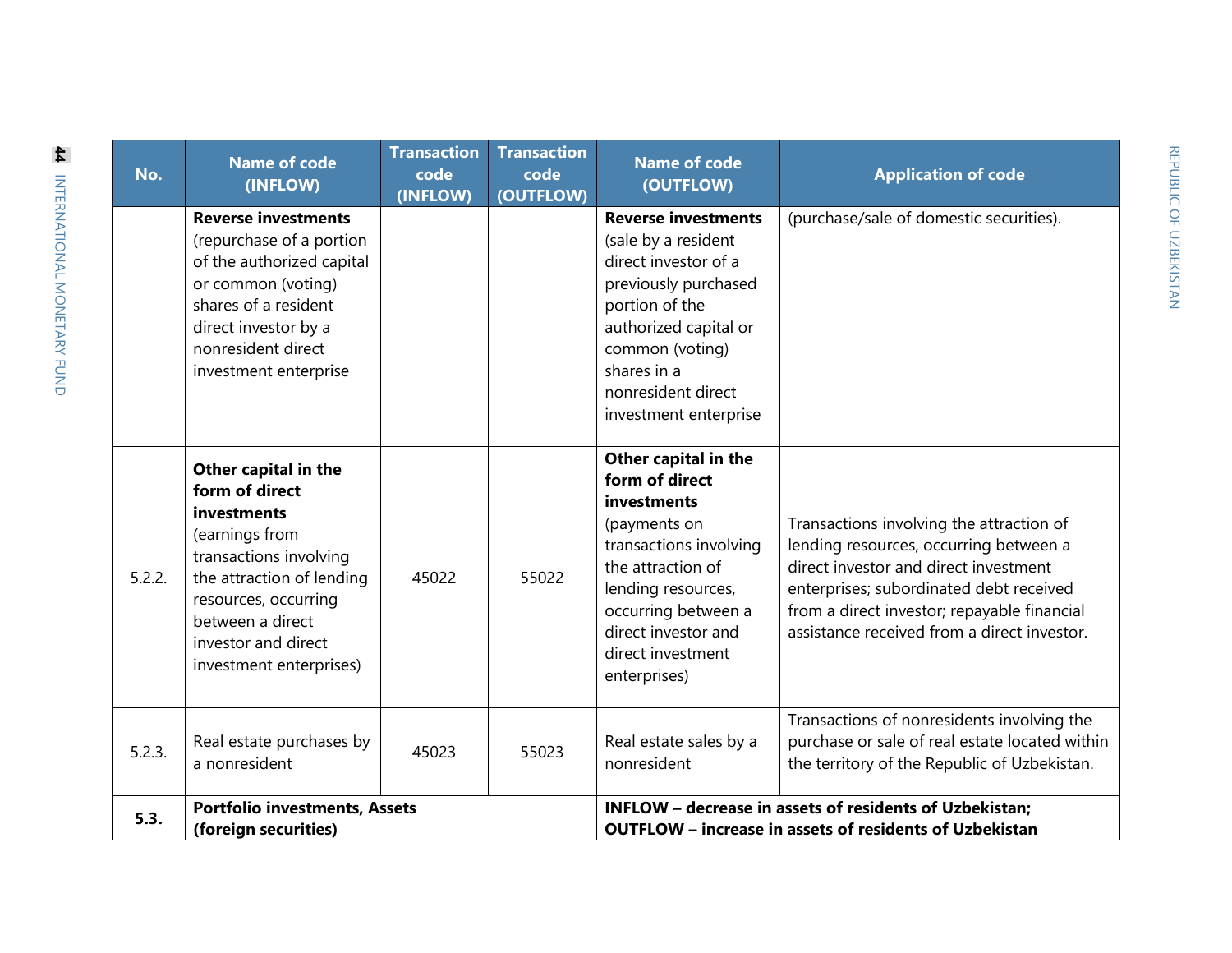| No. | Name of code (INFLOW) | Transaction code (INFLOW) | Transaction code (OUTFLOW) | Name of code (OUTFLOW) | Application of code |
|---|---|---|---|---|---|
| | **Reverse investments** (repurchase of a portion of the authorized capital or common (voting) shares of a resident direct investor by a nonresident direct investment enterprise | | | **Reverse investments** (sale by a resident direct investor of a previously purchased portion of the authorized capital or common (voting) shares in a nonresident direct investment enterprise | (purchase/sale of domestic securities). |
| 5.2.2. | **Other capital in the form of direct investments** (earnings from transactions involving the attraction of lending resources, occurring between a direct investor and direct investment enterprises) | 45022 | 55022 | **Other capital in the form of direct investments** (payments on transactions involving the attraction of lending resources, occurring between a direct investor and direct investment enterprises) | Transactions involving the attraction of lending resources, occurring between a direct investor and direct investment enterprises; subordinated debt received from a direct investor; repayable financial assistance received from a direct investor. |
| 5.2.3. | Real estate purchases by a nonresident | 45023 | 55023 | Real estate sales by a nonresident | Transactions of nonresidents involving the purchase or sale of real estate located within the territory of the Republic of Uzbekistan. |
| **5.3.** | **Portfolio investments, Assets (foreign securities)** | | | **INFLOW – decrease in assets of residents of Uzbekistan; OUTFLOW – increase in assets of residents of Uzbekistan** | |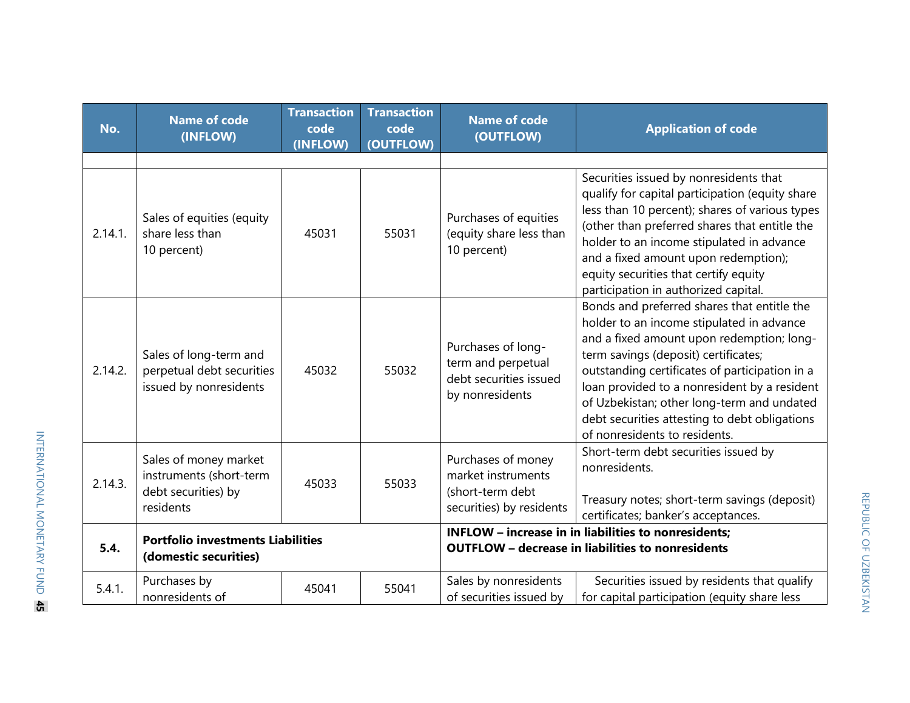| No. | Name of code (INFLOW) | Transaction code (INFLOW) | Transaction code (OUTFLOW) | Name of code (OUTFLOW) | Application of code |
|---|---|---|---|---|---|
| | | | | | |
| 2.14.1. | Sales of equities (equity share less than 10 percent) | 45031 | 55031 | Purchases of equities (equity share less than 10 percent) | Securities issued by nonresidents that qualify for capital participation (equity share less than 10 percent); shares of various types (other than preferred shares that entitle the holder to an income stipulated in advance and a fixed amount upon redemption); equity securities that certify equity participation in authorized capital. |
| 2.14.2. | Sales of long-term and perpetual debt securities issued by nonresidents | 45032 | 55032 | Purchases of long-term and perpetual debt securities issued by nonresidents | Bonds and preferred shares that entitle the holder to an income stipulated in advance and a fixed amount upon redemption; long-term savings (deposit) certificates; outstanding certificates of participation in a loan provided to a nonresident by a resident of Uzbekistan; other long-term and undated debt securities attesting to debt obligations of nonresidents to residents. |
| 2.14.3. | Sales of money market instruments (short-term debt securities) by residents | 45033 | 55033 | Purchases of money market instruments (short-term debt securities) by residents | Short-term debt securities issued by nonresidents.<br><br>Treasury notes; short-term savings (deposit) certificates; banker's acceptances. |
| **5.4.** | **Portfolio investments Liabilities (domestic securities)** | | | **INFLOW – increase in in liabilities to nonresidents; OUTFLOW – decrease in liabilities to nonresidents** | |
| 5.4.1. | Purchases by nonresidents of | 45041 | 55041 | Sales by nonresidents of securities issued by | Securities issued by residents that qualify for capital participation (equity share less |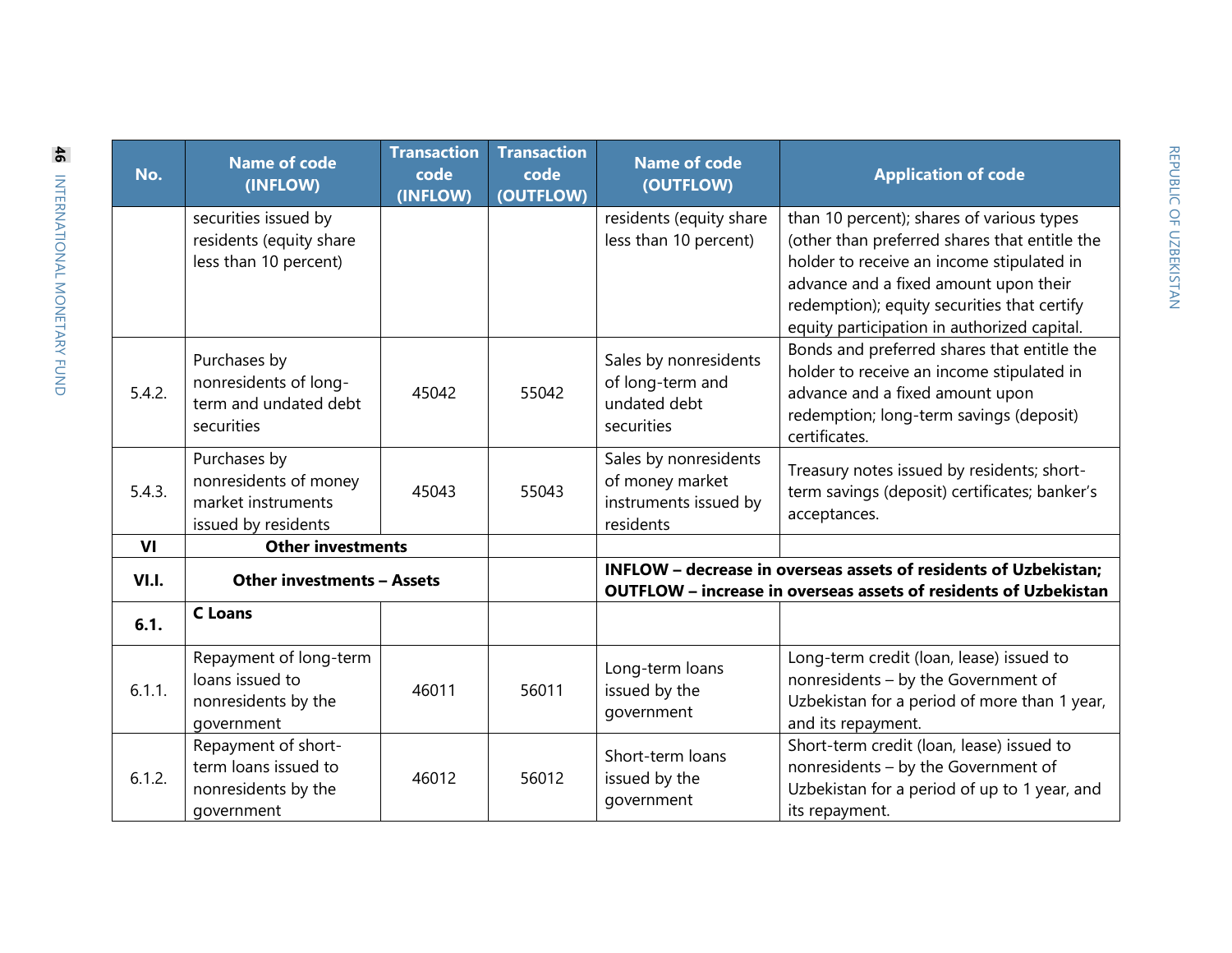| No. | Name of code (INFLOW) | Transaction code (INFLOW) | Transaction code (OUTFLOW) | Name of code (OUTFLOW) | Application of code |
|---|---|---|---|---|---|
| | securities issued by residents (equity share less than 10 percent) | | | residents (equity share less than 10 percent) | than 10 percent); shares of various types (other than preferred shares that entitle the holder to receive an income stipulated in advance and a fixed amount upon their redemption); equity securities that certify equity participation in authorized capital. |
| 5.4.2. | Purchases by nonresidents of long-term and undated debt securities | 45042 | 55042 | Sales by nonresidents of long-term and undated debt securities | Bonds and preferred shares that entitle the holder to receive an income stipulated in advance and a fixed amount upon redemption; long-term savings (deposit) certificates. |
| 5.4.3. | Purchases by nonresidents of money market instruments issued by residents | 45043 | 55043 | Sales by nonresidents of money market instruments issued by residents | Treasury notes issued by residents; short-term savings (deposit) certificates; banker's acceptances. |
| **VI** | **Other investments** | | | | |
| **VI.I.** | **Other investments – Assets** | | | **INFLOW – decrease in overseas assets of residents of Uzbekistan; OUTFLOW – increase in overseas assets of residents of Uzbekistan** | |
| **6.1.** | **C Loans** | | | | |
| 6.1.1. | Repayment of long-term loans issued to nonresidents by the government | 46011 | 56011 | Long-term loans issued by the government | Long-term credit (loan, lease) issued to nonresidents – by the Government of Uzbekistan for a period of more than 1 year, and its repayment. |
| 6.1.2. | Repayment of short-term loans issued to nonresidents by the government | 46012 | 56012 | Short-term loans issued by the government | Short-term credit (loan, lease) issued to nonresidents – by the Government of Uzbekistan for a period of up to 1 year, and its repayment. |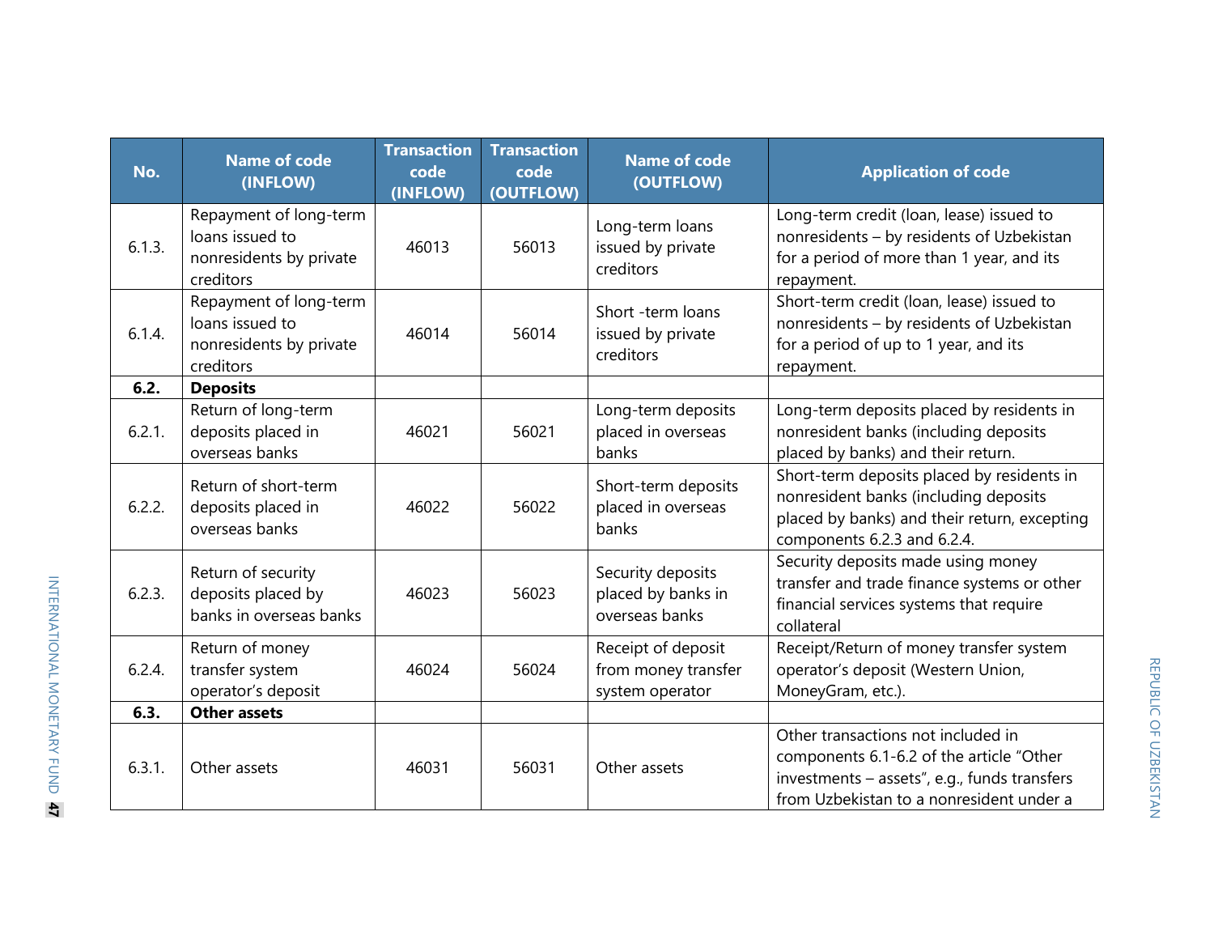| No. | Name of code (INFLOW) | Transaction code (INFLOW) | Transaction code (OUTFLOW) | Name of code (OUTFLOW) | Application of code |
|---|---|---|---|---|---|
| 6.1.3. | Repayment of long-term loans issued to nonresidents by private creditors | 46013 | 56013 | Long-term loans issued by private creditors | Long-term credit (loan, lease) issued to nonresidents – by residents of Uzbekistan for a period of more than 1 year, and its repayment. |
| 6.1.4. | Repayment of long-term loans issued to nonresidents by private creditors | 46014 | 56014 | Short -term loans issued by private creditors | Short-term credit (loan, lease) issued to nonresidents – by residents of Uzbekistan for a period of up to 1 year, and its repayment. |
| **6.2.** | **Deposits** | | | | |
| 6.2.1. | Return of long-term deposits placed in overseas banks | 46021 | 56021 | Long-term deposits placed in overseas banks | Long-term deposits placed by residents in nonresident banks (including deposits placed by banks) and their return. |
| 6.2.2. | Return of short-term deposits placed in overseas banks | 46022 | 56022 | Short-term deposits placed in overseas banks | Short-term deposits placed by residents in nonresident banks (including deposits placed by banks) and their return, excepting components 6.2.3 and 6.2.4. |
| 6.2.3. | Return of security deposits placed by banks in overseas banks | 46023 | 56023 | Security deposits placed by banks in overseas banks | Security deposits made using money transfer and trade finance systems or other financial services systems that require collateral |
| 6.2.4. | Return of money transfer system operator's deposit | 46024 | 56024 | Receipt of deposit from money transfer system operator | Receipt/Return of money transfer system operator's deposit (Western Union, MoneyGram, etc.). |
| **6.3.** | **Other assets** | | | | |
| 6.3.1. | Other assets | 46031 | 56031 | Other assets | Other transactions not included in components 6.1-6.2 of the article "Other investments – assets", e.g., funds transfers from Uzbekistan to a nonresident under a |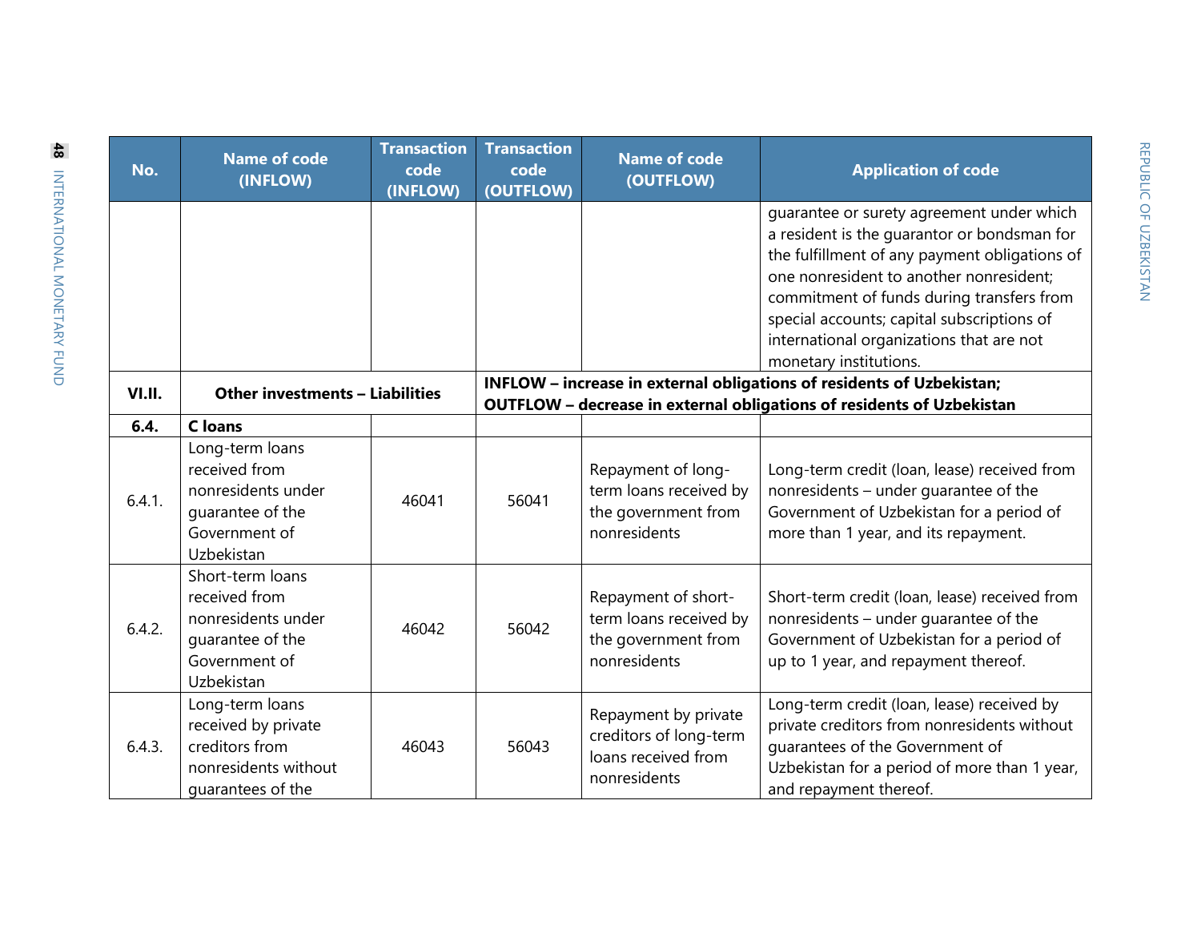| No. | Name of code (INFLOW) | Transaction code (INFLOW) | Transaction code (OUTFLOW) | Name of code (OUTFLOW) | Application of code |
|---|---|---|---|---|---|
| | | | | | guarantee or surety agreement under which a resident is the guarantor or bondsman for the fulfillment of any payment obligations of one nonresident to another nonresident; commitment of funds during transfers from special accounts; capital subscriptions of international organizations that are not monetary institutions. |
| **VI.II.** | **Other investments – Liabilities** | | **INFLOW – increase in external obligations of residents of Uzbekistan; OUTFLOW – decrease in external obligations of residents of Uzbekistan** | | |
| **6.4.** | **C loans** | | | | |
| 6.4.1. | Long-term loans received from nonresidents under guarantee of the Government of Uzbekistan | 46041 | 56041 | Repayment of long-term loans received by the government from nonresidents | Long-term credit (loan, lease) received from nonresidents – under guarantee of the Government of Uzbekistan for a period of more than 1 year, and its repayment. |
| 6.4.2. | Short-term loans received from nonresidents under guarantee of the Government of Uzbekistan | 46042 | 56042 | Repayment of short-term loans received by the government from nonresidents | Short-term credit (loan, lease) received from nonresidents – under guarantee of the Government of Uzbekistan for a period of up to 1 year, and repayment thereof. |
| 6.4.3. | Long-term loans received by private creditors from nonresidents without guarantees of the | 46043 | 56043 | Repayment by private creditors of long-term loans received from nonresidents | Long-term credit (loan, lease) received by private creditors from nonresidents without guarantees of the Government of Uzbekistan for a period of more than 1 year, and repayment thereof. |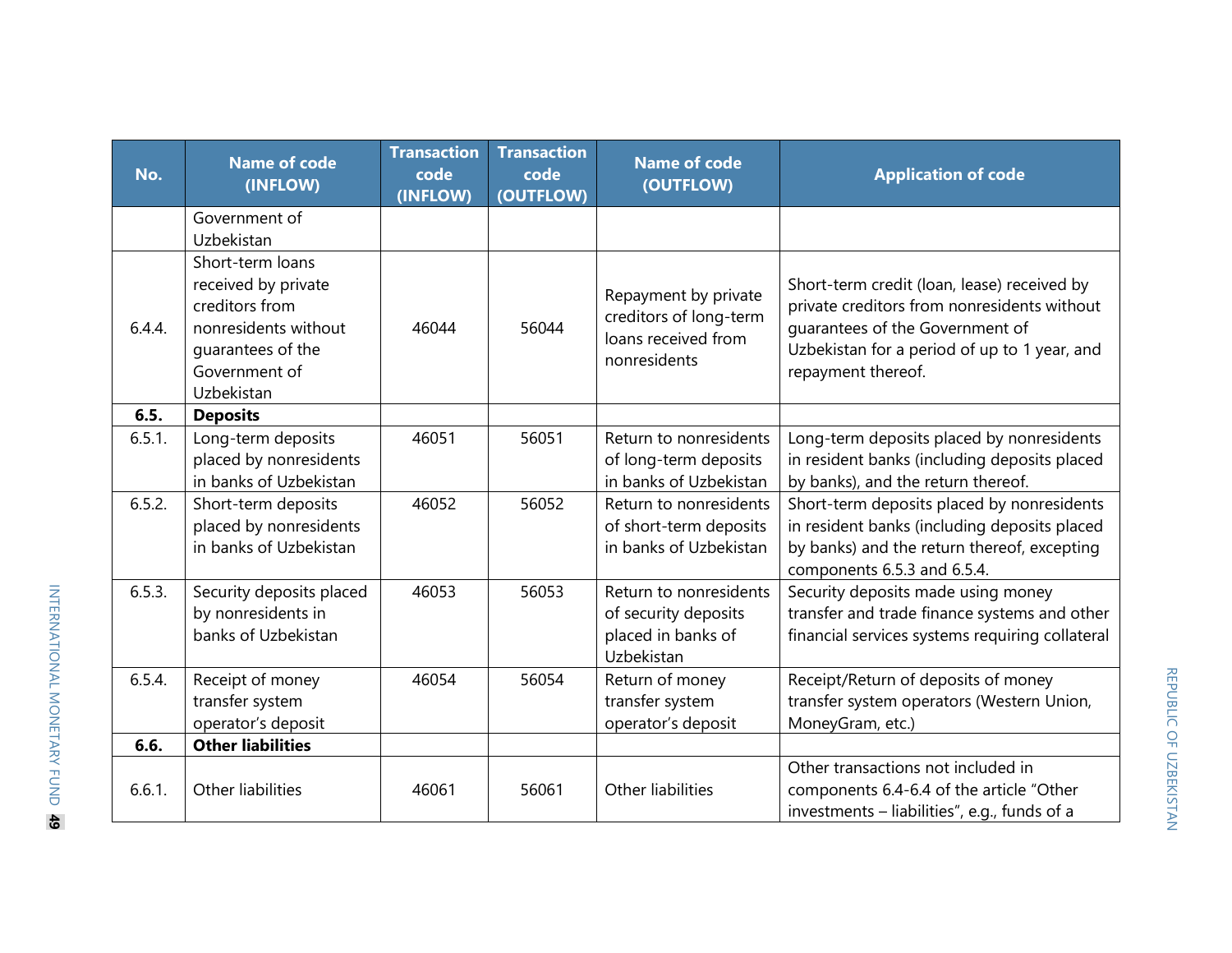| No. | Name of code (INFLOW) | Transaction code (INFLOW) | Transaction code (OUTFLOW) | Name of code (OUTFLOW) | Application of code |
|---|---|---|---|---|---|
| | Government of Uzbekistan | | | | |
| 6.4.4. | Short-term loans received by private creditors from nonresidents without guarantees of the Government of Uzbekistan | 46044 | 56044 | Repayment by private creditors of long-term loans received from nonresidents | Short-term credit (loan, lease) received by private creditors from nonresidents without guarantees of the Government of Uzbekistan for a period of up to 1 year, and repayment thereof. |
| **6.5.** | **Deposits** | | | | |
| 6.5.1. | Long-term deposits placed by nonresidents in banks of Uzbekistan | 46051 | 56051 | Return to nonresidents of long-term deposits in banks of Uzbekistan | Long-term deposits placed by nonresidents in resident banks (including deposits placed by banks), and the return thereof. |
| 6.5.2. | Short-term deposits placed by nonresidents in banks of Uzbekistan | 46052 | 56052 | Return to nonresidents of short-term deposits in banks of Uzbekistan | Short-term deposits placed by nonresidents in resident banks (including deposits placed by banks) and the return thereof, excepting components 6.5.3 and 6.5.4. |
| 6.5.3. | Security deposits placed by nonresidents in banks of Uzbekistan | 46053 | 56053 | Return to nonresidents of security deposits placed in banks of Uzbekistan | Security deposits made using money transfer and trade finance systems and other financial services systems requiring collateral |
| 6.5.4. | Receipt of money transfer system operator's deposit | 46054 | 56054 | Return of money transfer system operator's deposit | Receipt/Return of deposits of money transfer system operators (Western Union, MoneyGram, etc.) |
| **6.6.** | **Other liabilities** | | | | |
| 6.6.1. | Other liabilities | 46061 | 56061 | Other liabilities | Other transactions not included in components 6.4-6.4 of the article "Other investments – liabilities", e.g., funds of a |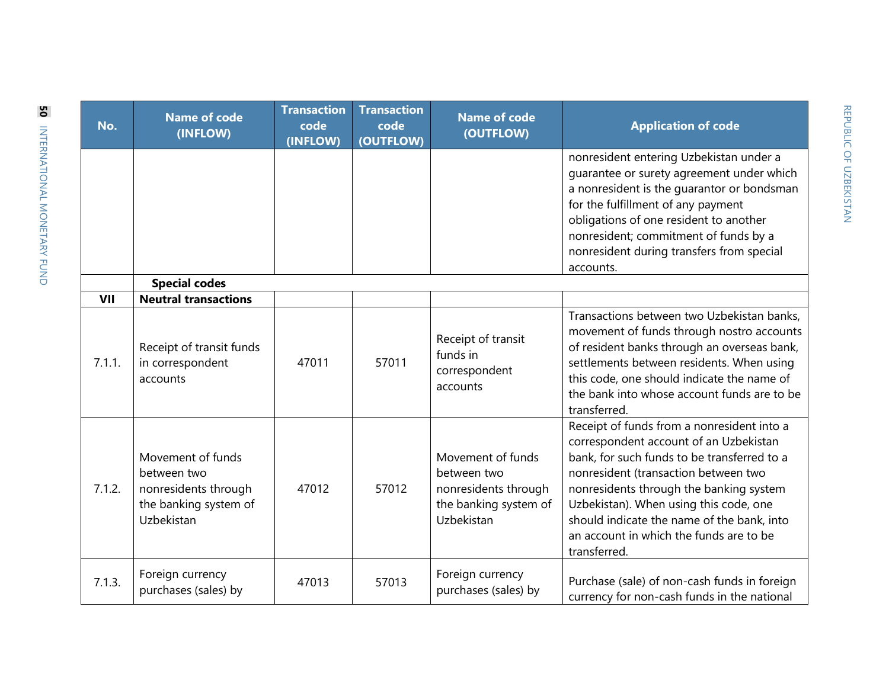| No. | Name of code (INFLOW) | Transaction code (INFLOW) | Transaction code (OUTFLOW) | Name of code (OUTFLOW) | Application of code |
|---|---|---|---|---|---|
| | | | | | nonresident entering Uzbekistan under a guarantee or surety agreement under which a nonresident is the guarantor or bondsman for the fulfillment of any payment obligations of one resident to another nonresident; commitment of funds by a nonresident during transfers from special accounts. |
| | **Special codes** | | | | |
| **VII** | **Neutral transactions** | | | | |
| 7.1.1. | Receipt of transit funds in correspondent accounts | 47011 | 57011 | Receipt of transit funds in correspondent accounts | Transactions between two Uzbekistan banks, movement of funds through nostro accounts of resident banks through an overseas bank, settlements between residents. When using this code, one should indicate the name of the bank into whose account funds are to be transferred. |
| 7.1.2. | Movement of funds between two nonresidents through the banking system of Uzbekistan | 47012 | 57012 | Movement of funds between two nonresidents through the banking system of Uzbekistan | Receipt of funds from a nonresident into a correspondent account of an Uzbekistan bank, for such funds to be transferred to a nonresident (transaction between two nonresidents through the banking system Uzbekistan). When using this code, one should indicate the name of the bank, into an account in which the funds are to be transferred. |
| 7.1.3. | Foreign currency purchases (sales) by | 47013 | 57013 | Foreign currency purchases (sales) by | Purchase (sale) of non-cash funds in foreign currency for non-cash funds in the national |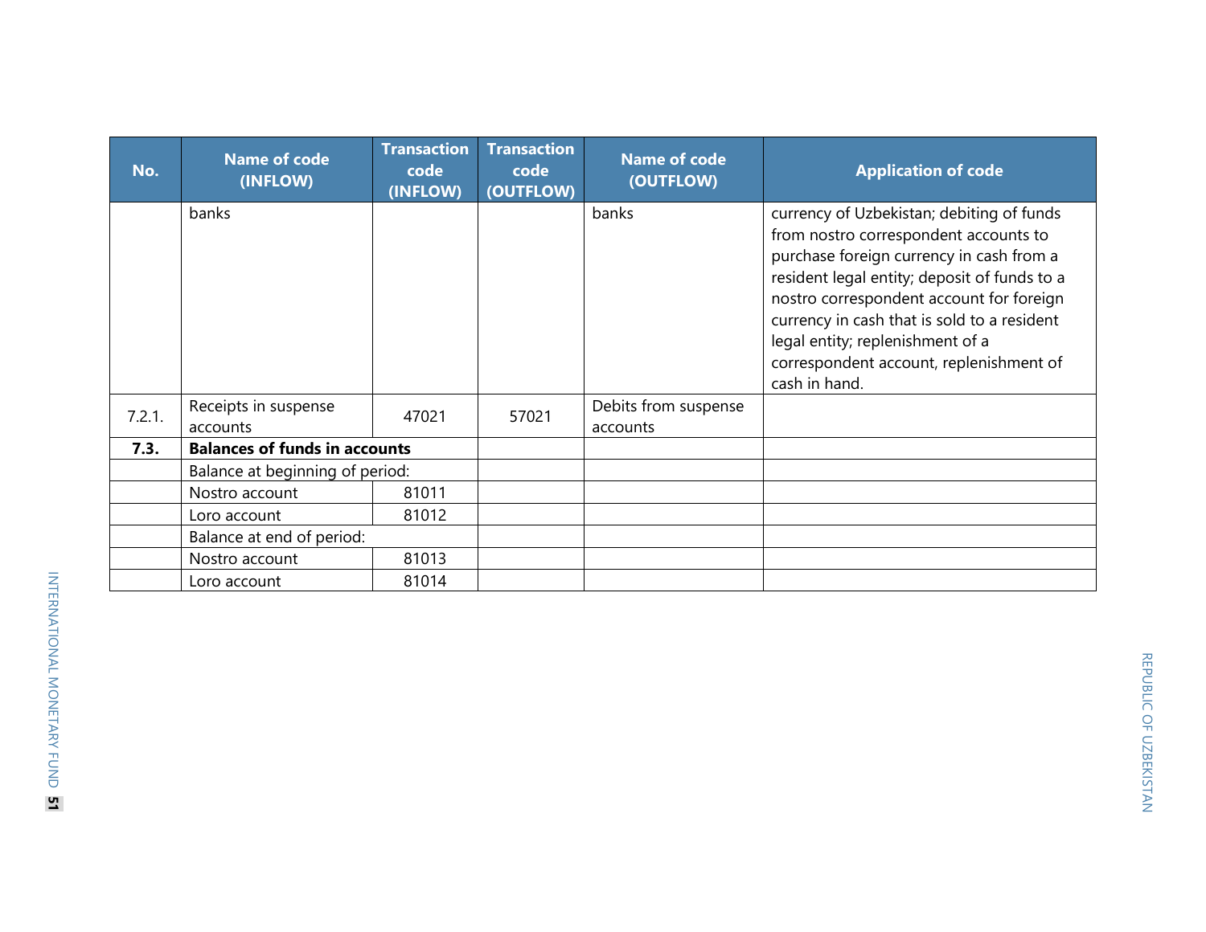| No. | Name of code (INFLOW) | Transaction code (INFLOW) | Transaction code (OUTFLOW) | Name of code (OUTFLOW) | Application of code |
|---|---|---|---|---|---|
| | banks | | | banks | currency of Uzbekistan; debiting of funds from nostro correspondent accounts to purchase foreign currency in cash from a resident legal entity; deposit of funds to a nostro correspondent account for foreign currency in cash that is sold to a resident legal entity; replenishment of a correspondent account, replenishment of cash in hand. |
| 7.2.1. | Receipts in suspense accounts | 47021 | 57021 | Debits from suspense accounts | |
| **7.3.** | **Balances of funds in accounts** | | | | |
| | Balance at beginning of period: | | | | |
| | Nostro account | 81011 | | | |
| | Loro account | 81012 | | | |
| | Balance at end of period: | | | | |
| | Nostro account | 81013 | | | |
| | Loro account | 81014 | | | |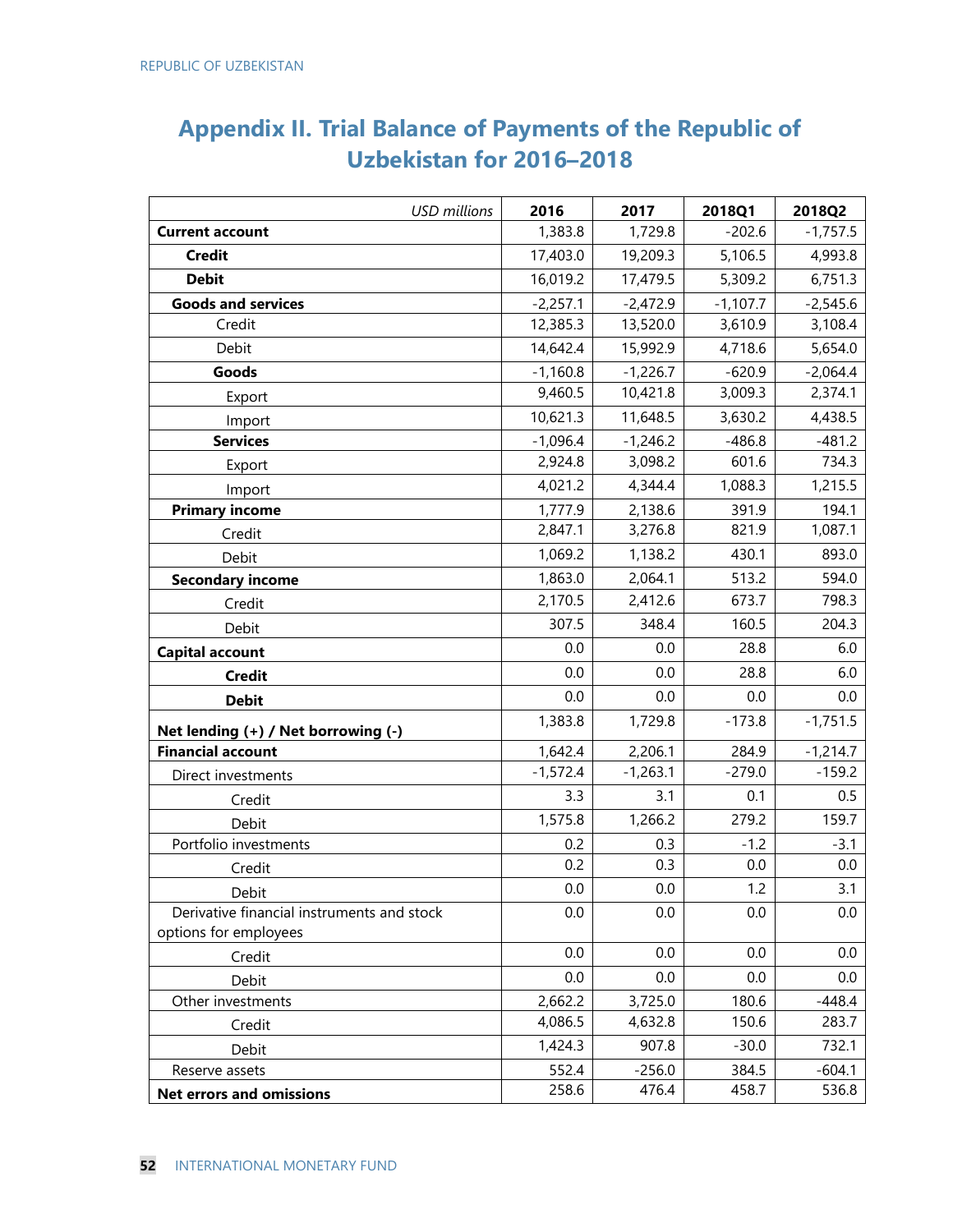## Appendix II. Trial Balance of Payments of the Republic of Uzbekistan for 2016–2018

| *USD millions* | 2016 | 2017 | 2018Q1 | 2018Q2 |
|---|---|---|---|---|
| **Current account** | 1,383.8 | 1,729.8 | -202.6 | -1,757.5 |
| **Credit** | 17,403.0 | 19,209.3 | 5,106.5 | 4,993.8 |
| **Debit** | 16,019.2 | 17,479.5 | 5,309.2 | 6,751.3 |
| **Goods and services** | -2,257.1 | -2,472.9 | -1,107.7 | -2,545.6 |
| Credit | 12,385.3 | 13,520.0 | 3,610.9 | 3,108.4 |
| Debit | 14,642.4 | 15,992.9 | 4,718.6 | 5,654.0 |
| **Goods** | -1,160.8 | -1,226.7 | -620.9 | -2,064.4 |
| Export | 9,460.5 | 10,421.8 | 3,009.3 | 2,374.1 |
| Import | 10,621.3 | 11,648.5 | 3,630.2 | 4,438.5 |
| **Services** | -1,096.4 | -1,246.2 | -486.8 | -481.2 |
| Export | 2,924.8 | 3,098.2 | 601.6 | 734.3 |
| Import | 4,021.2 | 4,344.4 | 1,088.3 | 1,215.5 |
| **Primary income** | 1,777.9 | 2,138.6 | 391.9 | 194.1 |
| Credit | 2,847.1 | 3,276.8 | 821.9 | 1,087.1 |
| Debit | 1,069.2 | 1,138.2 | 430.1 | 893.0 |
| **Secondary income** | 1,863.0 | 2,064.1 | 513.2 | 594.0 |
| Credit | 2,170.5 | 2,412.6 | 673.7 | 798.3 |
| Debit | 307.5 | 348.4 | 160.5 | 204.3 |
| **Capital account** | 0.0 | 0.0 | 28.8 | 6.0 |
| **Credit** | 0.0 | 0.0 | 28.8 | 6.0 |
| **Debit** | 0.0 | 0.0 | 0.0 | 0.0 |
| **Net lending (+) / Net borrowing (-)** | 1,383.8 | 1,729.8 | -173.8 | -1,751.5 |
| **Financial account** | 1,642.4 | 2,206.1 | 284.9 | -1,214.7 |
| Direct investments | -1,572.4 | -1,263.1 | -279.0 | -159.2 |
| Credit | 3.3 | 3.1 | 0.1 | 0.5 |
| Debit | 1,575.8 | 1,266.2 | 279.2 | 159.7 |
| Portfolio investments | 0.2 | 0.3 | -1.2 | -3.1 |
| Credit | 0.2 | 0.3 | 0.0 | 0.0 |
| Debit | 0.0 | 0.0 | 1.2 | 3.1 |
| Derivative financial instruments and stock options for employees | 0.0 | 0.0 | 0.0 | 0.0 |
| Credit | 0.0 | 0.0 | 0.0 | 0.0 |
| Debit | 0.0 | 0.0 | 0.0 | 0.0 |
| Other investments | 2,662.2 | 3,725.0 | 180.6 | -448.4 |
| Credit | 4,086.5 | 4,632.8 | 150.6 | 283.7 |
| Debit | 1,424.3 | 907.8 | -30.0 | 732.1 |
| Reserve assets | 552.4 | -256.0 | 384.5 | -604.1 |
| **Net errors and omissions** | 258.6 | 476.4 | 458.7 | 536.8 |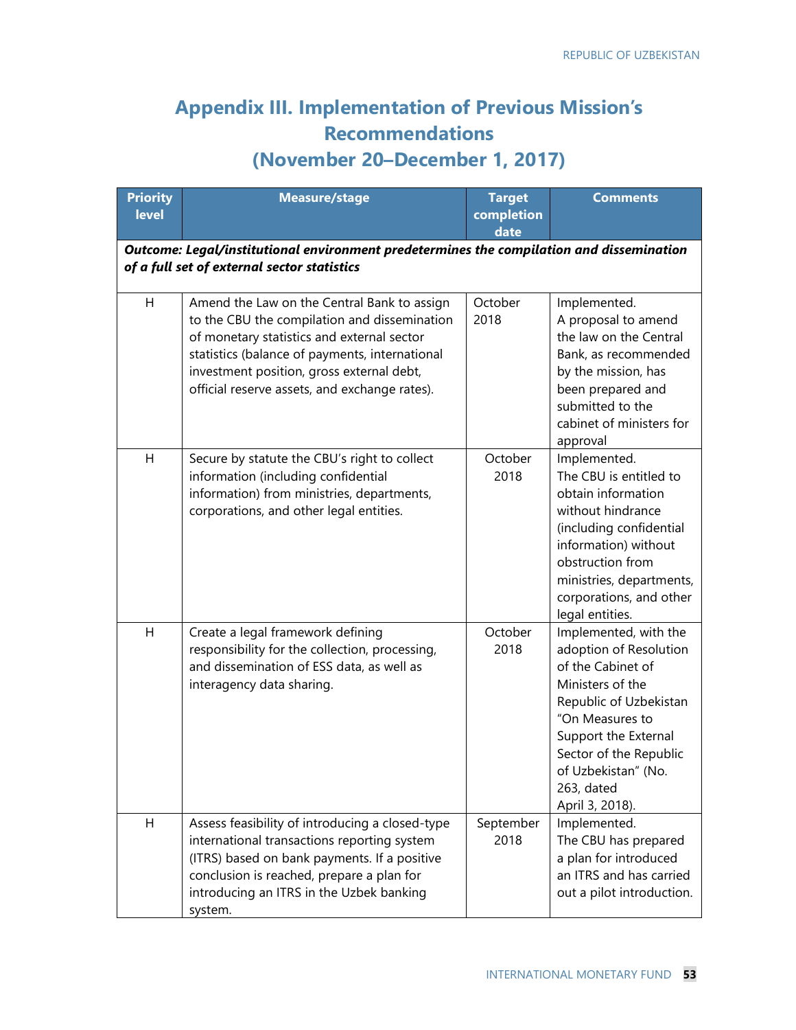# Appendix III. Implementation of Previous Mission's Recommendations (November 20–December 1, 2017)

| Priority level | Measure/stage | Target completion date | Comments |
|---|---|---|---|
| ***Outcome: Legal/institutional environment predetermines the compilation and dissemination of a full set of external sector statistics*** | | | |
| H | Amend the Law on the Central Bank to assign to the CBU the compilation and dissemination of monetary statistics and external sector statistics (balance of payments, international investment position, gross external debt, official reserve assets, and exchange rates). | October 2018 | Implemented. A proposal to amend the law on the Central Bank, as recommended by the mission, has been prepared and submitted to the cabinet of ministers for approval |
| H | Secure by statute the CBU's right to collect information (including confidential information) from ministries, departments, corporations, and other legal entities. | October 2018 | Implemented. The CBU is entitled to obtain information without hindrance (including confidential information) without obstruction from ministries, departments, corporations, and other legal entities. |
| H | Create a legal framework defining responsibility for the collection, processing, and dissemination of ESS data, as well as interagency data sharing. | October 2018 | Implemented, with the adoption of Resolution of the Cabinet of Ministers of the Republic of Uzbekistan "On Measures to Support the External Sector of the Republic of Uzbekistan" (No. 263, dated April 3, 2018). |
| H | Assess feasibility of introducing a closed-type international transactions reporting system (ITRS) based on bank payments. If a positive conclusion is reached, prepare a plan for introducing an ITRS in the Uzbek banking system. | September 2018 | Implemented. The CBU has prepared a plan for introduced an ITRS and has carried out a pilot introduction. |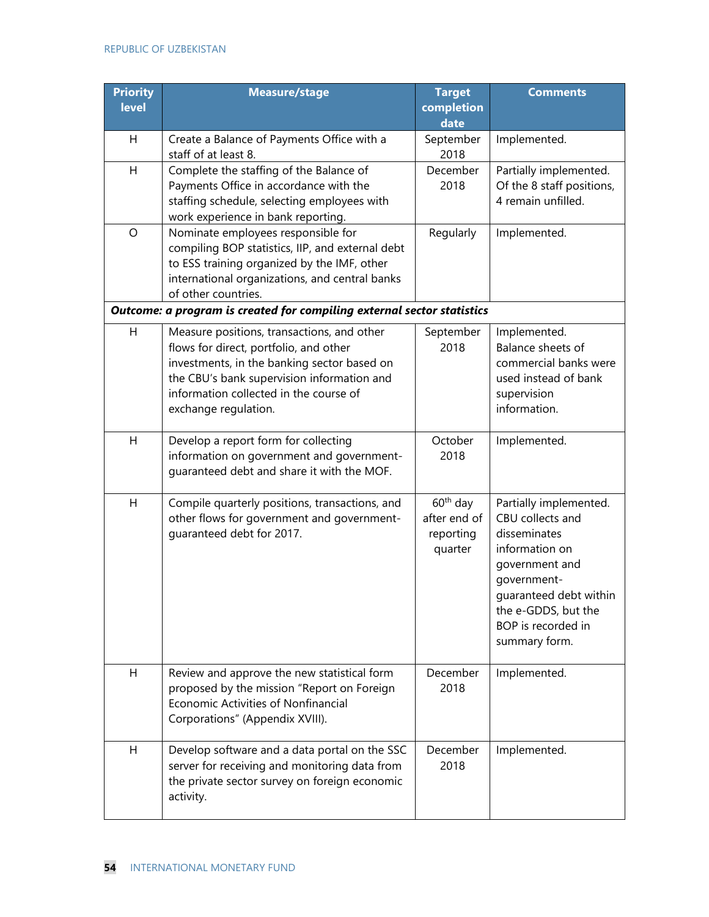| Priority level | Measure/stage | Target completion date | Comments |
|---|---|---|---|
| H | Create a Balance of Payments Office with a staff of at least 8. | September 2018 | Implemented. |
| H | Complete the staffing of the Balance of Payments Office in accordance with the staffing schedule, selecting employees with work experience in bank reporting. | December 2018 | Partially implemented. Of the 8 staff positions, 4 remain unfilled. |
| O | Nominate employees responsible for compiling BOP statistics, IIP, and external debt to ESS training organized by the IMF, other international organizations, and central banks of other countries. | Regularly | Implemented. |
| ***Outcome: a program is created for compiling external sector statistics*** | | | |
| H | Measure positions, transactions, and other flows for direct, portfolio, and other investments, in the banking sector based on the CBU's bank supervision information and information collected in the course of exchange regulation. | September 2018 | Implemented. Balance sheets of commercial banks were used instead of bank supervision information. |
| H | Develop a report form for collecting information on government and government-guaranteed debt and share it with the MOF. | October 2018 | Implemented. |
| H | Compile quarterly positions, transactions, and other flows for government and government-guaranteed debt for 2017. | 60th day after end of reporting quarter | Partially implemented. CBU collects and disseminates information on government and government-guaranteed debt within the e-GDDS, but the BOP is recorded in summary form. |
| H | Review and approve the new statistical form proposed by the mission "Report on Foreign Economic Activities of Nonfinancial Corporations" (Appendix XVIII). | December 2018 | Implemented. |
| H | Develop software and a data portal on the SSC server for receiving and monitoring data from the private sector survey on foreign economic activity. | December 2018 | Implemented. |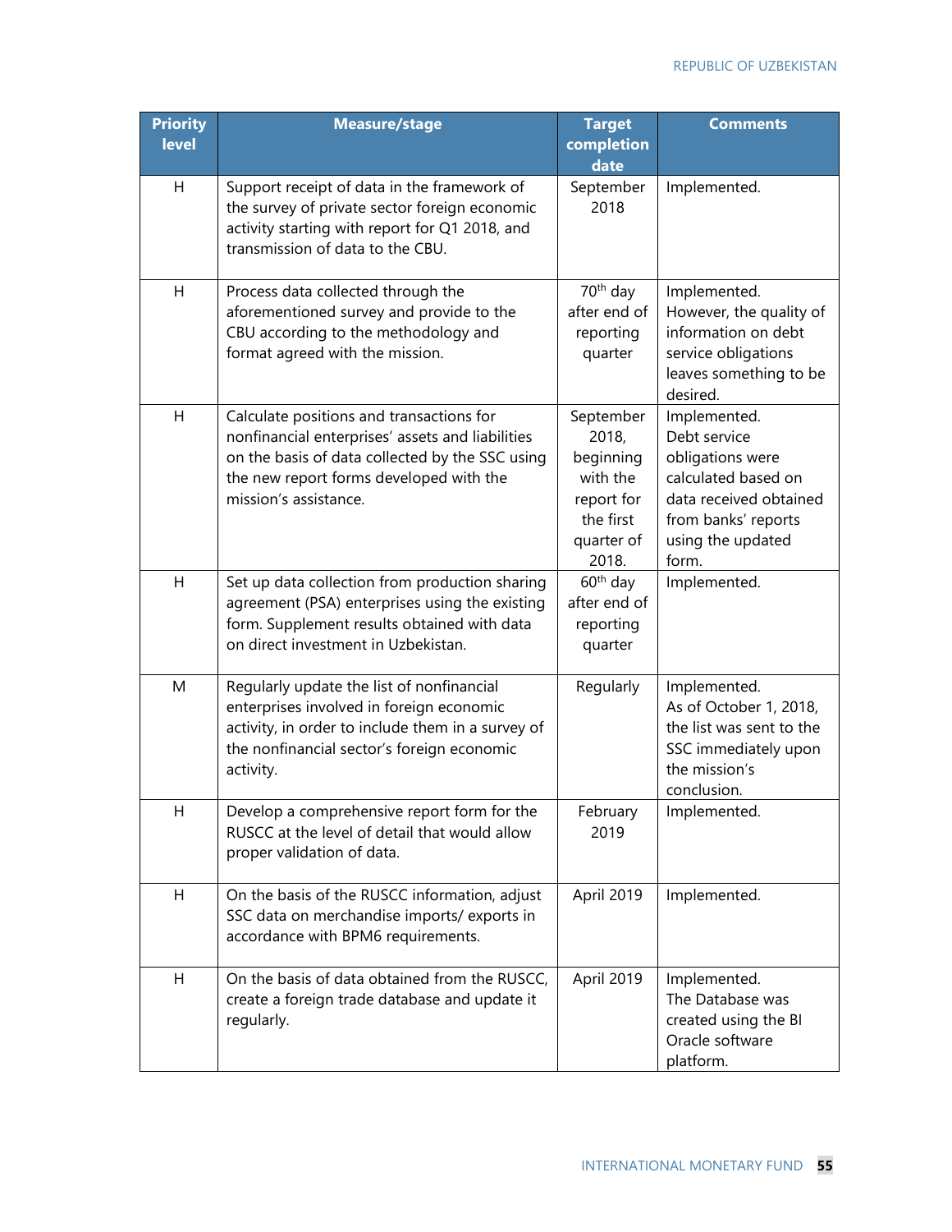| Priority level | Measure/stage | Target completion date | Comments |
|---|---|---|---|
| H | Support receipt of data in the framework of the survey of private sector foreign economic activity starting with report for Q1 2018, and transmission of data to the CBU. | September 2018 | Implemented. |
| H | Process data collected through the aforementioned survey and provide to the CBU according to the methodology and format agreed with the mission. | 70th day after end of reporting quarter | Implemented. However, the quality of information on debt service obligations leaves something to be desired. |
| H | Calculate positions and transactions for nonfinancial enterprises' assets and liabilities on the basis of data collected by the SSC using the new report forms developed with the mission's assistance. | September 2018, beginning with the report for the first quarter of 2018. | Implemented. Debt service obligations were calculated based on data received obtained from banks' reports using the updated form. |
| H | Set up data collection from production sharing agreement (PSA) enterprises using the existing form. Supplement results obtained with data on direct investment in Uzbekistan. | 60th day after end of reporting quarter | Implemented. |
| M | Regularly update the list of nonfinancial enterprises involved in foreign economic activity, in order to include them in a survey of the nonfinancial sector's foreign economic activity. | Regularly | Implemented. As of October 1, 2018, the list was sent to the SSC immediately upon the mission's conclusion. |
| H | Develop a comprehensive report form for the RUSCC at the level of detail that would allow proper validation of data. | February 2019 | Implemented. |
| H | On the basis of the RUSCC information, adjust SSC data on merchandise imports/ exports in accordance with BPM6 requirements. | April 2019 | Implemented. |
| H | On the basis of data obtained from the RUSCC, create a foreign trade database and update it regularly. | April 2019 | Implemented. The Database was created using the BI Oracle software platform. |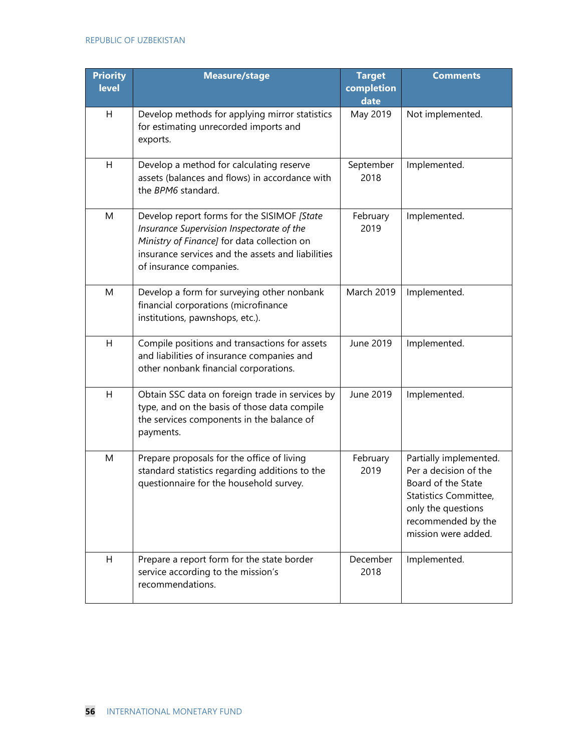| Priority level | Measure/stage | Target completion date | Comments |
|---|---|---|---|
| H | Develop methods for applying mirror statistics for estimating unrecorded imports and exports. | May 2019 | Not implemented. |
| H | Develop a method for calculating reserve assets (balances and flows) in accordance with the *BPM6* standard. | September 2018 | Implemented. |
| M | Develop report forms for the SISIMOF *[State Insurance Supervision Inspectorate of the Ministry of Finance]* for data collection on insurance services and the assets and liabilities of insurance companies. | February 2019 | Implemented. |
| M | Develop a form for surveying other nonbank financial corporations (microfinance institutions, pawnshops, etc.). | March 2019 | Implemented. |
| H | Compile positions and transactions for assets and liabilities of insurance companies and other nonbank financial corporations. | June 2019 | Implemented. |
| H | Obtain SSC data on foreign trade in services by type, and on the basis of those data compile the services components in the balance of payments. | June 2019 | Implemented. |
| M | Prepare proposals for the office of living standard statistics regarding additions to the questionnaire for the household survey. | February 2019 | Partially implemented. Per a decision of the Board of the State Statistics Committee, only the questions recommended by the mission were added. |
| H | Prepare a report form for the state border service according to the mission's recommendations. | December 2018 | Implemented. |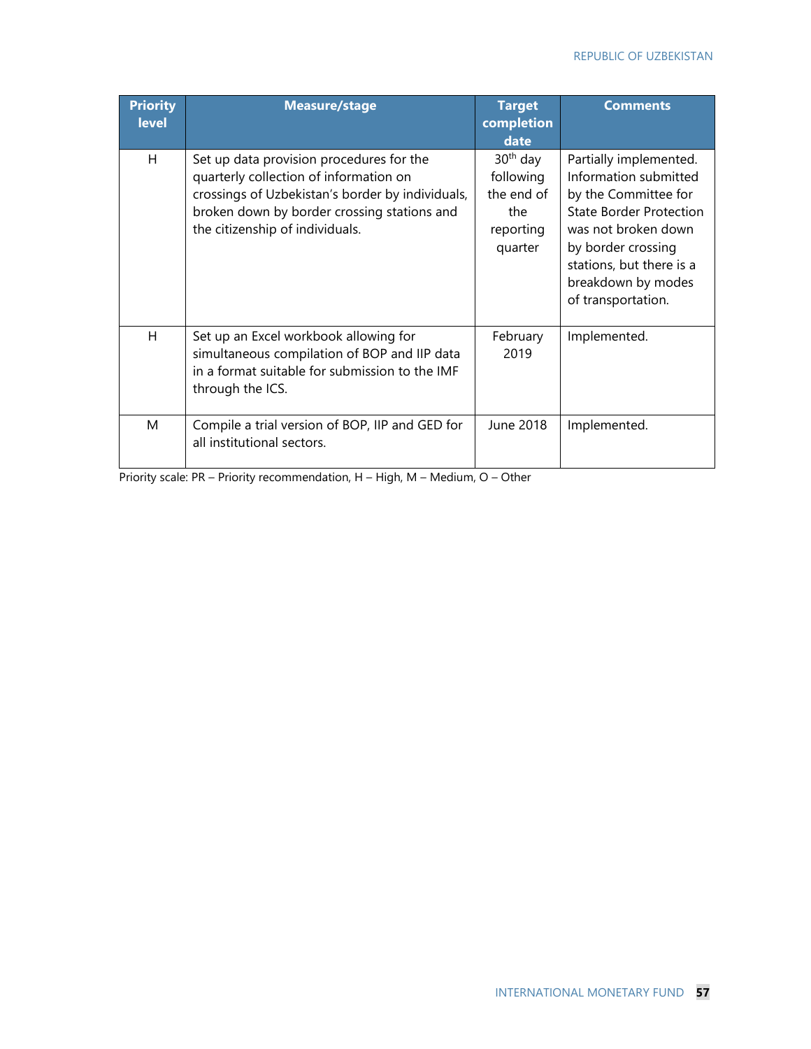| Priority level | Measure/stage | Target completion date | Comments |
|---|---|---|---|
| H | Set up data provision procedures for the quarterly collection of information on crossings of Uzbekistan's border by individuals, broken down by border crossing stations and the citizenship of individuals. | 30th day following the end of the reporting quarter | Partially implemented. Information submitted by the Committee for State Border Protection was not broken down by border crossing stations, but there is a breakdown by modes of transportation. |
| H | Set up an Excel workbook allowing for simultaneous compilation of BOP and IIP data in a format suitable for submission to the IMF through the ICS. | February 2019 | Implemented. |
| M | Compile a trial version of BOP, IIP and GED for all institutional sectors. | June 2018 | Implemented. |

Priority scale: PR – Priority recommendation, H – High, M – Medium, O – Other